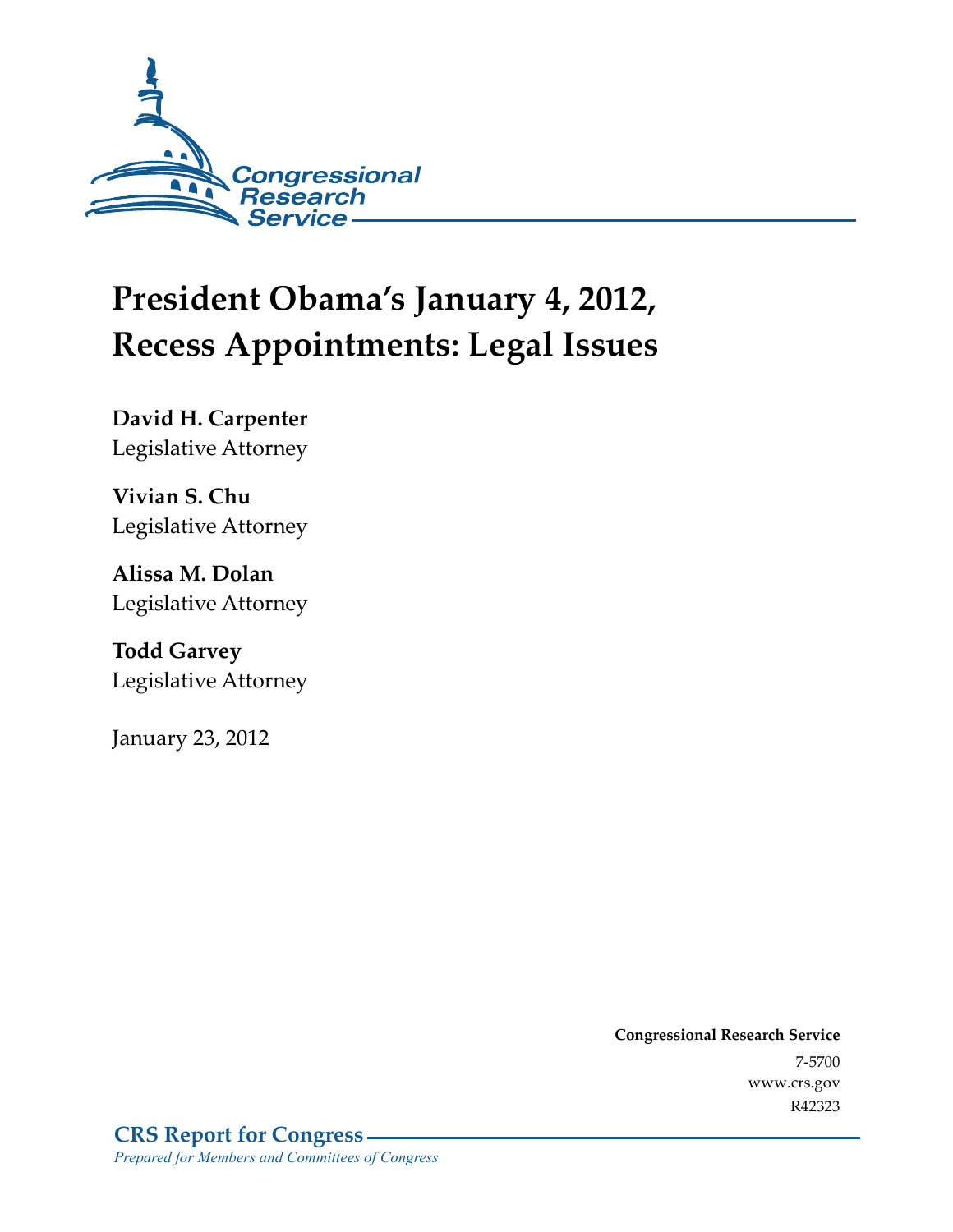Congressional Research Service

# President Obama's January 4, 2012, Recess Appointments: Legal Issues

**David H. Carpenter**
Legislative Attorney

**Vivian S. Chu**
Legislative Attorney

**Alissa M. Dolan**
Legislative Attorney

**Todd Garvey**
Legislative Attorney

January 23, 2012

**Congressional Research Service**
7-5700
www.crs.gov
R42323

**CRS Report for Congress**
*Prepared for Members and Committees of Congress*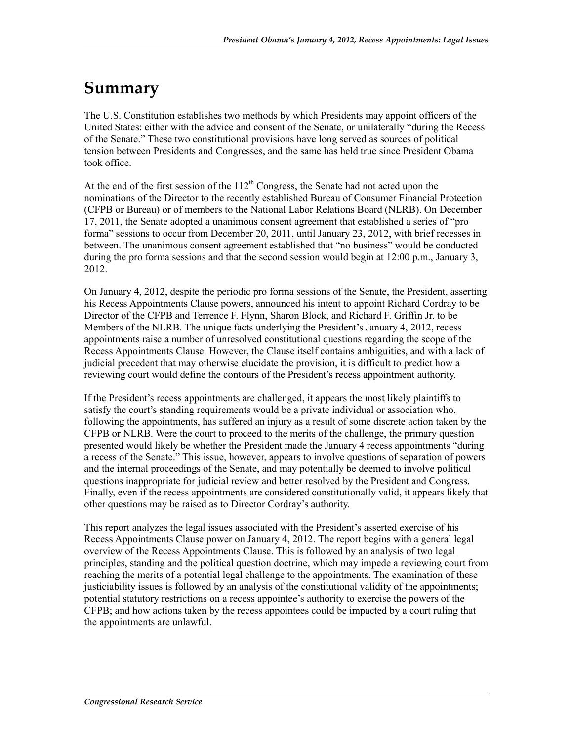# Summary

The U.S. Constitution establishes two methods by which Presidents may appoint officers of the United States: either with the advice and consent of the Senate, or unilaterally "during the Recess of the Senate." These two constitutional provisions have long served as sources of political tension between Presidents and Congresses, and the same has held true since President Obama took office.

At the end of the first session of the 112th Congress, the Senate had not acted upon the nominations of the Director to the recently established Bureau of Consumer Financial Protection (CFPB or Bureau) or of members to the National Labor Relations Board (NLRB). On December 17, 2011, the Senate adopted a unanimous consent agreement that established a series of "pro forma" sessions to occur from December 20, 2011, until January 23, 2012, with brief recesses in between. The unanimous consent agreement established that "no business" would be conducted during the pro forma sessions and that the second session would begin at 12:00 p.m., January 3, 2012.

On January 4, 2012, despite the periodic pro forma sessions of the Senate, the President, asserting his Recess Appointments Clause powers, announced his intent to appoint Richard Cordray to be Director of the CFPB and Terrence F. Flynn, Sharon Block, and Richard F. Griffin Jr. to be Members of the NLRB. The unique facts underlying the President's January 4, 2012, recess appointments raise a number of unresolved constitutional questions regarding the scope of the Recess Appointments Clause. However, the Clause itself contains ambiguities, and with a lack of judicial precedent that may otherwise elucidate the provision, it is difficult to predict how a reviewing court would define the contours of the President's recess appointment authority.

If the President's recess appointments are challenged, it appears the most likely plaintiffs to satisfy the court's standing requirements would be a private individual or association who, following the appointments, has suffered an injury as a result of some discrete action taken by the CFPB or NLRB. Were the court to proceed to the merits of the challenge, the primary question presented would likely be whether the President made the January 4 recess appointments "during a recess of the Senate." This issue, however, appears to involve questions of separation of powers and the internal proceedings of the Senate, and may potentially be deemed to involve political questions inappropriate for judicial review and better resolved by the President and Congress. Finally, even if the recess appointments are considered constitutionally valid, it appears likely that other questions may be raised as to Director Cordray's authority.

This report analyzes the legal issues associated with the President's asserted exercise of his Recess Appointments Clause power on January 4, 2012. The report begins with a general legal overview of the Recess Appointments Clause. This is followed by an analysis of two legal principles, standing and the political question doctrine, which may impede a reviewing court from reaching the merits of a potential legal challenge to the appointments. The examination of these justiciability issues is followed by an analysis of the constitutional validity of the appointments; potential statutory restrictions on a recess appointee's authority to exercise the powers of the CFPB; and how actions taken by the recess appointees could be impacted by a court ruling that the appointments are unlawful.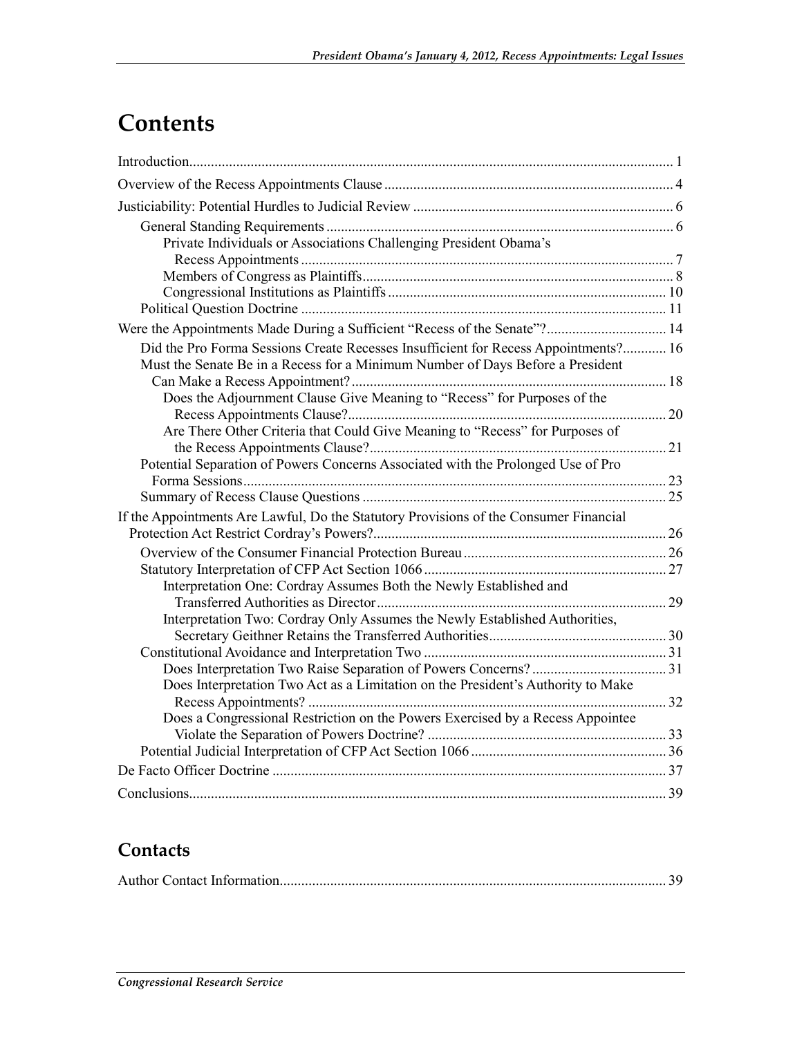# Contents

Introduction..................................................................................................................................... 1

Overview of the Recess Appointments Clause ............................................................................... 4

Justiciability: Potential Hurdles to Judicial Review ....................................................................... 6

General Standing Requirements ............................................................................................... 6

Private Individuals or Associations Challenging President Obama's Recess Appointments ..................................................................................................... 7

Members of Congress as Plaintiffs..................................................................................... 8

Congressional Institutions as Plaintiffs ............................................................................ 10

Political Question Doctrine .................................................................................................... 11

Were the Appointments Made During a Sufficient "Recess of the Senate"?................................. 14

Did the Pro Forma Sessions Create Recesses Insufficient for Recess Appointments?............ 16

Must the Senate Be in a Recess for a Minimum Number of Days Before a President Can Make a Recess Appointment?....................................................................................... 18

Does the Adjournment Clause Give Meaning to "Recess" for Purposes of the Recess Appointments Clause?....................................................................................... 20

Are There Other Criteria that Could Give Meaning to "Recess" for Purposes of the Recess Appointments Clause?.................................................................................. 21

Potential Separation of Powers Concerns Associated with the Prolonged Use of Pro Forma Sessions..................................................................................................................... 23

Summary of Recess Clause Questions ................................................................................... 25

If the Appointments Are Lawful, Do the Statutory Provisions of the Consumer Financial Protection Act Restrict Cordray's Powers?................................................................................ 26

Overview of the Consumer Financial Protection Bureau ........................................................ 26

Statutory Interpretation of CFP Act Section 1066 .................................................................. 27

Interpretation One: Cordray Assumes Both the Newly Established and Transferred Authorities as Director................................................................................ 29

Interpretation Two: Cordray Only Assumes the Newly Established Authorities, Secretary Geithner Retains the Transferred Authorities................................................. 30

Constitutional Avoidance and Interpretation Two ................................................................... 31

Does Interpretation Two Raise Separation of Powers Concerns? ..................................... 31

Does Interpretation Two Act as a Limitation on the President's Authority to Make Recess Appointments? ................................................................................................... 32

Does a Congressional Restriction on the Powers Exercised by a Recess Appointee Violate the Separation of Powers Doctrine? ................................................................. 33

Potential Judicial Interpretation of CFP Act Section 1066 ...................................................... 36

De Facto Officer Doctrine ............................................................................................................ 37

Conclusions.................................................................................................................................. 39

## Contacts

Author Contact Information.......................................................................................................... 39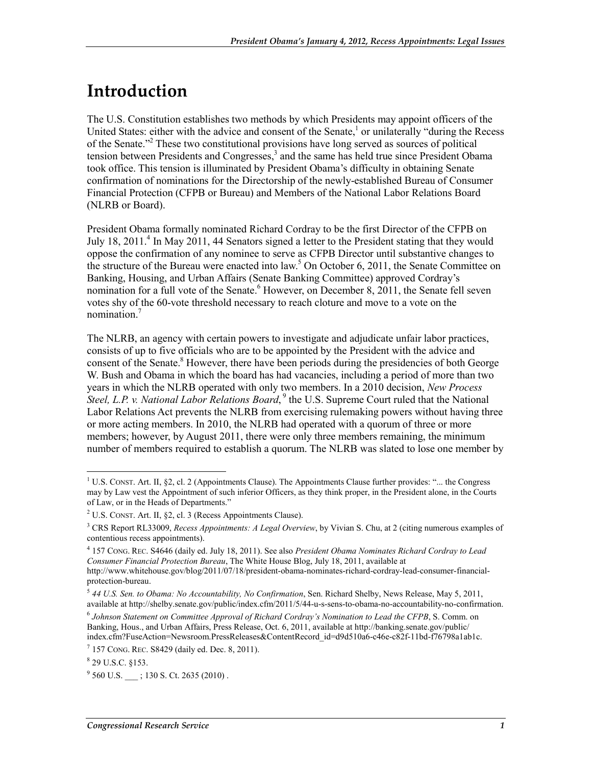# Introduction

The U.S. Constitution establishes two methods by which Presidents may appoint officers of the United States: either with the advice and consent of the Senate,[1] or unilaterally "during the Recess of the Senate."[2] These two constitutional provisions have long served as sources of political tension between Presidents and Congresses,[3] and the same has held true since President Obama took office. This tension is illuminated by President Obama's difficulty in obtaining Senate confirmation of nominations for the Directorship of the newly-established Bureau of Consumer Financial Protection (CFPB or Bureau) and Members of the National Labor Relations Board (NLRB or Board).

President Obama formally nominated Richard Cordray to be the first Director of the CFPB on July 18, 2011.[4] In May 2011, 44 Senators signed a letter to the President stating that they would oppose the confirmation of any nominee to serve as CFPB Director until substantive changes to the structure of the Bureau were enacted into law.[5] On October 6, 2011, the Senate Committee on Banking, Housing, and Urban Affairs (Senate Banking Committee) approved Cordray's nomination for a full vote of the Senate.[6] However, on December 8, 2011, the Senate fell seven votes shy of the 60-vote threshold necessary to reach cloture and move to a vote on the nomination.[7]

The NLRB, an agency with certain powers to investigate and adjudicate unfair labor practices, consists of up to five officials who are to be appointed by the President with the advice and consent of the Senate.[8] However, there have been periods during the presidencies of both George W. Bush and Obama in which the board has had vacancies, including a period of more than two years in which the NLRB operated with only two members. In a 2010 decision, *New Process Steel, L.P. v. National Labor Relations Board*,[9] the U.S. Supreme Court ruled that the National Labor Relations Act prevents the NLRB from exercising rulemaking powers without having three or more acting members. In 2010, the NLRB had operated with a quorum of three or more members; however, by August 2011, there were only three members remaining, the minimum number of members required to establish a quorum. The NLRB was slated to lose one member by

---

[1] U.S. CONST. Art. II, §2, cl. 2 (Appointments Clause). The Appointments Clause further provides: "... the Congress may by Law vest the Appointment of such inferior Officers, as they think proper, in the President alone, in the Courts of Law, or in the Heads of Departments."

[2] U.S. CONST. Art. II, §2, cl. 3 (Recess Appointments Clause).

[3] CRS Report RL33009, *Recess Appointments: A Legal Overview*, by Vivian S. Chu, at 2 (citing numerous examples of contentious recess appointments).

[4] 157 CONG. REC. S4646 (daily ed. July 18, 2011). See also *President Obama Nominates Richard Cordray to Lead Consumer Financial Protection Bureau*, The White House Blog, July 18, 2011, available at http://www.whitehouse.gov/blog/2011/07/18/president-obama-nominates-richard-cordray-lead-consumer-financial-protection-bureau.

[5] *44 U.S. Sen. to Obama: No Accountability, No Confirmation*, Sen. Richard Shelby, News Release, May 5, 2011, available at http://shelby.senate.gov/public/index.cfm/2011/5/44-u-s-sens-to-obama-no-accountability-no-confirmation.

[6] *Johnson Statement on Committee Approval of Richard Cordray's Nomination to Lead the CFPB*, S. Comm. on Banking, Hous., and Urban Affairs, Press Release, Oct. 6, 2011, available at http://banking.senate.gov/public/index.cfm?FuseAction=Newsroom.PressReleases&ContentRecord_id=d9d510a6-c46e-c82f-11bd-f76798a1ab1c.

[7] 157 CONG. REC. S8429 (daily ed. Dec. 8, 2011).

[8] 29 U.S.C. §153.

[9] 560 U.S. ___ ; 130 S. Ct. 2635 (2010) .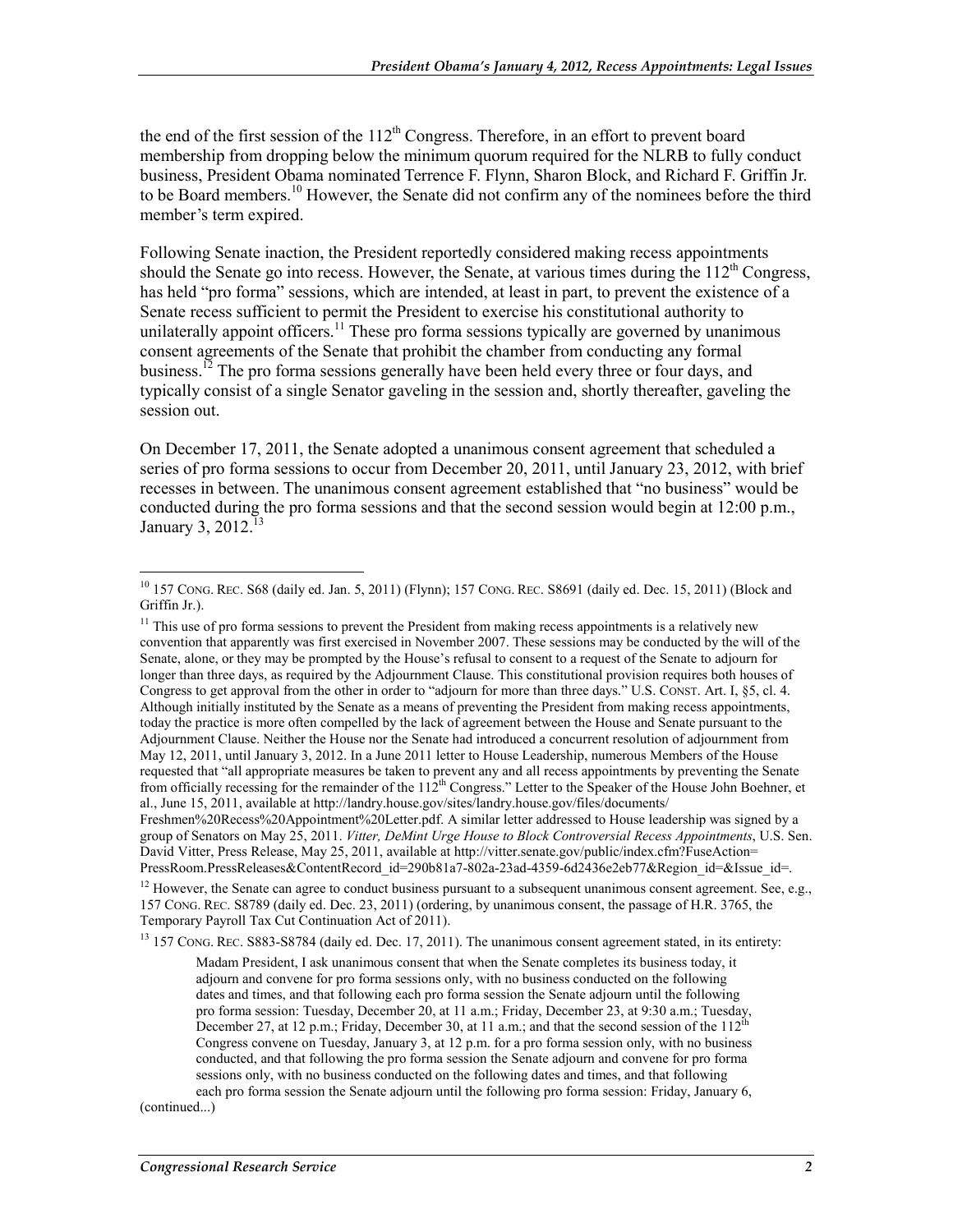the end of the first session of the 112th Congress. Therefore, in an effort to prevent board membership from dropping below the minimum quorum required for the NLRB to fully conduct business, President Obama nominated Terrence F. Flynn, Sharon Block, and Richard F. Griffin Jr. to be Board members.[10] However, the Senate did not confirm any of the nominees before the third member's term expired.

Following Senate inaction, the President reportedly considered making recess appointments should the Senate go into recess. However, the Senate, at various times during the 112th Congress, has held "pro forma" sessions, which are intended, at least in part, to prevent the existence of a Senate recess sufficient to permit the President to exercise his constitutional authority to unilaterally appoint officers.[11] These pro forma sessions typically are governed by unanimous consent agreements of the Senate that prohibit the chamber from conducting any formal business.[12] The pro forma sessions generally have been held every three or four days, and typically consist of a single Senator gaveling in the session and, shortly thereafter, gaveling the session out.

On December 17, 2011, the Senate adopted a unanimous consent agreement that scheduled a series of pro forma sessions to occur from December 20, 2011, until January 23, 2012, with brief recesses in between. The unanimous consent agreement established that "no business" would be conducted during the pro forma sessions and that the second session would begin at 12:00 p.m., January 3, 2012.[13]

---

[10] 157 CONG. REC. S68 (daily ed. Jan. 5, 2011) (Flynn); 157 CONG. REC. S8691 (daily ed. Dec. 15, 2011) (Block and Griffin Jr.).

[11] This use of pro forma sessions to prevent the President from making recess appointments is a relatively new convention that apparently was first exercised in November 2007. These sessions may be conducted by the will of the Senate, alone, or they may be prompted by the House's refusal to consent to a request of the Senate to adjourn for longer than three days, as required by the Adjournment Clause. This constitutional provision requires both houses of Congress to get approval from the other in order to "adjourn for more than three days." U.S. CONST. Art. I, §5, cl. 4. Although initially instituted by the Senate as a means of preventing the President from making recess appointments, today the practice is more often compelled by the lack of agreement between the House and Senate pursuant to the Adjournment Clause. Neither the House nor the Senate had introduced a concurrent resolution of adjournment from May 12, 2011, until January 3, 2012. In a June 2011 letter to House Leadership, numerous Members of the House requested that "all appropriate measures be taken to prevent any and all recess appointments by preventing the Senate from officially recessing for the remainder of the 112th Congress." Letter to the Speaker of the House John Boehner, et al., June 15, 2011, available at http://landry.house.gov/sites/landry.house.gov/files/documents/Freshmen%20Recess%20Appointment%20Letter.pdf. A similar letter addressed to House leadership was signed by a group of Senators on May 25, 2011. *Vitter, DeMint Urge House to Block Controversial Recess Appointments*, U.S. Sen. David Vitter, Press Release, May 25, 2011, available at http://vitter.senate.gov/public/index.cfm?FuseAction=PressRoom.PressReleases&ContentRecord_id=290b81a7-802a-23ad-4359-6d2436e2eb77&Region_id=&Issue_id=.

[12] However, the Senate can agree to conduct business pursuant to a subsequent unanimous consent agreement. See, e.g., 157 CONG. REC. S8789 (daily ed. Dec. 23, 2011) (ordering, by unanimous consent, the passage of H.R. 3765, the Temporary Payroll Tax Cut Continuation Act of 2011).

[13] 157 CONG. REC. S883-S8784 (daily ed. Dec. 17, 2011). The unanimous consent agreement stated, in its entirety:

> Madam President, I ask unanimous consent that when the Senate completes its business today, it adjourn and convene for pro forma sessions only, with no business conducted on the following dates and times, and that following each pro forma session the Senate adjourn until the following pro forma session: Tuesday, December 20, at 11 a.m.; Friday, December 23, at 9:30 a.m.; Tuesday, December 27, at 12 p.m.; Friday, December 30, at 11 a.m.; and that the second session of the 112th Congress convene on Tuesday, January 3, at 12 p.m. for a pro forma session only, with no business conducted, and that following the pro forma session the Senate adjourn and convene for pro forma sessions only, with no business conducted on the following dates and times, and that following each pro forma session the Senate adjourn until the following pro forma session: Friday, January 6,

(continued...)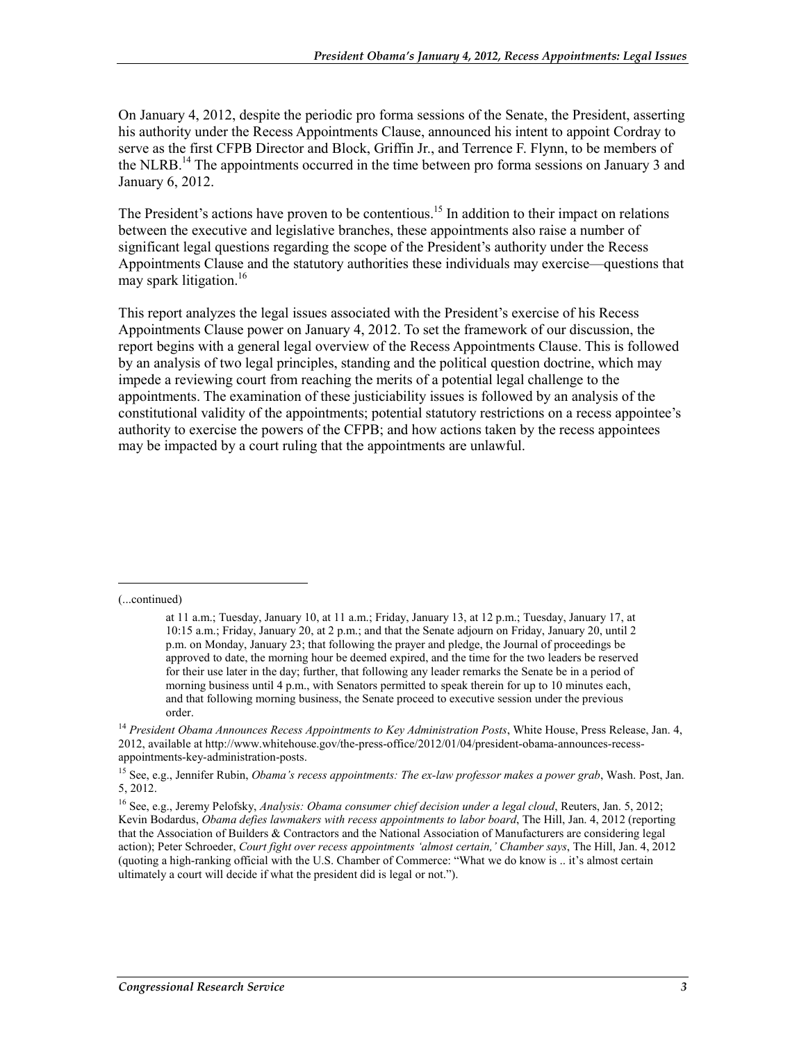On January 4, 2012, despite the periodic pro forma sessions of the Senate, the President, asserting his authority under the Recess Appointments Clause, announced his intent to appoint Cordray to serve as the first CFPB Director and Block, Griffin Jr., and Terrence F. Flynn, to be members of the NLRB.[14] The appointments occurred in the time between pro forma sessions on January 3 and January 6, 2012.

The President's actions have proven to be contentious.[15] In addition to their impact on relations between the executive and legislative branches, these appointments also raise a number of significant legal questions regarding the scope of the President's authority under the Recess Appointments Clause and the statutory authorities these individuals may exercise—questions that may spark litigation.[16]

This report analyzes the legal issues associated with the President's exercise of his Recess Appointments Clause power on January 4, 2012. To set the framework of our discussion, the report begins with a general legal overview of the Recess Appointments Clause. This is followed by an analysis of two legal principles, standing and the political question doctrine, which may impede a reviewing court from reaching the merits of a potential legal challenge to the appointments. The examination of these justiciability issues is followed by an analysis of the constitutional validity of the appointments; potential statutory restrictions on a recess appointee's authority to exercise the powers of the CFPB; and how actions taken by the recess appointees may be impacted by a court ruling that the appointments are unlawful.

---

(...continued)

> at 11 a.m.; Tuesday, January 10, at 11 a.m.; Friday, January 13, at 12 p.m.; Tuesday, January 17, at 10:15 a.m.; Friday, January 20, at 2 p.m.; and that the Senate adjourn on Friday, January 20, until 2 p.m. on Monday, January 23; that following the prayer and pledge, the Journal of proceedings be approved to date, the morning hour be deemed expired, and the time for the two leaders be reserved for their use later in the day; further, that following any leader remarks the Senate be in a period of morning business until 4 p.m., with Senators permitted to speak therein for up to 10 minutes each, and that following morning business, the Senate proceed to executive session under the previous order.

[14] *President Obama Announces Recess Appointments to Key Administration Posts*, White House, Press Release, Jan. 4, 2012, available at http://www.whitehouse.gov/the-press-office/2012/01/04/president-obama-announces-recess-appointments-key-administration-posts.

[15] See, e.g., Jennifer Rubin, *Obama's recess appointments: The ex-law professor makes a power grab*, Wash. Post, Jan. 5, 2012.

[16] See, e.g., Jeremy Pelofsky, *Analysis: Obama consumer chief decision under a legal cloud*, Reuters, Jan. 5, 2012; Kevin Bodardus, *Obama defies lawmakers with recess appointments to labor board*, The Hill, Jan. 4, 2012 (reporting that the Association of Builders & Contractors and the National Association of Manufacturers are considering legal action); Peter Schroeder, *Court fight over recess appointments 'almost certain,' Chamber says*, The Hill, Jan. 4, 2012 (quoting a high-ranking official with the U.S. Chamber of Commerce: "What we do know is .. it's almost certain ultimately a court will decide if what the president did is legal or not.").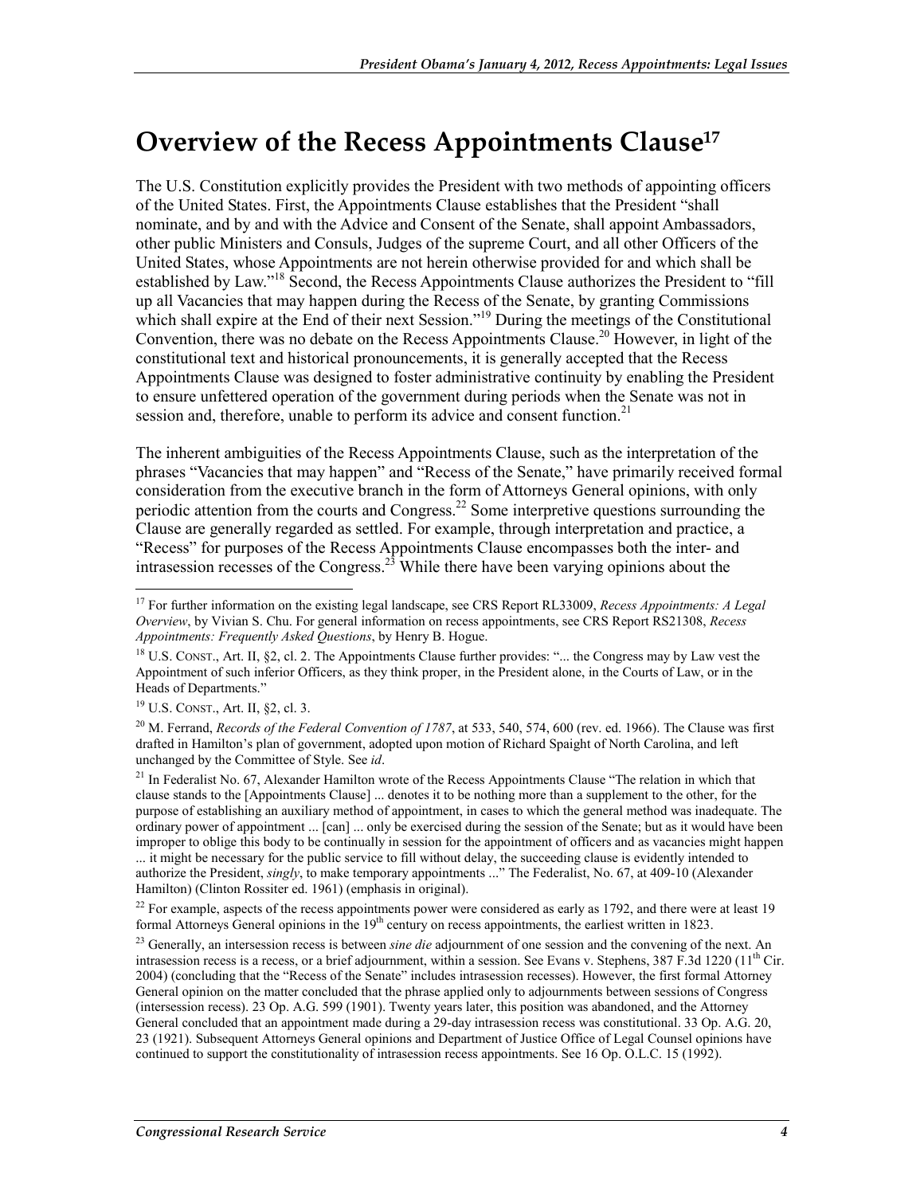# Overview of the Recess Appointments Clause[17]

The U.S. Constitution explicitly provides the President with two methods of appointing officers of the United States. First, the Appointments Clause establishes that the President "shall nominate, and by and with the Advice and Consent of the Senate, shall appoint Ambassadors, other public Ministers and Consuls, Judges of the supreme Court, and all other Officers of the United States, whose Appointments are not herein otherwise provided for and which shall be established by Law."[18] Second, the Recess Appointments Clause authorizes the President to "fill up all Vacancies that may happen during the Recess of the Senate, by granting Commissions which shall expire at the End of their next Session."[19] During the meetings of the Constitutional Convention, there was no debate on the Recess Appointments Clause.[20] However, in light of the constitutional text and historical pronouncements, it is generally accepted that the Recess Appointments Clause was designed to foster administrative continuity by enabling the President to ensure unfettered operation of the government during periods when the Senate was not in session and, therefore, unable to perform its advice and consent function.[21]

The inherent ambiguities of the Recess Appointments Clause, such as the interpretation of the phrases "Vacancies that may happen" and "Recess of the Senate," have primarily received formal consideration from the executive branch in the form of Attorneys General opinions, with only periodic attention from the courts and Congress.[22] Some interpretive questions surrounding the Clause are generally regarded as settled. For example, through interpretation and practice, a "Recess" for purposes of the Recess Appointments Clause encompasses both the inter- and intrasession recesses of the Congress.[23] While there have been varying opinions about the

---

[17] For further information on the existing legal landscape, see CRS Report RL33009, *Recess Appointments: A Legal Overview*, by Vivian S. Chu. For general information on recess appointments, see CRS Report RS21308, *Recess Appointments: Frequently Asked Questions*, by Henry B. Hogue.

[18] U.S. CONST., Art. II, §2, cl. 2. The Appointments Clause further provides: "... the Congress may by Law vest the Appointment of such inferior Officers, as they think proper, in the President alone, in the Courts of Law, or in the Heads of Departments."

[19] U.S. CONST., Art. II, §2, cl. 3.

[20] M. Ferrand, *Records of the Federal Convention of 1787*, at 533, 540, 574, 600 (rev. ed. 1966). The Clause was first drafted in Hamilton's plan of government, adopted upon motion of Richard Spaight of North Carolina, and left unchanged by the Committee of Style. See *id*.

[21] In Federalist No. 67, Alexander Hamilton wrote of the Recess Appointments Clause "The relation in which that clause stands to the [Appointments Clause] ... denotes it to be nothing more than a supplement to the other, for the purpose of establishing an auxiliary method of appointment, in cases to which the general method was inadequate. The ordinary power of appointment ... [can] ... only be exercised during the session of the Senate; but as it would have been improper to oblige this body to be continually in session for the appointment of officers and as vacancies might happen ... it might be necessary for the public service to fill without delay, the succeeding clause is evidently intended to authorize the President, *singly*, to make temporary appointments ..." The Federalist, No. 67, at 409-10 (Alexander Hamilton) (Clinton Rossiter ed. 1961) (emphasis in original).

[22] For example, aspects of the recess appointments power were considered as early as 1792, and there were at least 19 formal Attorneys General opinions in the 19th century on recess appointments, the earliest written in 1823.

[23] Generally, an intersession recess is between *sine die* adjournment of one session and the convening of the next. An intrasession recess is a recess, or a brief adjournment, within a session. See Evans v. Stephens, 387 F.3d 1220 (11th Cir. 2004) (concluding that the "Recess of the Senate" includes intrasession recesses). However, the first formal Attorney General opinion on the matter concluded that the phrase applied only to adjournments between sessions of Congress (intersession recess). 23 Op. A.G. 599 (1901). Twenty years later, this position was abandoned, and the Attorney General concluded that an appointment made during a 29-day intrasession recess was constitutional. 33 Op. A.G. 20, 23 (1921). Subsequent Attorneys General opinions and Department of Justice Office of Legal Counsel opinions have continued to support the constitutionality of intrasession recess appointments. See 16 Op. O.L.C. 15 (1992).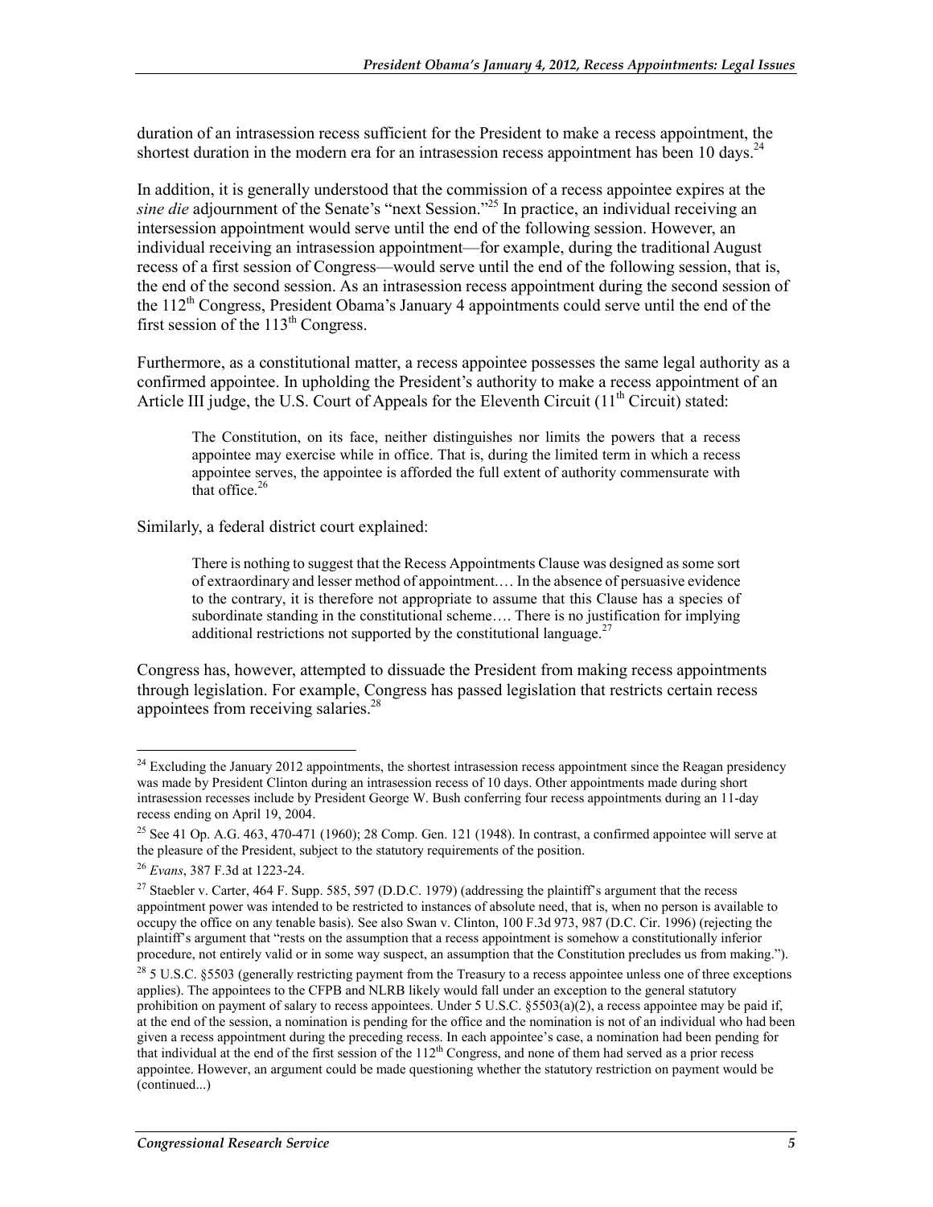duration of an intrasession recess sufficient for the President to make a recess appointment, the shortest duration in the modern era for an intrasession recess appointment has been 10 days.[24]

In addition, it is generally understood that the commission of a recess appointee expires at the *sine die* adjournment of the Senate's "next Session."[25] In practice, an individual receiving an intersession appointment would serve until the end of the following session. However, an individual receiving an intrasession appointment—for example, during the traditional August recess of a first session of Congress—would serve until the end of the following session, that is, the end of the second session. As an intrasession recess appointment during the second session of the 112th Congress, President Obama's January 4 appointments could serve until the end of the first session of the 113th Congress.

Furthermore, as a constitutional matter, a recess appointee possesses the same legal authority as a confirmed appointee. In upholding the President's authority to make a recess appointment of an Article III judge, the U.S. Court of Appeals for the Eleventh Circuit (11th Circuit) stated:

> The Constitution, on its face, neither distinguishes nor limits the powers that a recess appointee may exercise while in office. That is, during the limited term in which a recess appointee serves, the appointee is afforded the full extent of authority commensurate with that office.[26]

Similarly, a federal district court explained:

> There is nothing to suggest that the Recess Appointments Clause was designed as some sort of extraordinary and lesser method of appointment.… In the absence of persuasive evidence to the contrary, it is therefore not appropriate to assume that this Clause has a species of subordinate standing in the constitutional scheme…. There is no justification for implying additional restrictions not supported by the constitutional language.[27]

Congress has, however, attempted to dissuade the President from making recess appointments through legislation. For example, Congress has passed legislation that restricts certain recess appointees from receiving salaries.[28]

---

[24] Excluding the January 2012 appointments, the shortest intrasession recess appointment since the Reagan presidency was made by President Clinton during an intrasession recess of 10 days. Other appointments made during short intrasession recesses include by President George W. Bush conferring four recess appointments during an 11-day recess ending on April 19, 2004.

[25] See 41 Op. A.G. 463, 470-471 (1960); 28 Comp. Gen. 121 (1948). In contrast, a confirmed appointee will serve at the pleasure of the President, subject to the statutory requirements of the position.

[26] *Evans*, 387 F.3d at 1223-24.

[27] Staebler v. Carter, 464 F. Supp. 585, 597 (D.D.C. 1979) (addressing the plaintiff's argument that the recess appointment power was intended to be restricted to instances of absolute need, that is, when no person is available to occupy the office on any tenable basis). See also Swan v. Clinton, 100 F.3d 973, 987 (D.C. Cir. 1996) (rejecting the plaintiff's argument that "rests on the assumption that a recess appointment is somehow a constitutionally inferior procedure, not entirely valid or in some way suspect, an assumption that the Constitution precludes us from making.").

[28] 5 U.S.C. §5503 (generally restricting payment from the Treasury to a recess appointee unless one of three exceptions applies). The appointees to the CFPB and NLRB likely would fall under an exception to the general statutory prohibition on payment of salary to recess appointees. Under 5 U.S.C. §5503(a)(2), a recess appointee may be paid if, at the end of the session, a nomination is pending for the office and the nomination is not of an individual who had been given a recess appointment during the preceding recess. In each appointee's case, a nomination had been pending for that individual at the end of the first session of the 112th Congress, and none of them had served as a prior recess appointee. However, an argument could be made questioning whether the statutory restriction on payment would be (continued...)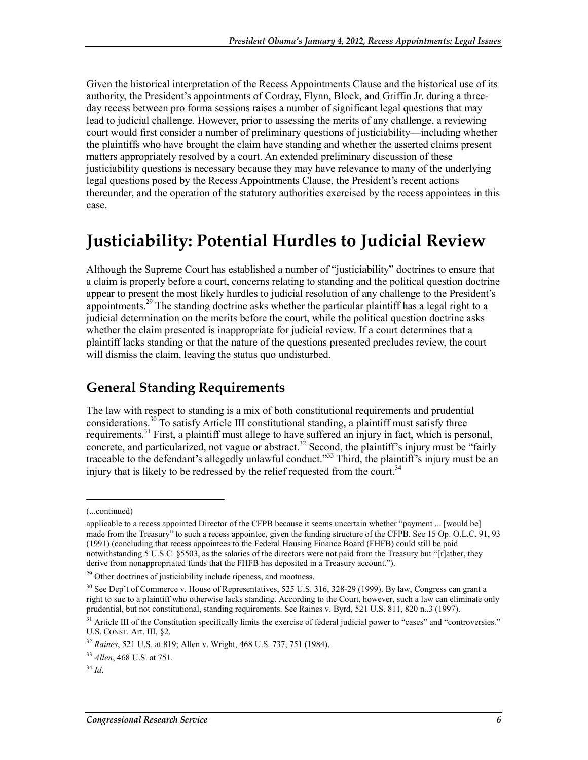Given the historical interpretation of the Recess Appointments Clause and the historical use of its authority, the President's appointments of Cordray, Flynn, Block, and Griffin Jr. during a three-day recess between pro forma sessions raises a number of significant legal questions that may lead to judicial challenge. However, prior to assessing the merits of any challenge, a reviewing court would first consider a number of preliminary questions of justiciability—including whether the plaintiffs who have brought the claim have standing and whether the asserted claims present matters appropriately resolved by a court. An extended preliminary discussion of these justiciability questions is necessary because they may have relevance to many of the underlying legal questions posed by the Recess Appointments Clause, the President's recent actions thereunder, and the operation of the statutory authorities exercised by the recess appointees in this case.

# Justiciability: Potential Hurdles to Judicial Review

Although the Supreme Court has established a number of "justiciability" doctrines to ensure that a claim is properly before a court, concerns relating to standing and the political question doctrine appear to present the most likely hurdles to judicial resolution of any challenge to the President's appointments.[29] The standing doctrine asks whether the particular plaintiff has a legal right to a judicial determination on the merits before the court, while the political question doctrine asks whether the claim presented is inappropriate for judicial review. If a court determines that a plaintiff lacks standing or that the nature of the questions presented precludes review, the court will dismiss the claim, leaving the status quo undisturbed.

## General Standing Requirements

The law with respect to standing is a mix of both constitutional requirements and prudential considerations.[30] To satisfy Article III constitutional standing, a plaintiff must satisfy three requirements.[31] First, a plaintiff must allege to have suffered an injury in fact, which is personal, concrete, and particularized, not vague or abstract.[32] Second, the plaintiff's injury must be "fairly traceable to the defendant's allegedly unlawful conduct."[33] Third, the plaintiff's injury must be an injury that is likely to be redressed by the relief requested from the court.[34]

---

(...continued)

applicable to a recess appointed Director of the CFPB because it seems uncertain whether "payment ... [would be] made from the Treasury" to such a recess appointee, given the funding structure of the CFPB. See 15 Op. O.L.C. 91, 93 (1991) (concluding that recess appointees to the Federal Housing Finance Board (FHFB) could still be paid notwithstanding 5 U.S.C. §5503, as the salaries of the directors were not paid from the Treasury but "[r]ather, they derive from nonappropriated funds that the FHFB has deposited in a Treasury account.").

[29] Other doctrines of justiciability include ripeness, and mootness.

[30] See Dep't of Commerce v. House of Representatives, 525 U.S. 316, 328-29 (1999). By law, Congress can grant a right to sue to a plaintiff who otherwise lacks standing. According to the Court, however, such a law can eliminate only prudential, but not constitutional, standing requirements. See Raines v. Byrd, 521 U.S. 811, 820 n..3 (1997).

[31] Article III of the Constitution specifically limits the exercise of federal judicial power to "cases" and "controversies." U.S. CONST. Art. III, §2.

[32] *Raines*, 521 U.S. at 819; Allen v. Wright, 468 U.S. 737, 751 (1984).

[33] *Allen*, 468 U.S. at 751.

[34] *Id*.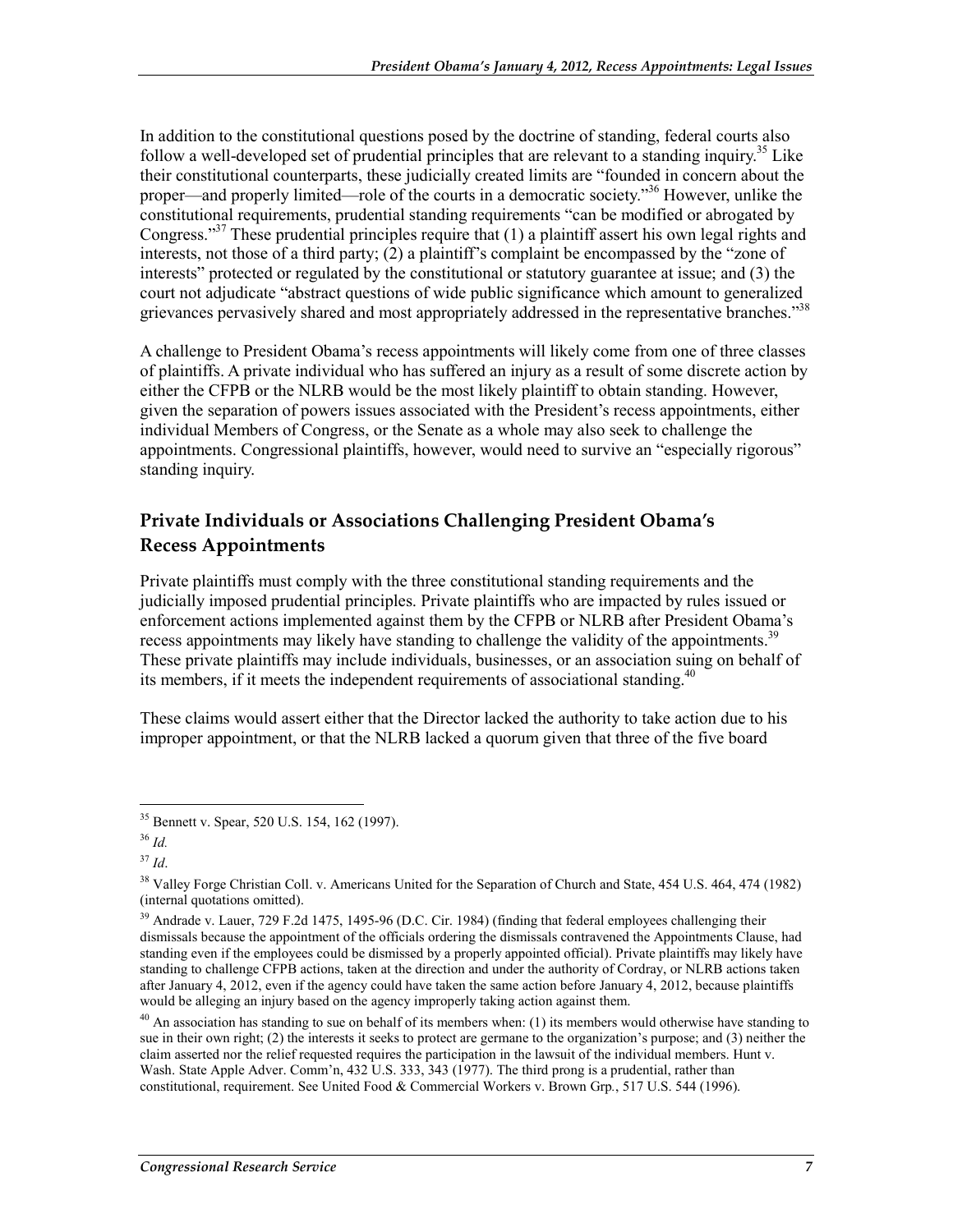In addition to the constitutional questions posed by the doctrine of standing, federal courts also follow a well-developed set of prudential principles that are relevant to a standing inquiry.[35] Like their constitutional counterparts, these judicially created limits are "founded in concern about the proper—and properly limited—role of the courts in a democratic society."[36] However, unlike the constitutional requirements, prudential standing requirements "can be modified or abrogated by Congress."[37] These prudential principles require that (1) a plaintiff assert his own legal rights and interests, not those of a third party; (2) a plaintiff's complaint be encompassed by the "zone of interests" protected or regulated by the constitutional or statutory guarantee at issue; and (3) the court not adjudicate "abstract questions of wide public significance which amount to generalized grievances pervasively shared and most appropriately addressed in the representative branches."[38]

A challenge to President Obama's recess appointments will likely come from one of three classes of plaintiffs. A private individual who has suffered an injury as a result of some discrete action by either the CFPB or the NLRB would be the most likely plaintiff to obtain standing. However, given the separation of powers issues associated with the President's recess appointments, either individual Members of Congress, or the Senate as a whole may also seek to challenge the appointments. Congressional plaintiffs, however, would need to survive an "especially rigorous" standing inquiry.

## Private Individuals or Associations Challenging President Obama's Recess Appointments

Private plaintiffs must comply with the three constitutional standing requirements and the judicially imposed prudential principles. Private plaintiffs who are impacted by rules issued or enforcement actions implemented against them by the CFPB or NLRB after President Obama's recess appointments may likely have standing to challenge the validity of the appointments.[39] These private plaintiffs may include individuals, businesses, or an association suing on behalf of its members, if it meets the independent requirements of associational standing.[40]

These claims would assert either that the Director lacked the authority to take action due to his improper appointment, or that the NLRB lacked a quorum given that three of the five board

---

[35] Bennett v. Spear, 520 U.S. 154, 162 (1997).

[36] *Id.*

[37] *Id*.

[38] Valley Forge Christian Coll. v. Americans United for the Separation of Church and State, 454 U.S. 464, 474 (1982) (internal quotations omitted).

[39] Andrade v. Lauer, 729 F.2d 1475, 1495-96 (D.C. Cir. 1984) (finding that federal employees challenging their dismissals because the appointment of the officials ordering the dismissals contravened the Appointments Clause, had standing even if the employees could be dismissed by a properly appointed official). Private plaintiffs may likely have standing to challenge CFPB actions, taken at the direction and under the authority of Cordray, or NLRB actions taken after January 4, 2012, even if the agency could have taken the same action before January 4, 2012, because plaintiffs would be alleging an injury based on the agency improperly taking action against them.

[40] An association has standing to sue on behalf of its members when: (1) its members would otherwise have standing to sue in their own right; (2) the interests it seeks to protect are germane to the organization's purpose; and (3) neither the claim asserted nor the relief requested requires the participation in the lawsuit of the individual members. Hunt v. Wash. State Apple Adver. Comm'n, 432 U.S. 333, 343 (1977). The third prong is a prudential, rather than constitutional, requirement. See United Food & Commercial Workers v. Brown Grp., 517 U.S. 544 (1996).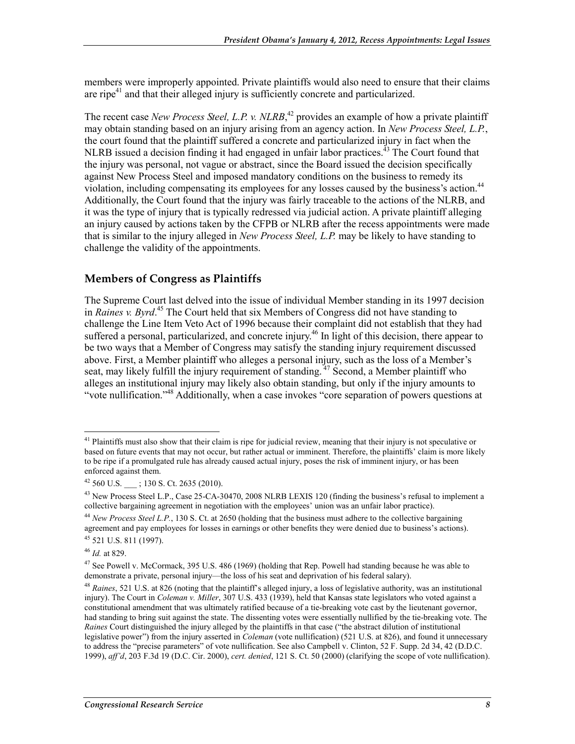members were improperly appointed. Private plaintiffs would also need to ensure that their claims are ripe[41] and that their alleged injury is sufficiently concrete and particularized.

The recent case *New Process Steel, L.P. v. NLRB*,[42] provides an example of how a private plaintiff may obtain standing based on an injury arising from an agency action. In *New Process Steel, L.P.*, the court found that the plaintiff suffered a concrete and particularized injury in fact when the NLRB issued a decision finding it had engaged in unfair labor practices.[43] The Court found that the injury was personal, not vague or abstract, since the Board issued the decision specifically against New Process Steel and imposed mandatory conditions on the business to remedy its violation, including compensating its employees for any losses caused by the business's action.[44] Additionally, the Court found that the injury was fairly traceable to the actions of the NLRB, and it was the type of injury that is typically redressed via judicial action. A private plaintiff alleging an injury caused by actions taken by the CFPB or NLRB after the recess appointments were made that is similar to the injury alleged in *New Process Steel, L.P.* may be likely to have standing to challenge the validity of the appointments.

## Members of Congress as Plaintiffs

The Supreme Court last delved into the issue of individual Member standing in its 1997 decision in *Raines v. Byrd*.[45] The Court held that six Members of Congress did not have standing to challenge the Line Item Veto Act of 1996 because their complaint did not establish that they had suffered a personal, particularized, and concrete injury.[46] In light of this decision, there appear to be two ways that a Member of Congress may satisfy the standing injury requirement discussed above. First, a Member plaintiff who alleges a personal injury, such as the loss of a Member's seat, may likely fulfill the injury requirement of standing.[47] Second, a Member plaintiff who alleges an institutional injury may likely also obtain standing, but only if the injury amounts to "vote nullification."[48] Additionally, when a case invokes "core separation of powers questions at

---

[41] Plaintiffs must also show that their claim is ripe for judicial review, meaning that their injury is not speculative or based on future events that may not occur, but rather actual or imminent. Therefore, the plaintiffs' claim is more likely to be ripe if a promulgated rule has already caused actual injury, poses the risk of imminent injury, or has been enforced against them.

[42] 560 U.S. ___ ; 130 S. Ct. 2635 (2010).

[43] New Process Steel L.P., Case 25-CA-30470, 2008 NLRB LEXIS 120 (finding the business's refusal to implement a collective bargaining agreement in negotiation with the employees' union was an unfair labor practice).

[44] *New Process Steel L.P.*, 130 S. Ct. at 2650 (holding that the business must adhere to the collective bargaining agreement and pay employees for losses in earnings or other benefits they were denied due to business's actions).

[45] 521 U.S. 811 (1997).

[46] *Id.* at 829.

[47] See Powell v. McCormack, 395 U.S. 486 (1969) (holding that Rep. Powell had standing because he was able to demonstrate a private, personal injury—the loss of his seat and deprivation of his federal salary).

[48] *Raines*, 521 U.S. at 826 (noting that the plaintiff's alleged injury, a loss of legislative authority, was an institutional injury). The Court in *Coleman v. Miller*, 307 U.S. 433 (1939), held that Kansas state legislators who voted against a constitutional amendment that was ultimately ratified because of a tie-breaking vote cast by the lieutenant governor, had standing to bring suit against the state. The dissenting votes were essentially nullified by the tie-breaking vote. The *Raines* Court distinguished the injury alleged by the plaintiffs in that case ("the abstract dilution of institutional legislative power") from the injury asserted in *Coleman* (vote nullification) (521 U.S. at 826), and found it unnecessary to address the "precise parameters" of vote nullification. See also Campbell v. Clinton, 52 F. Supp. 2d 34, 42 (D.D.C. 1999), *aff'd*, 203 F.3d 19 (D.C. Cir. 2000), *cert. denied*, 121 S. Ct. 50 (2000) (clarifying the scope of vote nullification).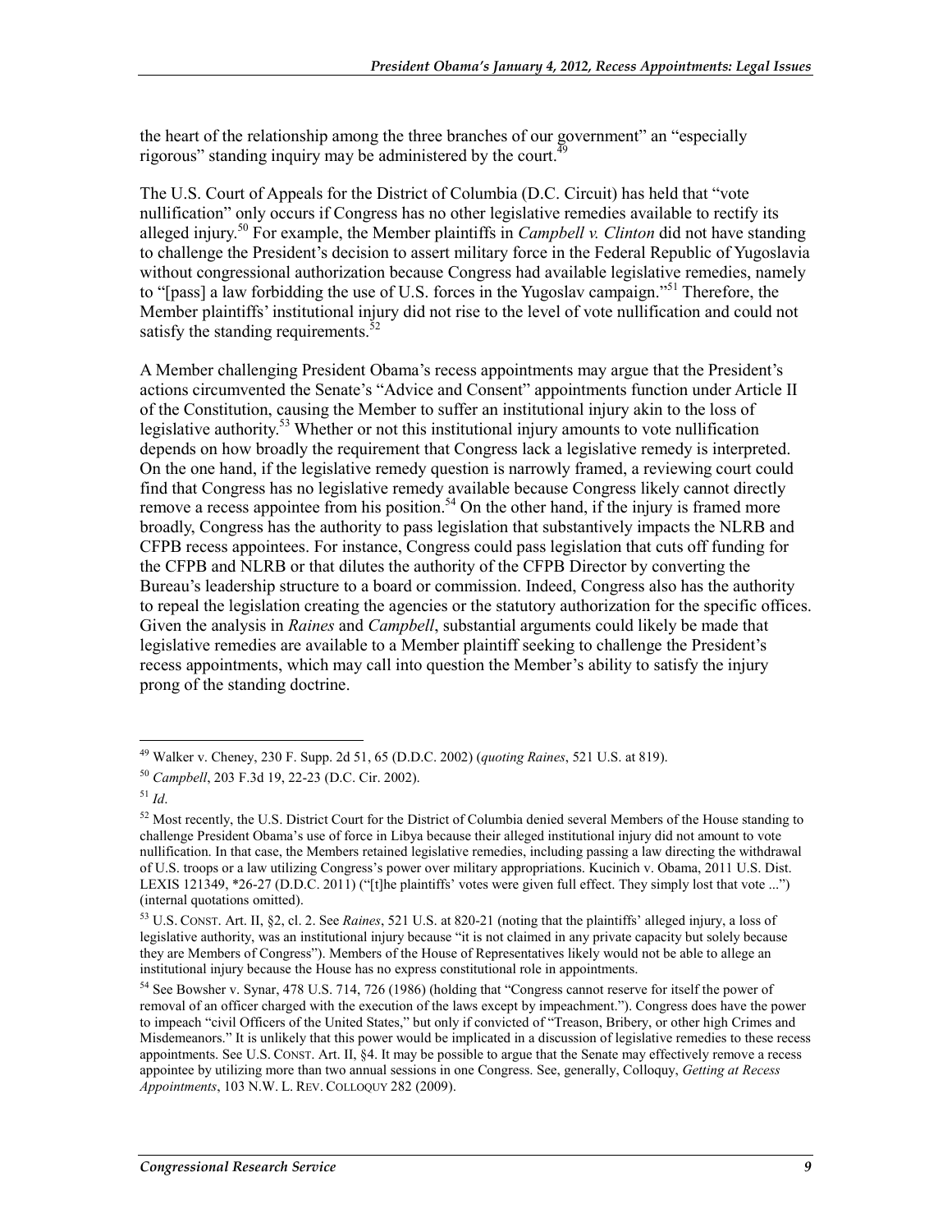the heart of the relationship among the three branches of our government" an "especially rigorous" standing inquiry may be administered by the court.[49]

The U.S. Court of Appeals for the District of Columbia (D.C. Circuit) has held that "vote nullification" only occurs if Congress has no other legislative remedies available to rectify its alleged injury.[50] For example, the Member plaintiffs in *Campbell v. Clinton* did not have standing to challenge the President's decision to assert military force in the Federal Republic of Yugoslavia without congressional authorization because Congress had available legislative remedies, namely to "[pass] a law forbidding the use of U.S. forces in the Yugoslav campaign."[51] Therefore, the Member plaintiffs' institutional injury did not rise to the level of vote nullification and could not satisfy the standing requirements.[52]

A Member challenging President Obama's recess appointments may argue that the President's actions circumvented the Senate's "Advice and Consent" appointments function under Article II of the Constitution, causing the Member to suffer an institutional injury akin to the loss of legislative authority.[53] Whether or not this institutional injury amounts to vote nullification depends on how broadly the requirement that Congress lack a legislative remedy is interpreted. On the one hand, if the legislative remedy question is narrowly framed, a reviewing court could find that Congress has no legislative remedy available because Congress likely cannot directly remove a recess appointee from his position.[54] On the other hand, if the injury is framed more broadly, Congress has the authority to pass legislation that substantively impacts the NLRB and CFPB recess appointees. For instance, Congress could pass legislation that cuts off funding for the CFPB and NLRB or that dilutes the authority of the CFPB Director by converting the Bureau's leadership structure to a board or commission. Indeed, Congress also has the authority to repeal the legislation creating the agencies or the statutory authorization for the specific offices. Given the analysis in *Raines* and *Campbell*, substantial arguments could likely be made that legislative remedies are available to a Member plaintiff seeking to challenge the President's recess appointments, which may call into question the Member's ability to satisfy the injury prong of the standing doctrine.

---

[49] Walker v. Cheney, 230 F. Supp. 2d 51, 65 (D.D.C. 2002) (*quoting Raines*, 521 U.S. at 819).

[50] *Campbell*, 203 F.3d 19, 22-23 (D.C. Cir. 2002).

[51] *Id*.

[52] Most recently, the U.S. District Court for the District of Columbia denied several Members of the House standing to challenge President Obama's use of force in Libya because their alleged institutional injury did not amount to vote nullification. In that case, the Members retained legislative remedies, including passing a law directing the withdrawal of U.S. troops or a law utilizing Congress's power over military appropriations. Kucinich v. Obama, 2011 U.S. Dist. LEXIS 121349, *26-27 (D.D.C. 2011) ("[t]he plaintiffs' votes were given full effect. They simply lost that vote ...") (internal quotations omitted).

[53] U.S. CONST. Art. II, §2, cl. 2. See *Raines*, 521 U.S. at 820-21 (noting that the plaintiffs' alleged injury, a loss of legislative authority, was an institutional injury because "it is not claimed in any private capacity but solely because they are Members of Congress"). Members of the House of Representatives likely would not be able to allege an institutional injury because the House has no express constitutional role in appointments.

[54] See Bowsher v. Synar, 478 U.S. 714, 726 (1986) (holding that "Congress cannot reserve for itself the power of removal of an officer charged with the execution of the laws except by impeachment."). Congress does have the power to impeach "civil Officers of the United States," but only if convicted of "Treason, Bribery, or other high Crimes and Misdemeanors." It is unlikely that this power would be implicated in a discussion of legislative remedies to these recess appointments. See U.S. CONST. Art. II, §4. It may be possible to argue that the Senate may effectively remove a recess appointee by utilizing more than two annual sessions in one Congress. See, generally, Colloquy, *Getting at Recess Appointments*, 103 N.W. L. REV. COLLOQUY 282 (2009).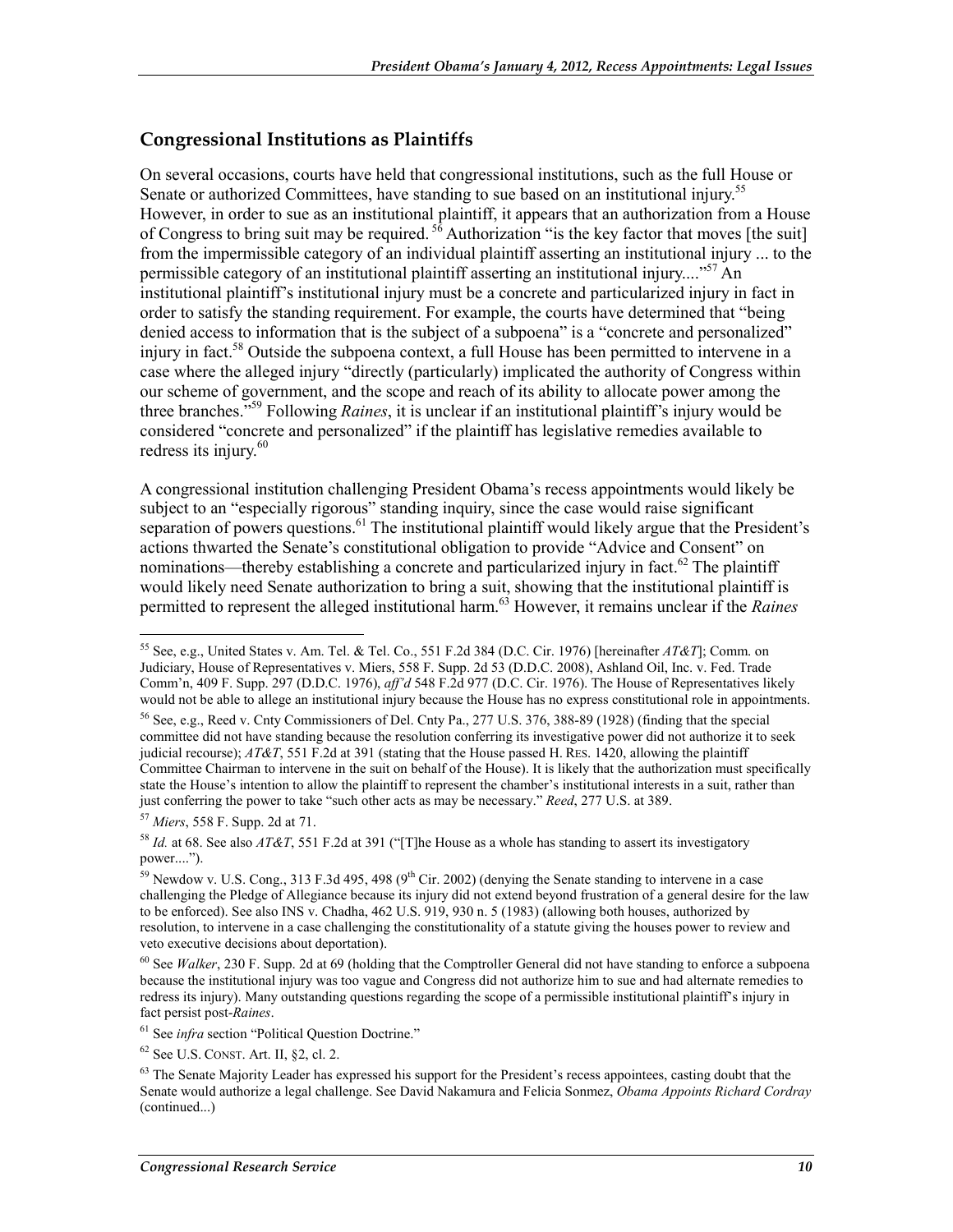## Congressional Institutions as Plaintiffs

On several occasions, courts have held that congressional institutions, such as the full House or Senate or authorized Committees, have standing to sue based on an institutional injury.[55] However, in order to sue as an institutional plaintiff, it appears that an authorization from a House of Congress to bring suit may be required. [56] Authorization "is the key factor that moves [the suit] from the impermissible category of an individual plaintiff asserting an institutional injury ... to the permissible category of an institutional plaintiff asserting an institutional injury...."[57] An institutional plaintiff's institutional injury must be a concrete and particularized injury in fact in order to satisfy the standing requirement. For example, the courts have determined that "being denied access to information that is the subject of a subpoena" is a "concrete and personalized" injury in fact.[58] Outside the subpoena context, a full House has been permitted to intervene in a case where the alleged injury "directly (particularly) implicated the authority of Congress within our scheme of government, and the scope and reach of its ability to allocate power among the three branches."[59] Following *Raines*, it is unclear if an institutional plaintiff's injury would be considered "concrete and personalized" if the plaintiff has legislative remedies available to redress its injury.[60]

A congressional institution challenging President Obama's recess appointments would likely be subject to an "especially rigorous" standing inquiry, since the case would raise significant separation of powers questions.[61] The institutional plaintiff would likely argue that the President's actions thwarted the Senate's constitutional obligation to provide "Advice and Consent" on nominations—thereby establishing a concrete and particularized injury in fact.[62] The plaintiff would likely need Senate authorization to bring a suit, showing that the institutional plaintiff is permitted to represent the alleged institutional harm.[63] However, it remains unclear if the *Raines*

---

[55] See, e.g., United States v. Am. Tel. & Tel. Co., 551 F.2d 384 (D.C. Cir. 1976) [hereinafter *AT&T*]; Comm. on Judiciary, House of Representatives v. Miers, 558 F. Supp. 2d 53 (D.D.C. 2008), Ashland Oil, Inc. v. Fed. Trade Comm'n, 409 F. Supp. 297 (D.D.C. 1976), *aff'd* 548 F.2d 977 (D.C. Cir. 1976). The House of Representatives likely would not be able to allege an institutional injury because the House has no express constitutional role in appointments.

[56] See, e.g., Reed v. Cnty Commissioners of Del. Cnty Pa., 277 U.S. 376, 388-89 (1928) (finding that the special committee did not have standing because the resolution conferring its investigative power did not authorize it to seek judicial recourse); *AT&T*, 551 F.2d at 391 (stating that the House passed H. RES. 1420, allowing the plaintiff Committee Chairman to intervene in the suit on behalf of the House). It is likely that the authorization must specifically state the House's intention to allow the plaintiff to represent the chamber's institutional interests in a suit, rather than just conferring the power to take "such other acts as may be necessary." *Reed*, 277 U.S. at 389.

[57] *Miers*, 558 F. Supp. 2d at 71.

[58] *Id.* at 68. See also *AT&T*, 551 F.2d at 391 ("[T]he House as a whole has standing to assert its investigatory power....").

[59] Newdow v. U.S. Cong., 313 F.3d 495, 498 (9th Cir. 2002) (denying the Senate standing to intervene in a case challenging the Pledge of Allegiance because its injury did not extend beyond frustration of a general desire for the law to be enforced). See also INS v. Chadha, 462 U.S. 919, 930 n. 5 (1983) (allowing both houses, authorized by resolution, to intervene in a case challenging the constitutionality of a statute giving the houses power to review and veto executive decisions about deportation).

[60] See *Walker*, 230 F. Supp. 2d at 69 (holding that the Comptroller General did not have standing to enforce a subpoena because the institutional injury was too vague and Congress did not authorize him to sue and had alternate remedies to redress its injury). Many outstanding questions regarding the scope of a permissible institutional plaintiff's injury in fact persist post-*Raines*.

[61] See *infra* section "Political Question Doctrine."

[62] See U.S. CONST. Art. II, §2, cl. 2.

[63] The Senate Majority Leader has expressed his support for the President's recess appointees, casting doubt that the Senate would authorize a legal challenge. See David Nakamura and Felicia Sonmez, *Obama Appoints Richard Cordray* (continued...)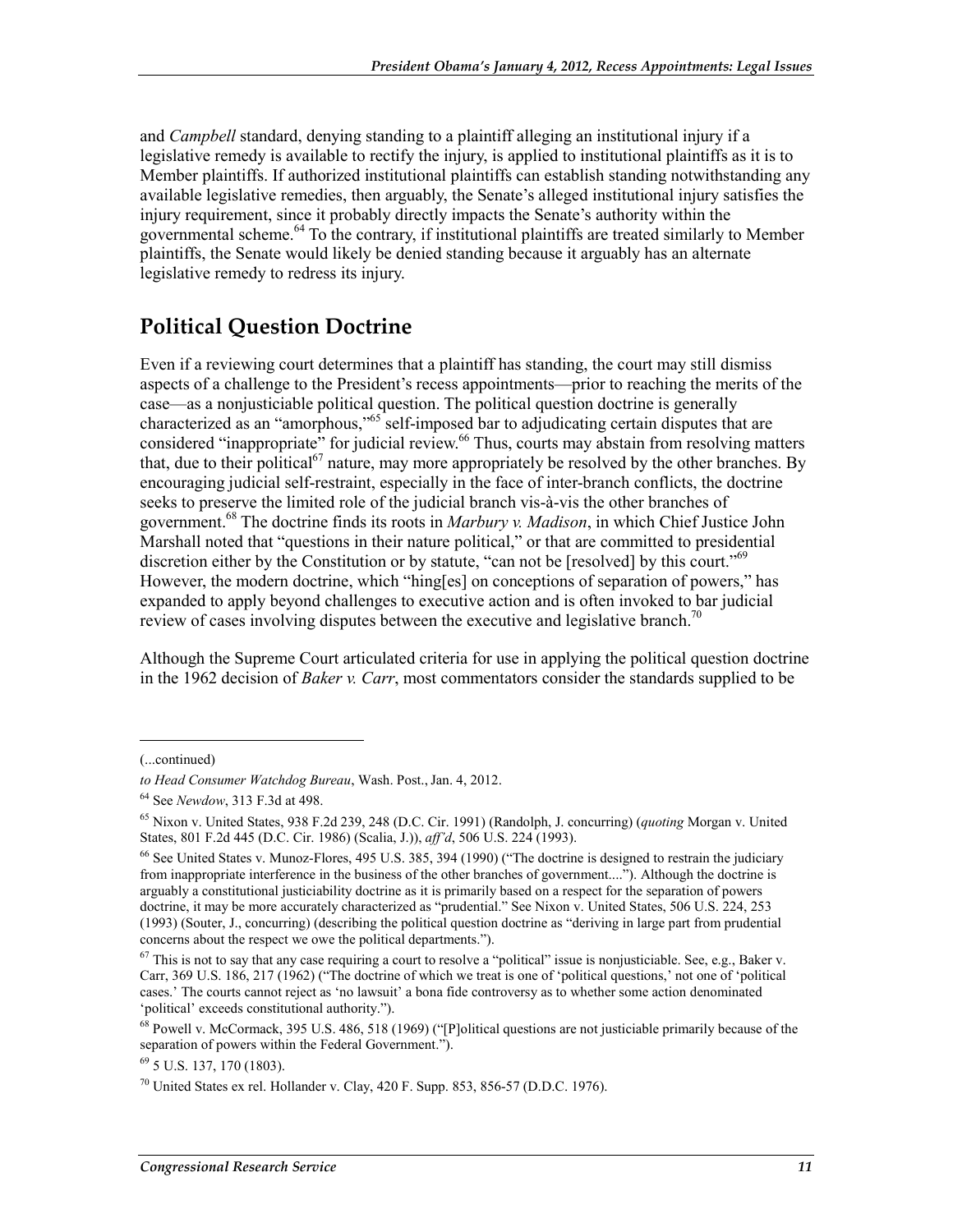and *Campbell* standard, denying standing to a plaintiff alleging an institutional injury if a legislative remedy is available to rectify the injury, is applied to institutional plaintiffs as it is to Member plaintiffs. If authorized institutional plaintiffs can establish standing notwithstanding any available legislative remedies, then arguably, the Senate's alleged institutional injury satisfies the injury requirement, since it probably directly impacts the Senate's authority within the governmental scheme.[64] To the contrary, if institutional plaintiffs are treated similarly to Member plaintiffs, the Senate would likely be denied standing because it arguably has an alternate legislative remedy to redress its injury.

## Political Question Doctrine

Even if a reviewing court determines that a plaintiff has standing, the court may still dismiss aspects of a challenge to the President's recess appointments—prior to reaching the merits of the case—as a nonjusticiable political question. The political question doctrine is generally characterized as an "amorphous,"[65] self-imposed bar to adjudicating certain disputes that are considered "inappropriate" for judicial review.[66] Thus, courts may abstain from resolving matters that, due to their political[67] nature, may more appropriately be resolved by the other branches. By encouraging judicial self-restraint, especially in the face of inter-branch conflicts, the doctrine seeks to preserve the limited role of the judicial branch vis-à-vis the other branches of government.[68] The doctrine finds its roots in *Marbury v. Madison*, in which Chief Justice John Marshall noted that "questions in their nature political," or that are committed to presidential discretion either by the Constitution or by statute, "can not be [resolved] by this court."[69] However, the modern doctrine, which "hing[es] on conceptions of separation of powers," has expanded to apply beyond challenges to executive action and is often invoked to bar judicial review of cases involving disputes between the executive and legislative branch.[70]

Although the Supreme Court articulated criteria for use in applying the political question doctrine in the 1962 decision of *Baker v. Carr*, most commentators consider the standards supplied to be

---

(...continued)

*to Head Consumer Watchdog Bureau*, Wash. Post., Jan. 4, 2012.

[64] See *Newdow*, 313 F.3d at 498.

[65] Nixon v. United States, 938 F.2d 239, 248 (D.C. Cir. 1991) (Randolph, J. concurring) (*quoting* Morgan v. United States, 801 F.2d 445 (D.C. Cir. 1986) (Scalia, J.)), *aff'd*, 506 U.S. 224 (1993).

[66] See United States v. Munoz-Flores, 495 U.S. 385, 394 (1990) ("The doctrine is designed to restrain the judiciary from inappropriate interference in the business of the other branches of government...."). Although the doctrine is arguably a constitutional justiciability doctrine as it is primarily based on a respect for the separation of powers doctrine, it may be more accurately characterized as "prudential." See Nixon v. United States, 506 U.S. 224, 253 (1993) (Souter, J., concurring) (describing the political question doctrine as "deriving in large part from prudential concerns about the respect we owe the political departments.").

[67] This is not to say that any case requiring a court to resolve a "political" issue is nonjusticiable. See, e.g., Baker v. Carr, 369 U.S. 186, 217 (1962) ("The doctrine of which we treat is one of 'political questions,' not one of 'political cases.' The courts cannot reject as 'no lawsuit' a bona fide controversy as to whether some action denominated 'political' exceeds constitutional authority.").

[68] Powell v. McCormack, 395 U.S. 486, 518 (1969) ("[P]olitical questions are not justiciable primarily because of the separation of powers within the Federal Government.").

[69] 5 U.S. 137, 170 (1803).

[70] United States ex rel. Hollander v. Clay, 420 F. Supp. 853, 856-57 (D.D.C. 1976).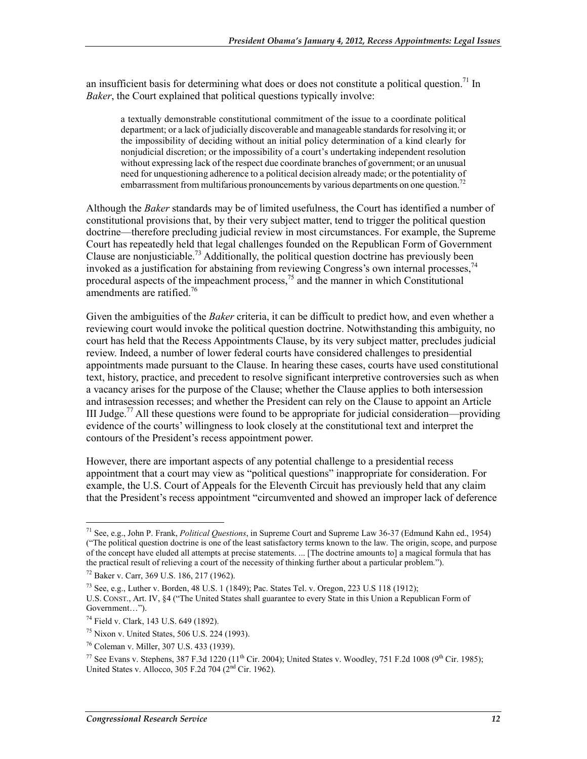an insufficient basis for determining what does or does not constitute a political question.[71] In *Baker*, the Court explained that political questions typically involve:

> a textually demonstrable constitutional commitment of the issue to a coordinate political department; or a lack of judicially discoverable and manageable standards for resolving it; or the impossibility of deciding without an initial policy determination of a kind clearly for nonjudicial discretion; or the impossibility of a court's undertaking independent resolution without expressing lack of the respect due coordinate branches of government; or an unusual need for unquestioning adherence to a political decision already made; or the potentiality of embarrassment from multifarious pronouncements by various departments on one question.[72]

Although the *Baker* standards may be of limited usefulness, the Court has identified a number of constitutional provisions that, by their very subject matter, tend to trigger the political question doctrine—therefore precluding judicial review in most circumstances. For example, the Supreme Court has repeatedly held that legal challenges founded on the Republican Form of Government Clause are nonjusticiable.[73] Additionally, the political question doctrine has previously been invoked as a justification for abstaining from reviewing Congress's own internal processes,[74] procedural aspects of the impeachment process,[75] and the manner in which Constitutional amendments are ratified.[76]

Given the ambiguities of the *Baker* criteria, it can be difficult to predict how, and even whether a reviewing court would invoke the political question doctrine. Notwithstanding this ambiguity, no court has held that the Recess Appointments Clause, by its very subject matter, precludes judicial review. Indeed, a number of lower federal courts have considered challenges to presidential appointments made pursuant to the Clause. In hearing these cases, courts have used constitutional text, history, practice, and precedent to resolve significant interpretive controversies such as when a vacancy arises for the purpose of the Clause; whether the Clause applies to both intersession and intrasession recesses; and whether the President can rely on the Clause to appoint an Article III Judge.[77] All these questions were found to be appropriate for judicial consideration—providing evidence of the courts' willingness to look closely at the constitutional text and interpret the contours of the President's recess appointment power.

However, there are important aspects of any potential challenge to a presidential recess appointment that a court may view as "political questions" inappropriate for consideration. For example, the U.S. Court of Appeals for the Eleventh Circuit has previously held that any claim that the President's recess appointment "circumvented and showed an improper lack of deference

---

[71] See, e.g., John P. Frank, *Political Questions*, in Supreme Court and Supreme Law 36-37 (Edmund Kahn ed., 1954) ("The political question doctrine is one of the least satisfactory terms known to the law. The origin, scope, and purpose of the concept have eluded all attempts at precise statements. ... [The doctrine amounts to] a magical formula that has the practical result of relieving a court of the necessity of thinking further about a particular problem.").

[72] Baker v. Carr, 369 U.S. 186, 217 (1962).

[73] See, e.g., Luther v. Borden, 48 U.S. 1 (1849); Pac. States Tel. v. Oregon, 223 U.S 118 (1912); U.S. CONST., Art. IV, §4 ("The United States shall guarantee to every State in this Union a Republican Form of Government…").

[74] Field v. Clark, 143 U.S. 649 (1892).

[75] Nixon v. United States, 506 U.S. 224 (1993).

[76] Coleman v. Miller, 307 U.S. 433 (1939).

[77] See Evans v. Stephens, 387 F.3d 1220 (11th Cir. 2004); United States v. Woodley, 751 F.2d 1008 (9th Cir. 1985); United States v. Allocco, 305 F.2d 704 (2nd Cir. 1962).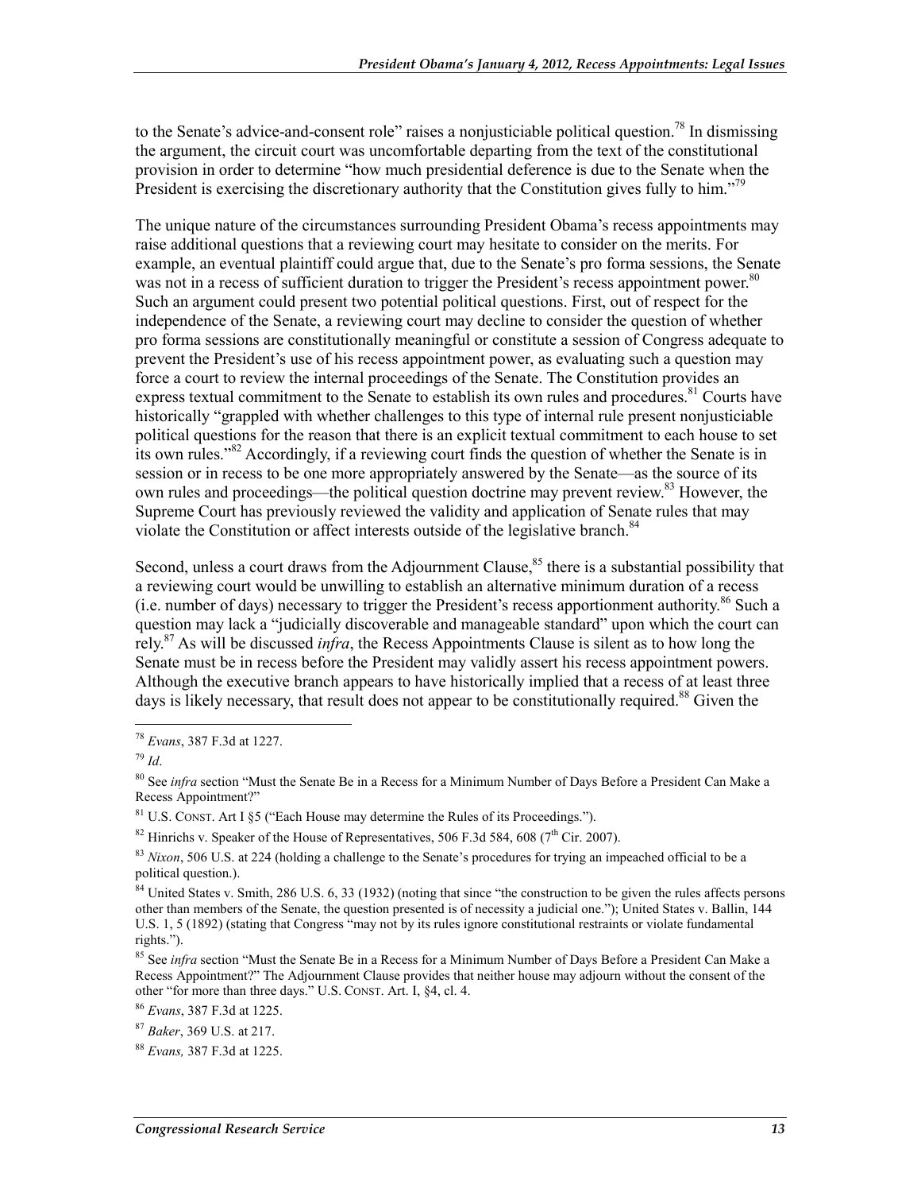to the Senate's advice-and-consent role" raises a nonjusticiable political question.[78] In dismissing the argument, the circuit court was uncomfortable departing from the text of the constitutional provision in order to determine "how much presidential deference is due to the Senate when the President is exercising the discretionary authority that the Constitution gives fully to him."[79]

The unique nature of the circumstances surrounding President Obama's recess appointments may raise additional questions that a reviewing court may hesitate to consider on the merits. For example, an eventual plaintiff could argue that, due to the Senate's pro forma sessions, the Senate was not in a recess of sufficient duration to trigger the President's recess appointment power.[80] Such an argument could present two potential political questions. First, out of respect for the independence of the Senate, a reviewing court may decline to consider the question of whether pro forma sessions are constitutionally meaningful or constitute a session of Congress adequate to prevent the President's use of his recess appointment power, as evaluating such a question may force a court to review the internal proceedings of the Senate. The Constitution provides an express textual commitment to the Senate to establish its own rules and procedures.[81] Courts have historically "grappled with whether challenges to this type of internal rule present nonjusticiable political questions for the reason that there is an explicit textual commitment to each house to set its own rules."[82] Accordingly, if a reviewing court finds the question of whether the Senate is in session or in recess to be one more appropriately answered by the Senate—as the source of its own rules and proceedings—the political question doctrine may prevent review.[83] However, the Supreme Court has previously reviewed the validity and application of Senate rules that may violate the Constitution or affect interests outside of the legislative branch.[84]

Second, unless a court draws from the Adjournment Clause,[85] there is a substantial possibility that a reviewing court would be unwilling to establish an alternative minimum duration of a recess (i.e. number of days) necessary to trigger the President's recess apportionment authority.[86] Such a question may lack a "judicially discoverable and manageable standard" upon which the court can rely.[87] As will be discussed *infra*, the Recess Appointments Clause is silent as to how long the Senate must be in recess before the President may validly assert his recess appointment powers. Although the executive branch appears to have historically implied that a recess of at least three days is likely necessary, that result does not appear to be constitutionally required.[88] Given the

---

[78] *Evans*, 387 F.3d at 1227.

[79] *Id*.

[80] See *infra* section "Must the Senate Be in a Recess for a Minimum Number of Days Before a President Can Make a Recess Appointment?"

[81] U.S. CONST. Art I §5 ("Each House may determine the Rules of its Proceedings.").

[82] Hinrichs v. Speaker of the House of Representatives, 506 F.3d 584, 608 (7th Cir. 2007).

[83] *Nixon*, 506 U.S. at 224 (holding a challenge to the Senate's procedures for trying an impeached official to be a political question.).

[84] United States v. Smith, 286 U.S. 6, 33 (1932) (noting that since "the construction to be given the rules affects persons other than members of the Senate, the question presented is of necessity a judicial one."); United States v. Ballin, 144 U.S. 1, 5 (1892) (stating that Congress "may not by its rules ignore constitutional restraints or violate fundamental rights.").

[85] See *infra* section "Must the Senate Be in a Recess for a Minimum Number of Days Before a President Can Make a Recess Appointment?" The Adjournment Clause provides that neither house may adjourn without the consent of the other "for more than three days." U.S. CONST. Art. I, §4, cl. 4.

[86] *Evans*, 387 F.3d at 1225.

[87] *Baker*, 369 U.S. at 217.

[88] *Evans,* 387 F.3d at 1225.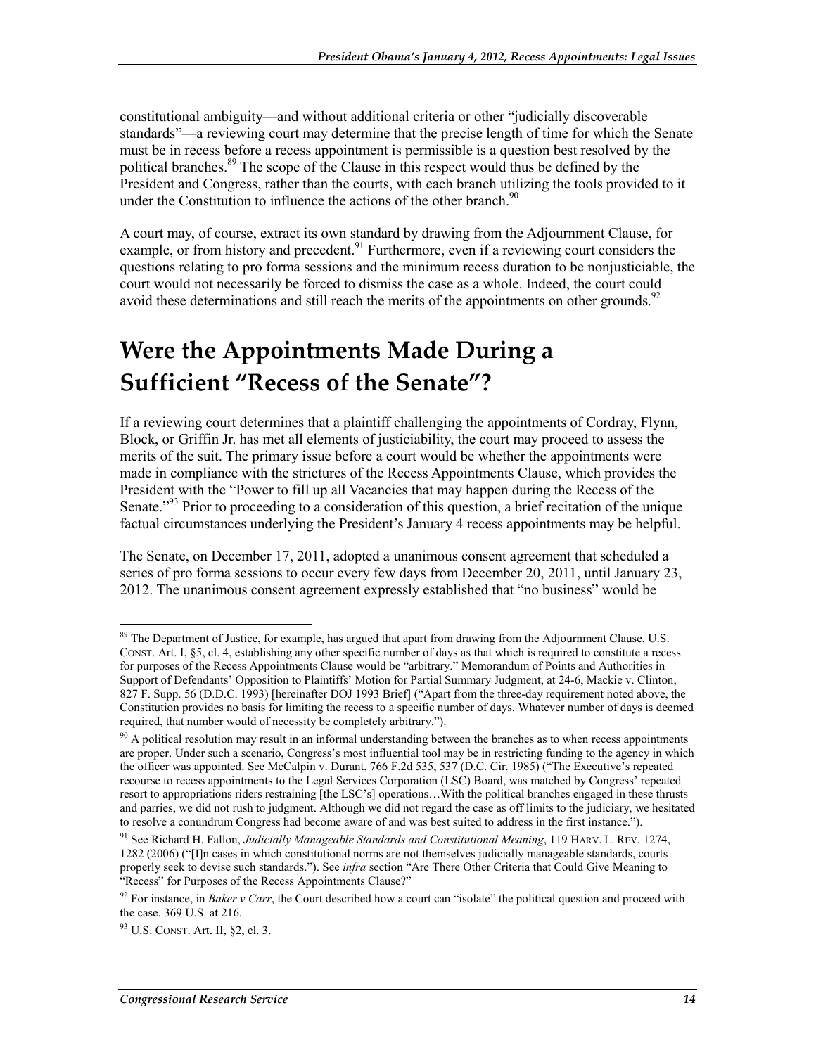constitutional ambiguity—and without additional criteria or other "judicially discoverable standards"—a reviewing court may determine that the precise length of time for which the Senate must be in recess before a recess appointment is permissible is a question best resolved by the political branches.[89] The scope of the Clause in this respect would thus be defined by the President and Congress, rather than the courts, with each branch utilizing the tools provided to it under the Constitution to influence the actions of the other branch.[90]

A court may, of course, extract its own standard by drawing from the Adjournment Clause, for example, or from history and precedent.[91] Furthermore, even if a reviewing court considers the questions relating to pro forma sessions and the minimum recess duration to be nonjusticiable, the court would not necessarily be forced to dismiss the case as a whole. Indeed, the court could avoid these determinations and still reach the merits of the appointments on other grounds.[92]

# Were the Appointments Made During a Sufficient "Recess of the Senate"?

If a reviewing court determines that a plaintiff challenging the appointments of Cordray, Flynn, Block, or Griffin Jr. has met all elements of justiciability, the court may proceed to assess the merits of the suit. The primary issue before a court would be whether the appointments were made in compliance with the strictures of the Recess Appointments Clause, which provides the President with the "Power to fill up all Vacancies that may happen during the Recess of the Senate."[93] Prior to proceeding to a consideration of this question, a brief recitation of the unique factual circumstances underlying the President's January 4 recess appointments may be helpful.

The Senate, on December 17, 2011, adopted a unanimous consent agreement that scheduled a series of pro forma sessions to occur every few days from December 20, 2011, until January 23, 2012. The unanimous consent agreement expressly established that "no business" would be

---

[89] The Department of Justice, for example, has argued that apart from drawing from the Adjournment Clause, U.S. CONST. Art. I, §5, cl. 4, establishing any other specific number of days as that which is required to constitute a recess for purposes of the Recess Appointments Clause would be "arbitrary." Memorandum of Points and Authorities in Support of Defendants' Opposition to Plaintiffs' Motion for Partial Summary Judgment, at 24-6, Mackie v. Clinton, 827 F. Supp. 56 (D.D.C. 1993) [hereinafter DOJ 1993 Brief] ("Apart from the three-day requirement noted above, the Constitution provides no basis for limiting the recess to a specific number of days. Whatever number of days is deemed required, that number would of necessity be completely arbitrary.").

[90] A political resolution may result in an informal understanding between the branches as to when recess appointments are proper. Under such a scenario, Congress's most influential tool may be in restricting funding to the agency in which the officer was appointed. See McCalpin v. Durant, 766 F.2d 535, 537 (D.C. Cir. 1985) ("The Executive's repeated recourse to recess appointments to the Legal Services Corporation (LSC) Board, was matched by Congress' repeated resort to appropriations riders restraining [the LSC's] operations…With the political branches engaged in these thrusts and parries, we did not rush to judgment. Although we did not regard the case as off limits to the judiciary, we hesitated to resolve a conundrum Congress had become aware of and was best suited to address in the first instance.").

[91] See Richard H. Fallon, *Judicially Manageable Standards and Constitutional Meaning*, 119 HARV. L. REV. 1274, 1282 (2006) ("[I]n cases in which constitutional norms are not themselves judicially manageable standards, courts properly seek to devise such standards."). See *infra* section "Are There Other Criteria that Could Give Meaning to "Recess" for Purposes of the Recess Appointments Clause?"

[92] For instance, in *Baker v Carr*, the Court described how a court can "isolate" the political question and proceed with the case. 369 U.S. at 216.

[93] U.S. CONST. Art. II, §2, cl. 3.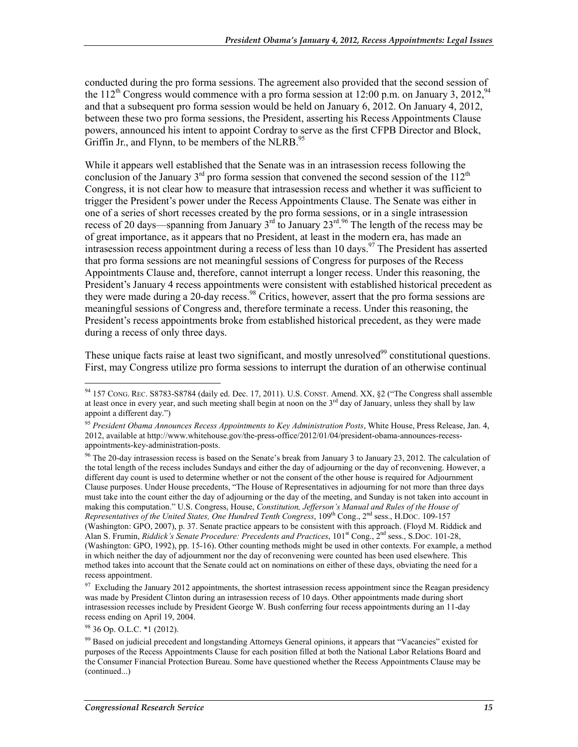conducted during the pro forma sessions. The agreement also provided that the second session of the 112th Congress would commence with a pro forma session at 12:00 p.m. on January 3, 2012,[94] and that a subsequent pro forma session would be held on January 6, 2012. On January 4, 2012, between these two pro forma sessions, the President, asserting his Recess Appointments Clause powers, announced his intent to appoint Cordray to serve as the first CFPB Director and Block, Griffin Jr., and Flynn, to be members of the NLRB.[95]

While it appears well established that the Senate was in an intrasession recess following the conclusion of the January 3rd pro forma session that convened the second session of the 112th Congress, it is not clear how to measure that intrasession recess and whether it was sufficient to trigger the President's power under the Recess Appointments Clause. The Senate was either in one of a series of short recesses created by the pro forma sessions, or in a single intrasession recess of 20 days—spanning from January 3rd to January 23rd.[96] The length of the recess may be of great importance, as it appears that no President, at least in the modern era, has made an intrasession recess appointment during a recess of less than 10 days.[97] The President has asserted that pro forma sessions are not meaningful sessions of Congress for purposes of the Recess Appointments Clause and, therefore, cannot interrupt a longer recess. Under this reasoning, the President's January 4 recess appointments were consistent with established historical precedent as they were made during a 20-day recess.[98] Critics, however, assert that the pro forma sessions are meaningful sessions of Congress and, therefore terminate a recess. Under this reasoning, the President's recess appointments broke from established historical precedent, as they were made during a recess of only three days.

These unique facts raise at least two significant, and mostly unresolved[99] constitutional questions. First, may Congress utilize pro forma sessions to interrupt the duration of an otherwise continual

---

[94] 157 CONG. REC. S8783-S8784 (daily ed. Dec. 17, 2011). U.S. CONST. Amend. XX, §2 ("The Congress shall assemble at least once in every year, and such meeting shall begin at noon on the 3rd day of January, unless they shall by law appoint a different day.")

[95] *President Obama Announces Recess Appointments to Key Administration Posts*, White House, Press Release, Jan. 4, 2012, available at http://www.whitehouse.gov/the-press-office/2012/01/04/president-obama-announces-recess-appointments-key-administration-posts.

[96] The 20-day intrasession recess is based on the Senate's break from January 3 to January 23, 2012. The calculation of the total length of the recess includes Sundays and either the day of adjourning or the day of reconvening. However, a different day count is used to determine whether or not the consent of the other house is required for Adjournment Clause purposes. Under House precedents, "The House of Representatives in adjourning for not more than three days must take into the count either the day of adjourning or the day of the meeting, and Sunday is not taken into account in making this computation." U.S. Congress, House, *Constitution, Jefferson's Manual and Rules of the House of Representatives of the United States, One Hundred Tenth Congress*, 109th Cong., 2nd sess., H.DOC. 109-157 (Washington: GPO, 2007), p. 37. Senate practice appears to be consistent with this approach. (Floyd M. Riddick and Alan S. Frumin, *Riddick's Senate Procedure: Precedents and Practices*, 101st Cong., 2nd sess., S.DOC. 101-28, (Washington: GPO, 1992), pp. 15-16). Other counting methods might be used in other contexts. For example, a method in which neither the day of adjournment nor the day of reconvening were counted has been used elsewhere. This method takes into account that the Senate could act on nominations on either of these days, obviating the need for a recess appointment.

[97] Excluding the January 2012 appointments, the shortest intrasession recess appointment since the Reagan presidency was made by President Clinton during an intrasession recess of 10 days. Other appointments made during short intrasession recesses include by President George W. Bush conferring four recess appointments during an 11-day recess ending on April 19, 2004.

[98] 36 Op. O.L.C. *1 (2012).

[99] Based on judicial precedent and longstanding Attorneys General opinions, it appears that "Vacancies" existed for purposes of the Recess Appointments Clause for each position filled at both the National Labor Relations Board and the Consumer Financial Protection Bureau. Some have questioned whether the Recess Appointments Clause may be (continued...)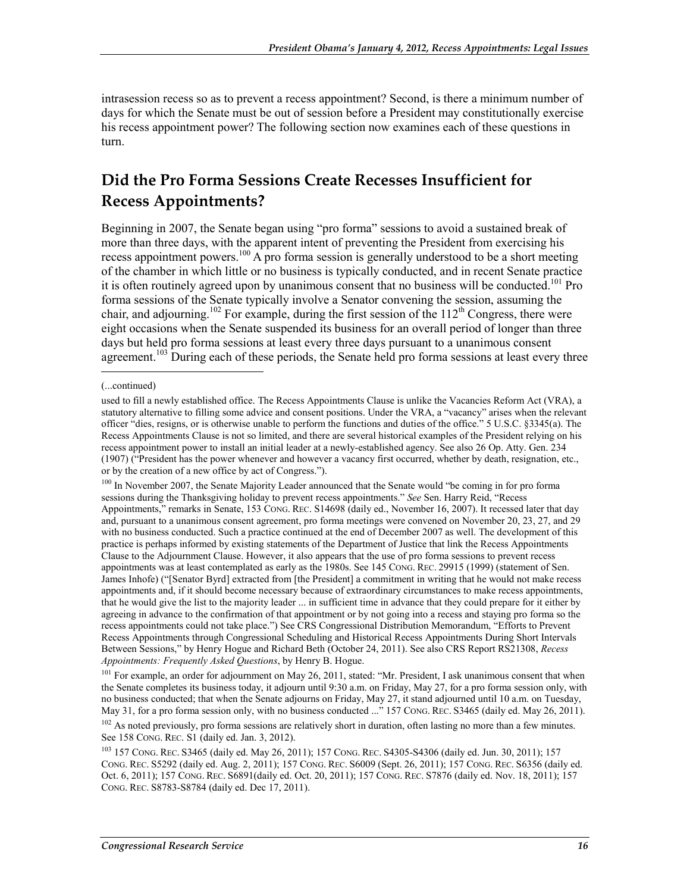intrasession recess so as to prevent a recess appointment? Second, is there a minimum number of days for which the Senate must be out of session before a President may constitutionally exercise his recess appointment power? The following section now examines each of these questions in turn.

## Did the Pro Forma Sessions Create Recesses Insufficient for Recess Appointments?

Beginning in 2007, the Senate began using "pro forma" sessions to avoid a sustained break of more than three days, with the apparent intent of preventing the President from exercising his recess appointment powers.[100] A pro forma session is generally understood to be a short meeting of the chamber in which little or no business is typically conducted, and in recent Senate practice it is often routinely agreed upon by unanimous consent that no business will be conducted.[101] Pro forma sessions of the Senate typically involve a Senator convening the session, assuming the chair, and adjourning.[102] For example, during the first session of the 112th Congress, there were eight occasions when the Senate suspended its business for an overall period of longer than three days but held pro forma sessions at least every three days pursuant to a unanimous consent agreement.[103] During each of these periods, the Senate held pro forma sessions at least every three

---

(...continued)

used to fill a newly established office. The Recess Appointments Clause is unlike the Vacancies Reform Act (VRA), a statutory alternative to filling some advice and consent positions. Under the VRA, a "vacancy" arises when the relevant officer "dies, resigns, or is otherwise unable to perform the functions and duties of the office." 5 U.S.C. §3345(a). The Recess Appointments Clause is not so limited, and there are several historical examples of the President relying on his recess appointment power to install an initial leader at a newly-established agency. See also 26 Op. Atty. Gen. 234 (1907) ("President has the power whenever and however a vacancy first occurred, whether by death, resignation, etc., or by the creation of a new office by act of Congress.").

[100] In November 2007, the Senate Majority Leader announced that the Senate would "be coming in for pro forma sessions during the Thanksgiving holiday to prevent recess appointments." *See* Sen. Harry Reid, "Recess Appointments," remarks in Senate, 153 CONG. REC. S14698 (daily ed., November 16, 2007). It recessed later that day and, pursuant to a unanimous consent agreement, pro forma meetings were convened on November 20, 23, 27, and 29 with no business conducted. Such a practice continued at the end of December 2007 as well. The development of this practice is perhaps informed by existing statements of the Department of Justice that link the Recess Appointments Clause to the Adjournment Clause. However, it also appears that the use of pro forma sessions to prevent recess appointments was at least contemplated as early as the 1980s. See 145 CONG. REC. 29915 (1999) (statement of Sen. James Inhofe) ("[Senator Byrd] extracted from [the President] a commitment in writing that he would not make recess appointments and, if it should become necessary because of extraordinary circumstances to make recess appointments, that he would give the list to the majority leader ... in sufficient time in advance that they could prepare for it either by agreeing in advance to the confirmation of that appointment or by not going into a recess and staying pro forma so the recess appointments could not take place.") See CRS Congressional Distribution Memorandum, "Efforts to Prevent Recess Appointments through Congressional Scheduling and Historical Recess Appointments During Short Intervals Between Sessions," by Henry Hogue and Richard Beth (October 24, 2011). See also CRS Report RS21308, *Recess Appointments: Frequently Asked Questions*, by Henry B. Hogue.

[101] For example, an order for adjournment on May 26, 2011, stated: "Mr. President, I ask unanimous consent that when the Senate completes its business today, it adjourn until 9:30 a.m. on Friday, May 27, for a pro forma session only, with no business conducted; that when the Senate adjourns on Friday, May 27, it stand adjourned until 10 a.m. on Tuesday, May 31, for a pro forma session only, with no business conducted ..." 157 CONG. REC. S3465 (daily ed. May 26, 2011).

[102] As noted previously, pro forma sessions are relatively short in duration, often lasting no more than a few minutes. See 158 CONG. REC. S1 (daily ed. Jan. 3, 2012).

[103] 157 CONG. REC. S3465 (daily ed. May 26, 2011); 157 CONG. REC. S4305-S4306 (daily ed. Jun. 30, 2011); 157 CONG. REC. S5292 (daily ed. Aug. 2, 2011); 157 CONG. REC. S6009 (Sept. 26, 2011); 157 CONG. REC. S6356 (daily ed. Oct. 6, 2011); 157 CONG. REC. S6891(daily ed. Oct. 20, 2011); 157 CONG. REC. S7876 (daily ed. Nov. 18, 2011); 157 CONG. REC. S8783-S8784 (daily ed. Dec 17, 2011).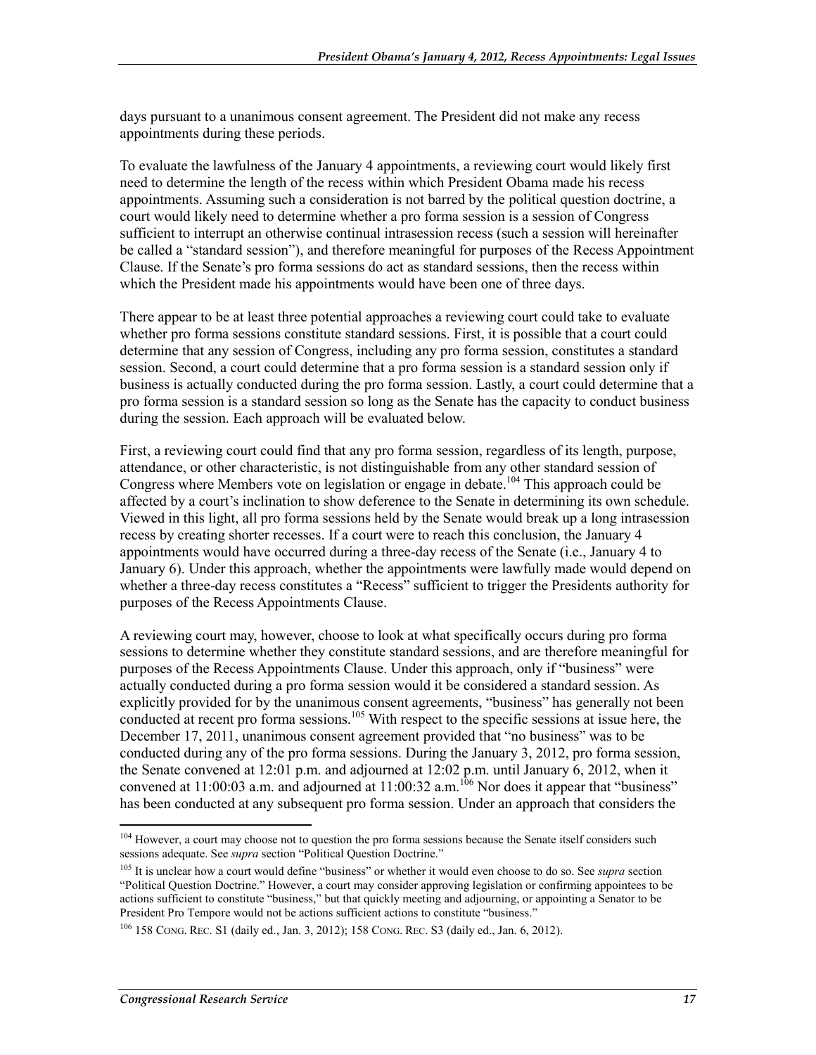days pursuant to a unanimous consent agreement. The President did not make any recess appointments during these periods.

To evaluate the lawfulness of the January 4 appointments, a reviewing court would likely first need to determine the length of the recess within which President Obama made his recess appointments. Assuming such a consideration is not barred by the political question doctrine, a court would likely need to determine whether a pro forma session is a session of Congress sufficient to interrupt an otherwise continual intrasession recess (such a session will hereinafter be called a "standard session"), and therefore meaningful for purposes of the Recess Appointment Clause. If the Senate's pro forma sessions do act as standard sessions, then the recess within which the President made his appointments would have been one of three days.

There appear to be at least three potential approaches a reviewing court could take to evaluate whether pro forma sessions constitute standard sessions. First, it is possible that a court could determine that any session of Congress, including any pro forma session, constitutes a standard session. Second, a court could determine that a pro forma session is a standard session only if business is actually conducted during the pro forma session. Lastly, a court could determine that a pro forma session is a standard session so long as the Senate has the capacity to conduct business during the session. Each approach will be evaluated below.

First, a reviewing court could find that any pro forma session, regardless of its length, purpose, attendance, or other characteristic, is not distinguishable from any other standard session of Congress where Members vote on legislation or engage in debate.[104] This approach could be affected by a court's inclination to show deference to the Senate in determining its own schedule. Viewed in this light, all pro forma sessions held by the Senate would break up a long intrasession recess by creating shorter recesses. If a court were to reach this conclusion, the January 4 appointments would have occurred during a three-day recess of the Senate (i.e., January 4 to January 6). Under this approach, whether the appointments were lawfully made would depend on whether a three-day recess constitutes a "Recess" sufficient to trigger the Presidents authority for purposes of the Recess Appointments Clause.

A reviewing court may, however, choose to look at what specifically occurs during pro forma sessions to determine whether they constitute standard sessions, and are therefore meaningful for purposes of the Recess Appointments Clause. Under this approach, only if "business" were actually conducted during a pro forma session would it be considered a standard session. As explicitly provided for by the unanimous consent agreements, "business" has generally not been conducted at recent pro forma sessions.[105] With respect to the specific sessions at issue here, the December 17, 2011, unanimous consent agreement provided that "no business" was to be conducted during any of the pro forma sessions. During the January 3, 2012, pro forma session, the Senate convened at 12:01 p.m. and adjourned at 12:02 p.m. until January 6, 2012, when it convened at 11:00:03 a.m. and adjourned at 11:00:32 a.m.[106] Nor does it appear that "business" has been conducted at any subsequent pro forma session. Under an approach that considers the

---

[104] However, a court may choose not to question the pro forma sessions because the Senate itself considers such sessions adequate. See *supra* section "Political Question Doctrine."

[105] It is unclear how a court would define "business" or whether it would even choose to do so. See *supra* section "Political Question Doctrine." However, a court may consider approving legislation or confirming appointees to be actions sufficient to constitute "business," but that quickly meeting and adjourning, or appointing a Senator to be President Pro Tempore would not be actions sufficient actions to constitute "business."

[106] 158 CONG. REC. S1 (daily ed., Jan. 3, 2012); 158 CONG. REC. S3 (daily ed., Jan. 6, 2012).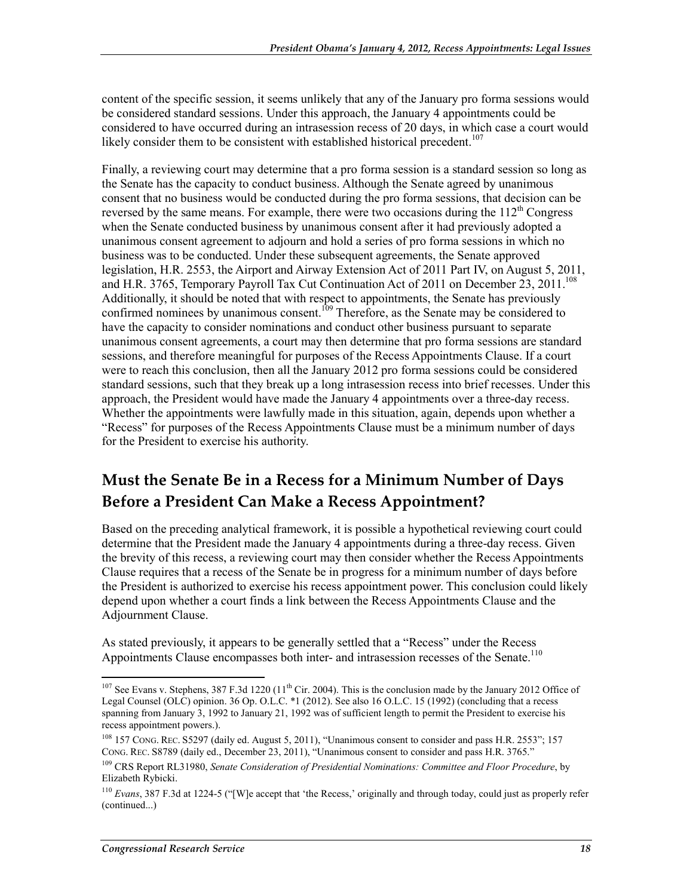content of the specific session, it seems unlikely that any of the January pro forma sessions would be considered standard sessions. Under this approach, the January 4 appointments could be considered to have occurred during an intrasession recess of 20 days, in which case a court would likely consider them to be consistent with established historical precedent.[107]

Finally, a reviewing court may determine that a pro forma session is a standard session so long as the Senate has the capacity to conduct business. Although the Senate agreed by unanimous consent that no business would be conducted during the pro forma sessions, that decision can be reversed by the same means. For example, there were two occasions during the 112th Congress when the Senate conducted business by unanimous consent after it had previously adopted a unanimous consent agreement to adjourn and hold a series of pro forma sessions in which no business was to be conducted. Under these subsequent agreements, the Senate approved legislation, H.R. 2553, the Airport and Airway Extension Act of 2011 Part IV, on August 5, 2011, and H.R. 3765, Temporary Payroll Tax Cut Continuation Act of 2011 on December 23, 2011.[108] Additionally, it should be noted that with respect to appointments, the Senate has previously confirmed nominees by unanimous consent.[109] Therefore, as the Senate may be considered to have the capacity to consider nominations and conduct other business pursuant to separate unanimous consent agreements, a court may then determine that pro forma sessions are standard sessions, and therefore meaningful for purposes of the Recess Appointments Clause. If a court were to reach this conclusion, then all the January 2012 pro forma sessions could be considered standard sessions, such that they break up a long intrasession recess into brief recesses. Under this approach, the President would have made the January 4 appointments over a three-day recess. Whether the appointments were lawfully made in this situation, again, depends upon whether a "Recess" for purposes of the Recess Appointments Clause must be a minimum number of days for the President to exercise his authority.

## Must the Senate Be in a Recess for a Minimum Number of Days Before a President Can Make a Recess Appointment?

Based on the preceding analytical framework, it is possible a hypothetical reviewing court could determine that the President made the January 4 appointments during a three-day recess. Given the brevity of this recess, a reviewing court may then consider whether the Recess Appointments Clause requires that a recess of the Senate be in progress for a minimum number of days before the President is authorized to exercise his recess appointment power. This conclusion could likely depend upon whether a court finds a link between the Recess Appointments Clause and the Adjournment Clause.

As stated previously, it appears to be generally settled that a "Recess" under the Recess Appointments Clause encompasses both inter- and intrasession recesses of the Senate.[110]

---

[107] See Evans v. Stephens, 387 F.3d 1220 (11th Cir. 2004). This is the conclusion made by the January 2012 Office of Legal Counsel (OLC) opinion. 36 Op. O.L.C. *1 (2012). See also 16 O.L.C. 15 (1992) (concluding that a recess spanning from January 3, 1992 to January 21, 1992 was of sufficient length to permit the President to exercise his recess appointment powers.).

[108] 157 CONG. REC. S5297 (daily ed. August 5, 2011), "Unanimous consent to consider and pass H.R. 2553"; 157 CONG. REC. S8789 (daily ed., December 23, 2011), "Unanimous consent to consider and pass H.R. 3765."

[109] CRS Report RL31980, *Senate Consideration of Presidential Nominations: Committee and Floor Procedure*, by Elizabeth Rybicki.

[110] *Evans*, 387 F.3d at 1224-5 ("[W]e accept that 'the Recess,' originally and through today, could just as properly refer (continued...)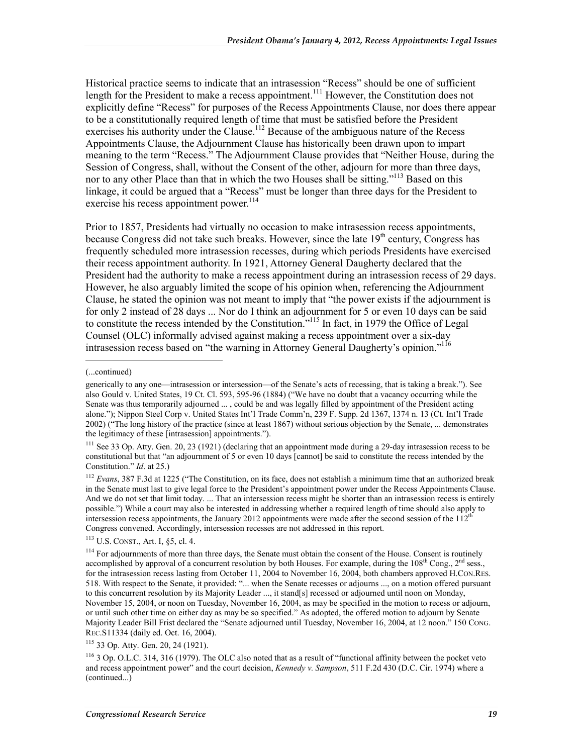Historical practice seems to indicate that an intrasession "Recess" should be one of sufficient length for the President to make a recess appointment.[111] However, the Constitution does not explicitly define "Recess" for purposes of the Recess Appointments Clause, nor does there appear to be a constitutionally required length of time that must be satisfied before the President exercises his authority under the Clause.[112] Because of the ambiguous nature of the Recess Appointments Clause, the Adjournment Clause has historically been drawn upon to impart meaning to the term "Recess." The Adjournment Clause provides that "Neither House, during the Session of Congress, shall, without the Consent of the other, adjourn for more than three days, nor to any other Place than that in which the two Houses shall be sitting."[113] Based on this linkage, it could be argued that a "Recess" must be longer than three days for the President to exercise his recess appointment power.[114]

Prior to 1857, Presidents had virtually no occasion to make intrasession recess appointments, because Congress did not take such breaks. However, since the late 19th century, Congress has frequently scheduled more intrasession recesses, during which periods Presidents have exercised their recess appointment authority. In 1921, Attorney General Daugherty declared that the President had the authority to make a recess appointment during an intrasession recess of 29 days. However, he also arguably limited the scope of his opinion when, referencing the Adjournment Clause, he stated the opinion was not meant to imply that "the power exists if the adjournment is for only 2 instead of 28 days ... Nor do I think an adjournment for 5 or even 10 days can be said to constitute the recess intended by the Constitution."[115] In fact, in 1979 the Office of Legal Counsel (OLC) informally advised against making a recess appointment over a six-day intrasession recess based on "the warning in Attorney General Daugherty's opinion."[116]

---

(...continued)

generically to any one—intrasession or intersession—of the Senate's acts of recessing, that is taking a break."). See also Gould v. United States, 19 Ct. Cl. 593, 595-96 (1884) ("We have no doubt that a vacancy occurring while the Senate was thus temporarily adjourned ... , could be and was legally filled by appointment of the President acting alone."); Nippon Steel Corp v. United States Int'l Trade Comm'n, 239 F. Supp. 2d 1367, 1374 n. 13 (Ct. Int'l Trade 2002) ("The long history of the practice (since at least 1867) without serious objection by the Senate, ... demonstrates the legitimacy of these [intrasession] appointments.").

[111] See 33 Op. Atty. Gen. 20, 23 (1921) (declaring that an appointment made during a 29-day intrasession recess to be constitutional but that "an adjournment of 5 or even 10 days [cannot] be said to constitute the recess intended by the Constitution." *Id*. at 25.)

[112] *Evans*, 387 F.3d at 1225 ("The Constitution, on its face, does not establish a minimum time that an authorized break in the Senate must last to give legal force to the President's appointment power under the Recess Appointments Clause. And we do not set that limit today. ... That an intersession recess might be shorter than an intrasession recess is entirely possible.") While a court may also be interested in addressing whether a required length of time should also apply to intersession recess appointments, the January 2012 appointments were made after the second session of the 112th Congress convened. Accordingly, intersession recesses are not addressed in this report.

[113] U.S. CONST., Art. I, §5, cl. 4.

[114] For adjournments of more than three days, the Senate must obtain the consent of the House. Consent is routinely accomplished by approval of a concurrent resolution by both Houses. For example, during the 108th Cong., 2nd sess., for the intrasession recess lasting from October 11, 2004 to November 16, 2004, both chambers approved H.CON.RES. 518. With respect to the Senate, it provided: "... when the Senate recesses or adjourns ..., on a motion offered pursuant to this concurrent resolution by its Majority Leader ..., it stand[s] recessed or adjourned until noon on Monday, November 15, 2004, or noon on Tuesday, November 16, 2004, as may be specified in the motion to recess or adjourn, or until such other time on either day as may be so specified." As adopted, the offered motion to adjourn by Senate Majority Leader Bill Frist declared the "Senate adjourned until Tuesday, November 16, 2004, at 12 noon." 150 CONG. REC.S11334 (daily ed. Oct. 16, 2004).

[115] 33 Op. Atty. Gen. 20, 24 (1921).

[116] 3 Op. O.L.C. 314, 316 (1979). The OLC also noted that as a result of "functional affinity between the pocket veto and recess appointment power" and the court decision, *Kennedy v. Sampson*, 511 F.2d 430 (D.C. Cir. 1974) where a (continued...)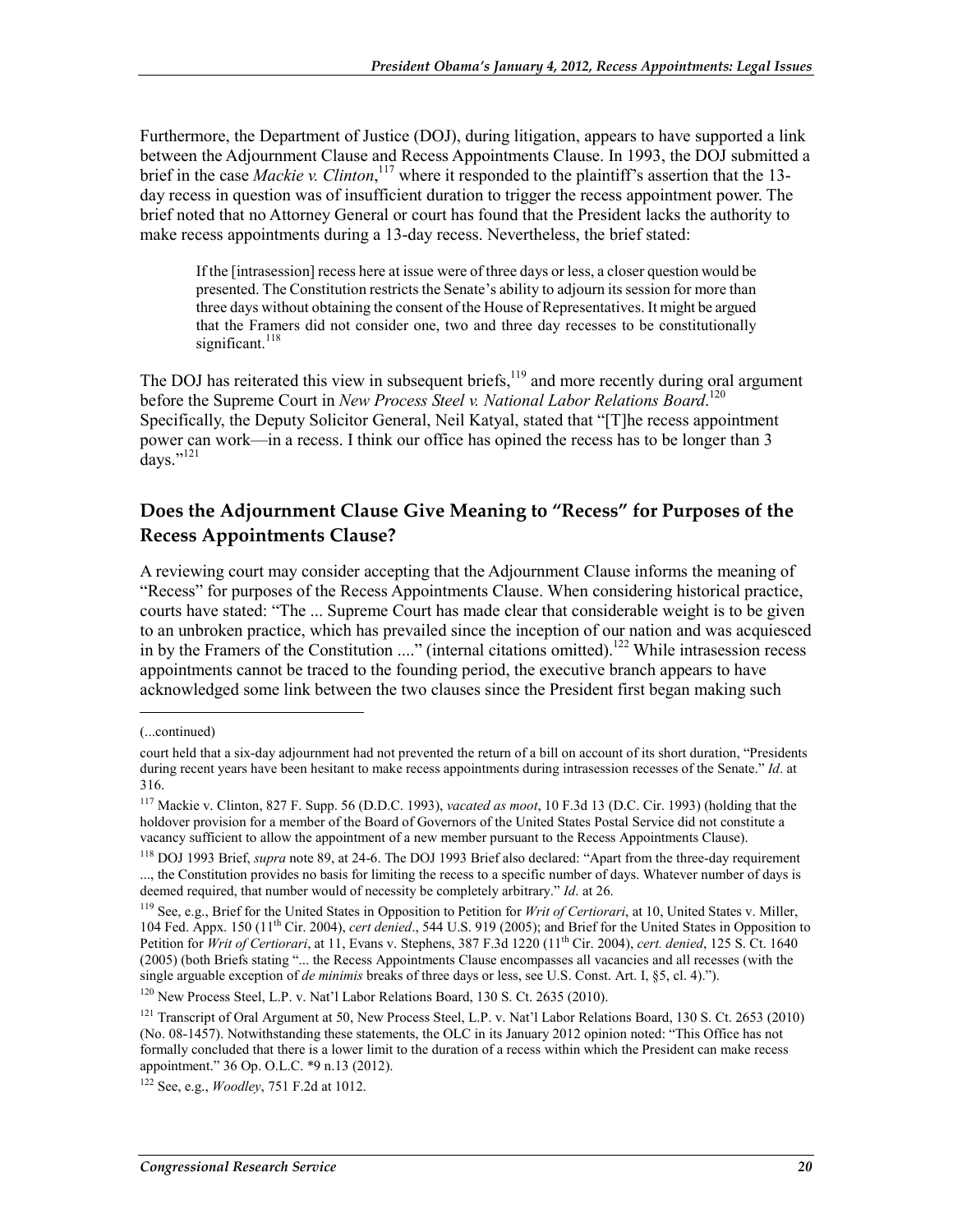Furthermore, the Department of Justice (DOJ), during litigation, appears to have supported a link between the Adjournment Clause and Recess Appointments Clause. In 1993, the DOJ submitted a brief in the case *Mackie v. Clinton*,[117] where it responded to the plaintiff's assertion that the 13-day recess in question was of insufficient duration to trigger the recess appointment power. The brief noted that no Attorney General or court has found that the President lacks the authority to make recess appointments during a 13-day recess. Nevertheless, the brief stated:

> If the [intrasession] recess here at issue were of three days or less, a closer question would be presented. The Constitution restricts the Senate's ability to adjourn its session for more than three days without obtaining the consent of the House of Representatives. It might be argued that the Framers did not consider one, two and three day recesses to be constitutionally significant.[118]

The DOJ has reiterated this view in subsequent briefs,[119] and more recently during oral argument before the Supreme Court in *New Process Steel v. National Labor Relations Board*.[120] Specifically, the Deputy Solicitor General, Neil Katyal, stated that "[T]he recess appointment power can work—in a recess. I think our office has opined the recess has to be longer than 3 days."[121]

## Does the Adjournment Clause Give Meaning to "Recess" for Purposes of the Recess Appointments Clause?

A reviewing court may consider accepting that the Adjournment Clause informs the meaning of "Recess" for purposes of the Recess Appointments Clause. When considering historical practice, courts have stated: "The ... Supreme Court has made clear that considerable weight is to be given to an unbroken practice, which has prevailed since the inception of our nation and was acquiesced in by the Framers of the Constitution ...." (internal citations omitted).[122] While intrasession recess appointments cannot be traced to the founding period, the executive branch appears to have acknowledged some link between the two clauses since the President first began making such

---

(...continued)

court held that a six-day adjournment had not prevented the return of a bill on account of its short duration, "Presidents during recent years have been hesitant to make recess appointments during intrasession recesses of the Senate." *Id*. at 316.

[117] Mackie v. Clinton, 827 F. Supp. 56 (D.D.C. 1993), *vacated as moot*, 10 F.3d 13 (D.C. Cir. 1993) (holding that the holdover provision for a member of the Board of Governors of the United States Postal Service did not constitute a vacancy sufficient to allow the appointment of a new member pursuant to the Recess Appointments Clause).

[118] DOJ 1993 Brief, *supra* note 89, at 24-6. The DOJ 1993 Brief also declared: "Apart from the three-day requirement ..., the Constitution provides no basis for limiting the recess to a specific number of days. Whatever number of days is deemed required, that number would of necessity be completely arbitrary." *Id*. at 26.

[119] See, e.g., Brief for the United States in Opposition to Petition for *Writ of Certiorari*, at 10, United States v. Miller, 104 Fed. Appx. 150 (11th Cir. 2004), *cert denied*., 544 U.S. 919 (2005); and Brief for the United States in Opposition to Petition for *Writ of Certiorari*, at 11, Evans v. Stephens, 387 F.3d 1220 (11th Cir. 2004), *cert. denied*, 125 S. Ct. 1640 (2005) (both Briefs stating "... the Recess Appointments Clause encompasses all vacancies and all recesses (with the single arguable exception of *de minimis* breaks of three days or less, see U.S. Const. Art. I, §5, cl. 4).").

[120] New Process Steel, L.P. v. Nat'l Labor Relations Board, 130 S. Ct. 2635 (2010).

[121] Transcript of Oral Argument at 50, New Process Steel, L.P. v. Nat'l Labor Relations Board, 130 S. Ct. 2653 (2010) (No. 08-1457). Notwithstanding these statements, the OLC in its January 2012 opinion noted: "This Office has not formally concluded that there is a lower limit to the duration of a recess within which the President can make recess appointment." 36 Op. O.L.C. *9 n.13 (2012).

[122] See, e.g., *Woodley*, 751 F.2d at 1012.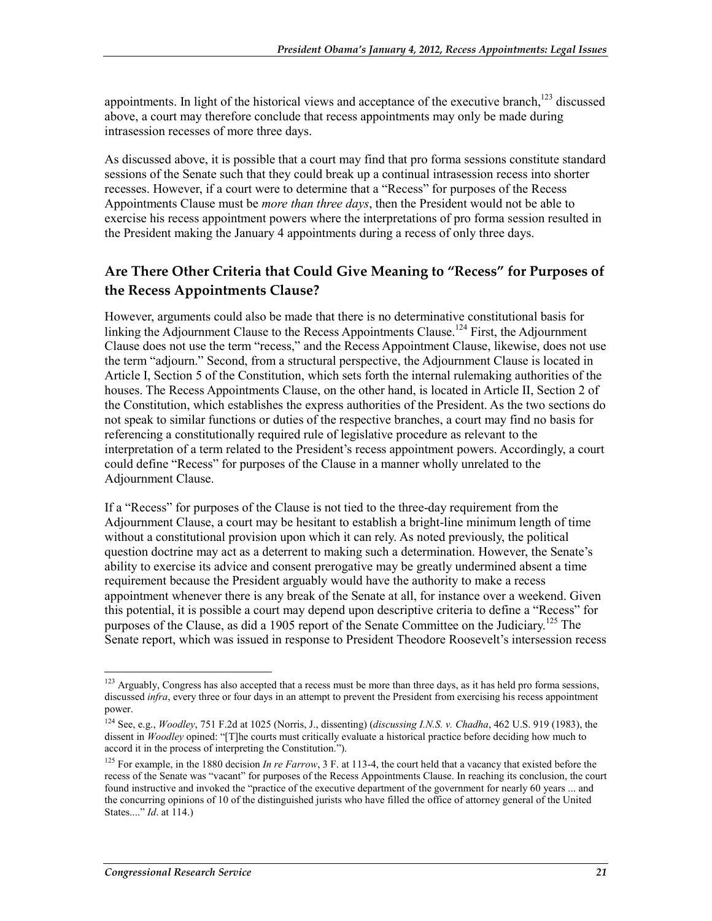appointments. In light of the historical views and acceptance of the executive branch,[123] discussed above, a court may therefore conclude that recess appointments may only be made during intrasession recesses of more three days.

As discussed above, it is possible that a court may find that pro forma sessions constitute standard sessions of the Senate such that they could break up a continual intrasession recess into shorter recesses. However, if a court were to determine that a "Recess" for purposes of the Recess Appointments Clause must be *more than three days*, then the President would not be able to exercise his recess appointment powers where the interpretations of pro forma session resulted in the President making the January 4 appointments during a recess of only three days.

## Are There Other Criteria that Could Give Meaning to "Recess" for Purposes of the Recess Appointments Clause?

However, arguments could also be made that there is no determinative constitutional basis for linking the Adjournment Clause to the Recess Appointments Clause.[124] First, the Adjournment Clause does not use the term "recess," and the Recess Appointment Clause, likewise, does not use the term "adjourn." Second, from a structural perspective, the Adjournment Clause is located in Article I, Section 5 of the Constitution, which sets forth the internal rulemaking authorities of the houses. The Recess Appointments Clause, on the other hand, is located in Article II, Section 2 of the Constitution, which establishes the express authorities of the President. As the two sections do not speak to similar functions or duties of the respective branches, a court may find no basis for referencing a constitutionally required rule of legislative procedure as relevant to the interpretation of a term related to the President's recess appointment powers. Accordingly, a court could define "Recess" for purposes of the Clause in a manner wholly unrelated to the Adjournment Clause.

If a "Recess" for purposes of the Clause is not tied to the three-day requirement from the Adjournment Clause, a court may be hesitant to establish a bright-line minimum length of time without a constitutional provision upon which it can rely. As noted previously, the political question doctrine may act as a deterrent to making such a determination. However, the Senate's ability to exercise its advice and consent prerogative may be greatly undermined absent a time requirement because the President arguably would have the authority to make a recess appointment whenever there is any break of the Senate at all, for instance over a weekend. Given this potential, it is possible a court may depend upon descriptive criteria to define a "Recess" for purposes of the Clause, as did a 1905 report of the Senate Committee on the Judiciary.[125] The Senate report, which was issued in response to President Theodore Roosevelt's intersession recess

---

[123] Arguably, Congress has also accepted that a recess must be more than three days, as it has held pro forma sessions, discussed *infra*, every three or four days in an attempt to prevent the President from exercising his recess appointment power.

[124] See, e.g., *Woodley*, 751 F.2d at 1025 (Norris, J., dissenting) (*discussing I.N.S. v. Chadha*, 462 U.S. 919 (1983), the dissent in *Woodley* opined: "[T]he courts must critically evaluate a historical practice before deciding how much to accord it in the process of interpreting the Constitution.").

[125] For example, in the 1880 decision *In re Farrow*, 3 F. at 113-4, the court held that a vacancy that existed before the recess of the Senate was "vacant" for purposes of the Recess Appointments Clause. In reaching its conclusion, the court found instructive and invoked the "practice of the executive department of the government for nearly 60 years ... and the concurring opinions of 10 of the distinguished jurists who have filled the office of attorney general of the United States...." *Id*. at 114.)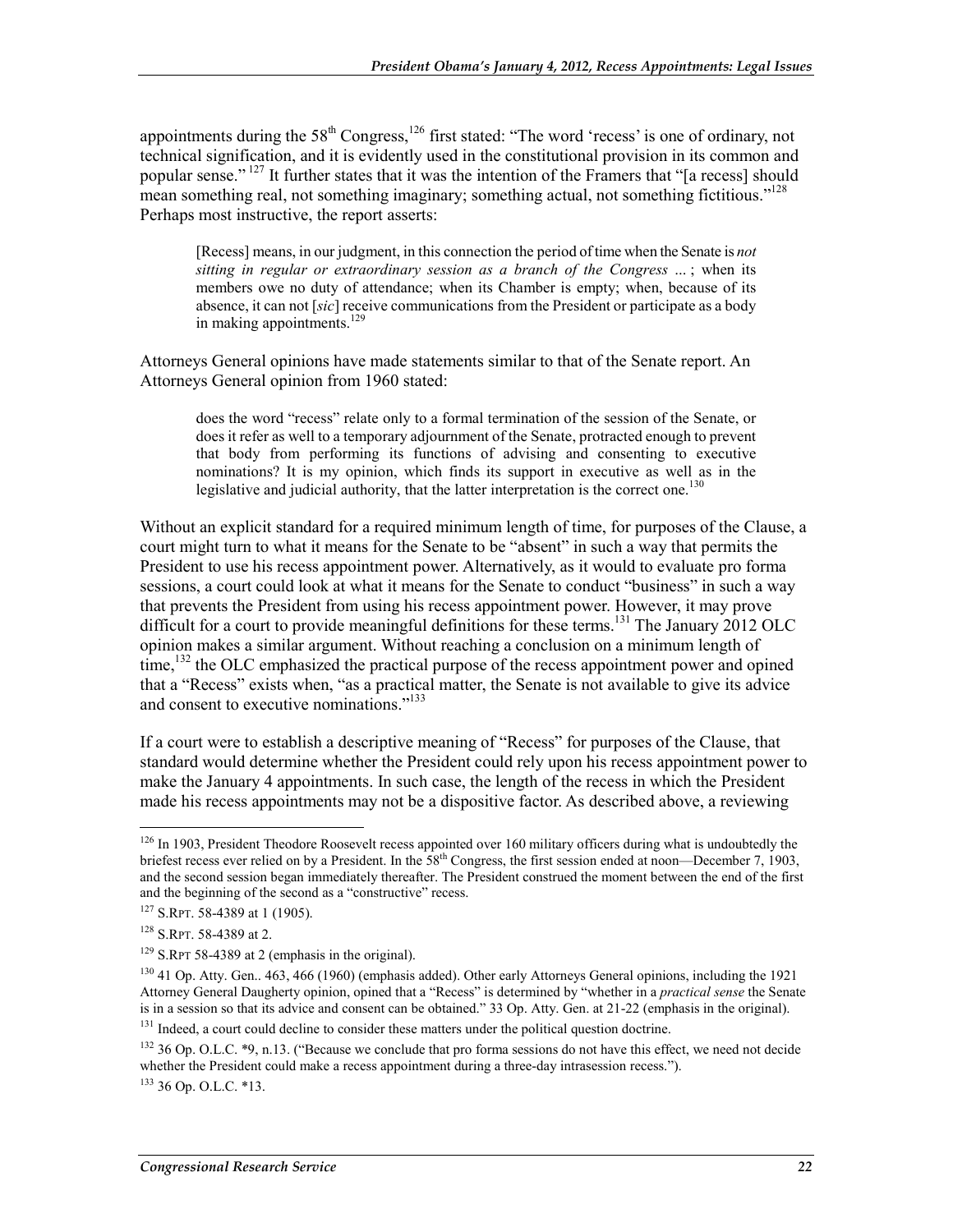appointments during the 58th Congress,[126] first stated: "The word 'recess' is one of ordinary, not technical signification, and it is evidently used in the constitutional provision in its common and popular sense."[127] It further states that it was the intention of the Framers that "[a recess] should mean something real, not something imaginary; something actual, not something fictitious."[128] Perhaps most instructive, the report asserts:

> [Recess] means, in our judgment, in this connection the period of time when the Senate is *not sitting in regular or extraordinary session as a branch of the Congress ...*; when its members owe no duty of attendance; when its Chamber is empty; when, because of its absence, it can not [*sic*] receive communications from the President or participate as a body in making appointments.[129]

Attorneys General opinions have made statements similar to that of the Senate report. An Attorneys General opinion from 1960 stated:

> does the word "recess" relate only to a formal termination of the session of the Senate, or does it refer as well to a temporary adjournment of the Senate, protracted enough to prevent that body from performing its functions of advising and consenting to executive nominations? It is my opinion, which finds its support in executive as well as in the legislative and judicial authority, that the latter interpretation is the correct one.[130]

Without an explicit standard for a required minimum length of time, for purposes of the Clause, a court might turn to what it means for the Senate to be "absent" in such a way that permits the President to use his recess appointment power. Alternatively, as it would to evaluate pro forma sessions, a court could look at what it means for the Senate to conduct "business" in such a way that prevents the President from using his recess appointment power. However, it may prove difficult for a court to provide meaningful definitions for these terms.[131] The January 2012 OLC opinion makes a similar argument. Without reaching a conclusion on a minimum length of time,[132] the OLC emphasized the practical purpose of the recess appointment power and opined that a "Recess" exists when, "as a practical matter, the Senate is not available to give its advice and consent to executive nominations."[133]

If a court were to establish a descriptive meaning of "Recess" for purposes of the Clause, that standard would determine whether the President could rely upon his recess appointment power to make the January 4 appointments. In such case, the length of the recess in which the President made his recess appointments may not be a dispositive factor. As described above, a reviewing

---

[126] In 1903, President Theodore Roosevelt recess appointed over 160 military officers during what is undoubtedly the briefest recess ever relied on by a President. In the 58th Congress, the first session ended at noon—December 7, 1903, and the second session began immediately thereafter. The President construed the moment between the end of the first and the beginning of the second as a "constructive" recess.

[127] S.RPT. 58-4389 at 1 (1905).

[128] S.RPT. 58-4389 at 2.

[129] S.RPT 58-4389 at 2 (emphasis in the original).

[130] 41 Op. Atty. Gen.. 463, 466 (1960) (emphasis added). Other early Attorneys General opinions, including the 1921 Attorney General Daugherty opinion, opined that a "Recess" is determined by "whether in a *practical sense* the Senate is in a session so that its advice and consent can be obtained." 33 Op. Atty. Gen. at 21-22 (emphasis in the original).

[131] Indeed, a court could decline to consider these matters under the political question doctrine.

[132] 36 Op. O.L.C. *9, n.13. ("Because we conclude that pro forma sessions do not have this effect, we need not decide whether the President could make a recess appointment during a three-day intrasession recess.").

[133] 36 Op. O.L.C. *13.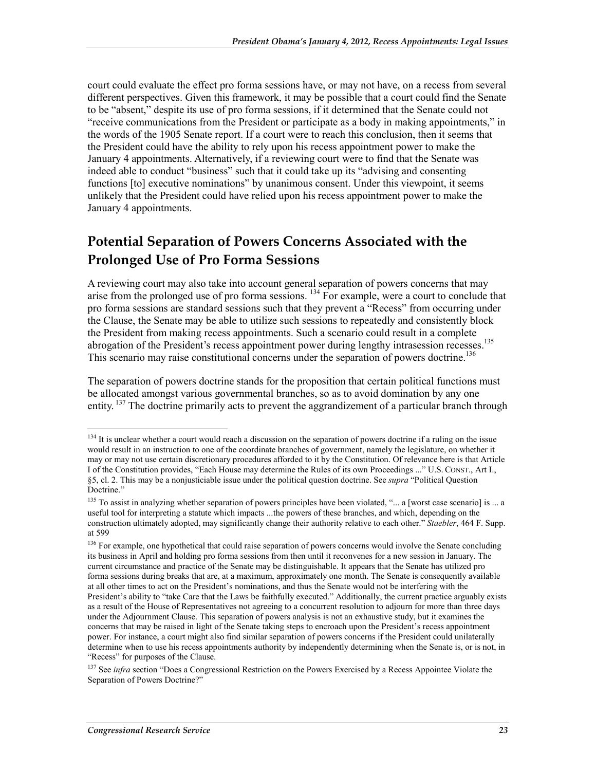court could evaluate the effect pro forma sessions have, or may not have, on a recess from several different perspectives. Given this framework, it may be possible that a court could find the Senate to be "absent," despite its use of pro forma sessions, if it determined that the Senate could not "receive communications from the President or participate as a body in making appointments," in the words of the 1905 Senate report. If a court were to reach this conclusion, then it seems that the President could have the ability to rely upon his recess appointment power to make the January 4 appointments. Alternatively, if a reviewing court were to find that the Senate was indeed able to conduct "business" such that it could take up its "advising and consenting functions [to] executive nominations" by unanimous consent. Under this viewpoint, it seems unlikely that the President could have relied upon his recess appointment power to make the January 4 appointments.

## Potential Separation of Powers Concerns Associated with the Prolonged Use of Pro Forma Sessions

A reviewing court may also take into account general separation of powers concerns that may arise from the prolonged use of pro forma sessions. [134] For example, were a court to conclude that pro forma sessions are standard sessions such that they prevent a "Recess" from occurring under the Clause, the Senate may be able to utilize such sessions to repeatedly and consistently block the President from making recess appointments. Such a scenario could result in a complete abrogation of the President's recess appointment power during lengthy intrasession recesses.[135] This scenario may raise constitutional concerns under the separation of powers doctrine.[136]

The separation of powers doctrine stands for the proposition that certain political functions must be allocated amongst various governmental branches, so as to avoid domination by any one entity. [137] The doctrine primarily acts to prevent the aggrandizement of a particular branch through

---

[134] It is unclear whether a court would reach a discussion on the separation of powers doctrine if a ruling on the issue would result in an instruction to one of the coordinate branches of government, namely the legislature, on whether it may or may not use certain discretionary procedures afforded to it by the Constitution. Of relevance here is that Article I of the Constitution provides, "Each House may determine the Rules of its own Proceedings ..." U.S. CONST., Art I., §5, cl. 2. This may be a nonjusticiable issue under the political question doctrine. See *supra* "Political Question Doctrine."

[135] To assist in analyzing whether separation of powers principles have been violated, "... a [worst case scenario] is ... a useful tool for interpreting a statute which impacts ...the powers of these branches, and which, depending on the construction ultimately adopted, may significantly change their authority relative to each other." *Staebler*, 464 F. Supp. at 599

[136] For example, one hypothetical that could raise separation of powers concerns would involve the Senate concluding its business in April and holding pro forma sessions from then until it reconvenes for a new session in January. The current circumstance and practice of the Senate may be distinguishable. It appears that the Senate has utilized pro forma sessions during breaks that are, at a maximum, approximately one month. The Senate is consequently available at all other times to act on the President's nominations, and thus the Senate would not be interfering with the President's ability to "take Care that the Laws be faithfully executed." Additionally, the current practice arguably exists as a result of the House of Representatives not agreeing to a concurrent resolution to adjourn for more than three days under the Adjournment Clause. This separation of powers analysis is not an exhaustive study, but it examines the concerns that may be raised in light of the Senate taking steps to encroach upon the President's recess appointment power. For instance, a court might also find similar separation of powers concerns if the President could unilaterally determine when to use his recess appointments authority by independently determining when the Senate is, or is not, in "Recess" for purposes of the Clause.

[137] See *infra* section "Does a Congressional Restriction on the Powers Exercised by a Recess Appointee Violate the Separation of Powers Doctrine?"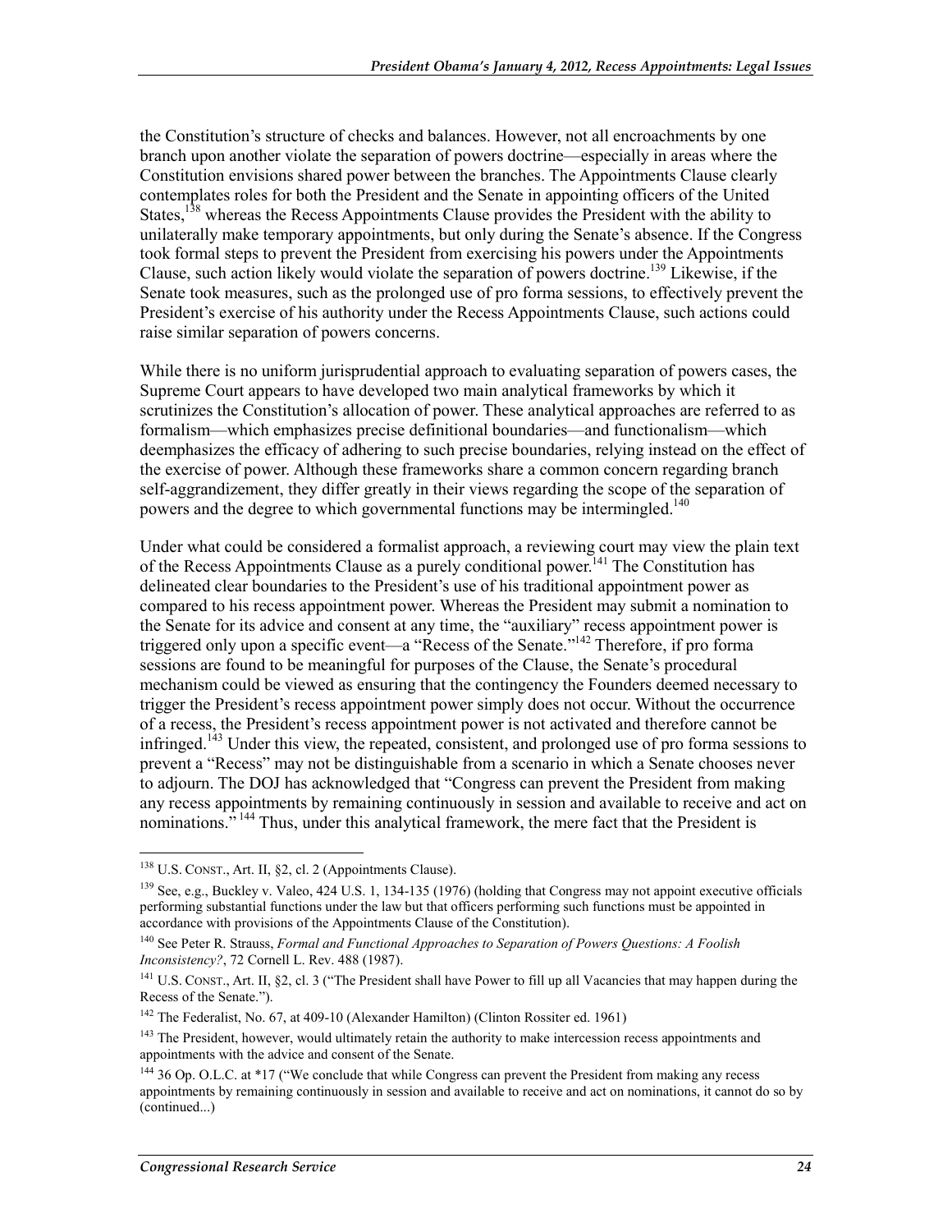the Constitution's structure of checks and balances. However, not all encroachments by one branch upon another violate the separation of powers doctrine—especially in areas where the Constitution envisions shared power between the branches. The Appointments Clause clearly contemplates roles for both the President and the Senate in appointing officers of the United States,[138] whereas the Recess Appointments Clause provides the President with the ability to unilaterally make temporary appointments, but only during the Senate's absence. If the Congress took formal steps to prevent the President from exercising his powers under the Appointments Clause, such action likely would violate the separation of powers doctrine.[139] Likewise, if the Senate took measures, such as the prolonged use of pro forma sessions, to effectively prevent the President's exercise of his authority under the Recess Appointments Clause, such actions could raise similar separation of powers concerns.

While there is no uniform jurisprudential approach to evaluating separation of powers cases, the Supreme Court appears to have developed two main analytical frameworks by which it scrutinizes the Constitution's allocation of power. These analytical approaches are referred to as formalism—which emphasizes precise definitional boundaries—and functionalism—which deemphasizes the efficacy of adhering to such precise boundaries, relying instead on the effect of the exercise of power. Although these frameworks share a common concern regarding branch self-aggrandizement, they differ greatly in their views regarding the scope of the separation of powers and the degree to which governmental functions may be intermingled.[140]

Under what could be considered a formalist approach, a reviewing court may view the plain text of the Recess Appointments Clause as a purely conditional power.[141] The Constitution has delineated clear boundaries to the President's use of his traditional appointment power as compared to his recess appointment power. Whereas the President may submit a nomination to the Senate for its advice and consent at any time, the "auxiliary" recess appointment power is triggered only upon a specific event—a "Recess of the Senate."[142] Therefore, if pro forma sessions are found to be meaningful for purposes of the Clause, the Senate's procedural mechanism could be viewed as ensuring that the contingency the Founders deemed necessary to trigger the President's recess appointment power simply does not occur. Without the occurrence of a recess, the President's recess appointment power is not activated and therefore cannot be infringed.[143] Under this view, the repeated, consistent, and prolonged use of pro forma sessions to prevent a "Recess" may not be distinguishable from a scenario in which a Senate chooses never to adjourn. The DOJ has acknowledged that "Congress can prevent the President from making any recess appointments by remaining continuously in session and available to receive and act on nominations."[144] Thus, under this analytical framework, the mere fact that the President is

---

[138] U.S. CONST., Art. II, §2, cl. 2 (Appointments Clause).

[139] See, e.g., Buckley v. Valeo, 424 U.S. 1, 134-135 (1976) (holding that Congress may not appoint executive officials performing substantial functions under the law but that officers performing such functions must be appointed in accordance with provisions of the Appointments Clause of the Constitution).

[140] See Peter R. Strauss, *Formal and Functional Approaches to Separation of Powers Questions: A Foolish Inconsistency?*, 72 Cornell L. Rev. 488 (1987).

[141] U.S. CONST., Art. II, §2, cl. 3 ("The President shall have Power to fill up all Vacancies that may happen during the Recess of the Senate.").

[142] The Federalist, No. 67, at 409-10 (Alexander Hamilton) (Clinton Rossiter ed. 1961)

[143] The President, however, would ultimately retain the authority to make intercession recess appointments and appointments with the advice and consent of the Senate.

[144] 36 Op. O.L.C. at *17 ("We conclude that while Congress can prevent the President from making any recess appointments by remaining continuously in session and available to receive and act on nominations, it cannot do so by (continued...)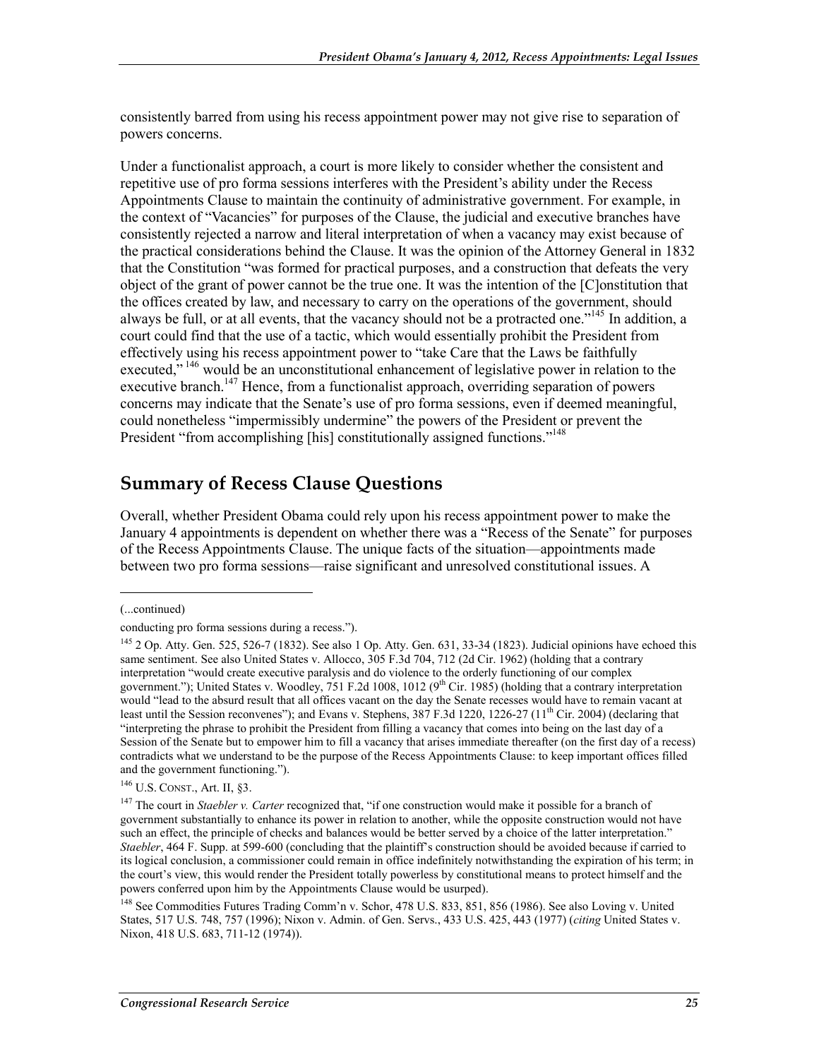consistently barred from using his recess appointment power may not give rise to separation of powers concerns.

Under a functionalist approach, a court is more likely to consider whether the consistent and repetitive use of pro forma sessions interferes with the President's ability under the Recess Appointments Clause to maintain the continuity of administrative government. For example, in the context of "Vacancies" for purposes of the Clause, the judicial and executive branches have consistently rejected a narrow and literal interpretation of when a vacancy may exist because of the practical considerations behind the Clause. It was the opinion of the Attorney General in 1832 that the Constitution "was formed for practical purposes, and a construction that defeats the very object of the grant of power cannot be the true one. It was the intention of the [C]onstitution that the offices created by law, and necessary to carry on the operations of the government, should always be full, or at all events, that the vacancy should not be a protracted one."[145] In addition, a court could find that the use of a tactic, which would essentially prohibit the President from effectively using his recess appointment power to "take Care that the Laws be faithfully executed," [146] would be an unconstitutional enhancement of legislative power in relation to the executive branch.[147] Hence, from a functionalist approach, overriding separation of powers concerns may indicate that the Senate's use of pro forma sessions, even if deemed meaningful, could nonetheless "impermissibly undermine" the powers of the President or prevent the President "from accomplishing [his] constitutionally assigned functions."[148]

## Summary of Recess Clause Questions

Overall, whether President Obama could rely upon his recess appointment power to make the January 4 appointments is dependent on whether there was a "Recess of the Senate" for purposes of the Recess Appointments Clause. The unique facts of the situation—appointments made between two pro forma sessions—raise significant and unresolved constitutional issues. A

---

(...continued)

conducting pro forma sessions during a recess.").

[145] 2 Op. Atty. Gen. 525, 526-7 (1832). See also 1 Op. Atty. Gen. 631, 33-34 (1823). Judicial opinions have echoed this same sentiment. See also United States v. Allocco, 305 F.3d 704, 712 (2d Cir. 1962) (holding that a contrary interpretation "would create executive paralysis and do violence to the orderly functioning of our complex government."); United States v. Woodley, 751 F.2d 1008, 1012 (9th Cir. 1985) (holding that a contrary interpretation would "lead to the absurd result that all offices vacant on the day the Senate recesses would have to remain vacant at least until the Session reconvenes"); and Evans v. Stephens, 387 F.3d 1220, 1226-27 (11th Cir. 2004) (declaring that "interpreting the phrase to prohibit the President from filling a vacancy that comes into being on the last day of a Session of the Senate but to empower him to fill a vacancy that arises immediate thereafter (on the first day of a recess) contradicts what we understand to be the purpose of the Recess Appointments Clause: to keep important offices filled and the government functioning.").

[146] U.S. CONST., Art. II, §3.

[147] The court in *Staebler v. Carter* recognized that, "if one construction would make it possible for a branch of government substantially to enhance its power in relation to another, while the opposite construction would not have such an effect, the principle of checks and balances would be better served by a choice of the latter interpretation." *Staebler*, 464 F. Supp. at 599-600 (concluding that the plaintiff's construction should be avoided because if carried to its logical conclusion, a commissioner could remain in office indefinitely notwithstanding the expiration of his term; in the court's view, this would render the President totally powerless by constitutional means to protect himself and the powers conferred upon him by the Appointments Clause would be usurped).

[148] See Commodities Futures Trading Comm'n v. Schor, 478 U.S. 833, 851, 856 (1986). See also Loving v. United States, 517 U.S. 748, 757 (1996); Nixon v. Admin. of Gen. Servs., 433 U.S. 425, 443 (1977) (*citing* United States v. Nixon, 418 U.S. 683, 711-12 (1974)).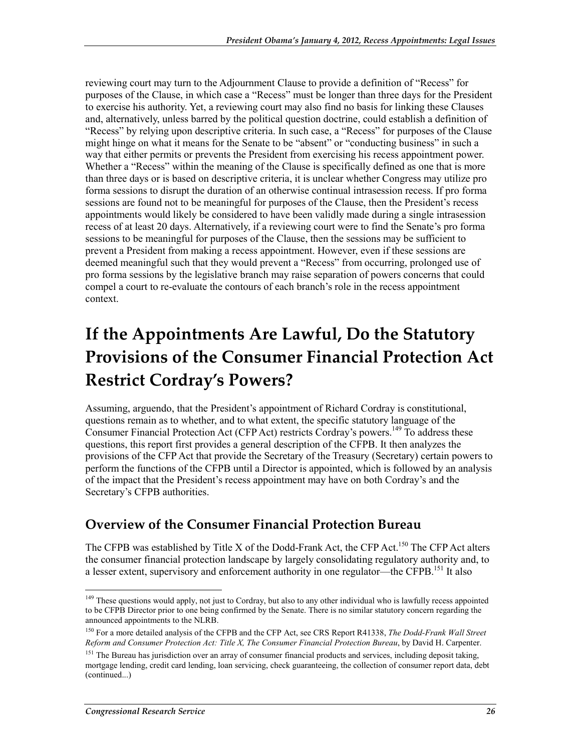reviewing court may turn to the Adjournment Clause to provide a definition of "Recess" for purposes of the Clause, in which case a "Recess" must be longer than three days for the President to exercise his authority. Yet, a reviewing court may also find no basis for linking these Clauses and, alternatively, unless barred by the political question doctrine, could establish a definition of "Recess" by relying upon descriptive criteria. In such case, a "Recess" for purposes of the Clause might hinge on what it means for the Senate to be "absent" or "conducting business" in such a way that either permits or prevents the President from exercising his recess appointment power. Whether a "Recess" within the meaning of the Clause is specifically defined as one that is more than three days or is based on descriptive criteria, it is unclear whether Congress may utilize pro forma sessions to disrupt the duration of an otherwise continual intrasession recess. If pro forma sessions are found not to be meaningful for purposes of the Clause, then the President's recess appointments would likely be considered to have been validly made during a single intrasession recess of at least 20 days. Alternatively, if a reviewing court were to find the Senate's pro forma sessions to be meaningful for purposes of the Clause, then the sessions may be sufficient to prevent a President from making a recess appointment. However, even if these sessions are deemed meaningful such that they would prevent a "Recess" from occurring, prolonged use of pro forma sessions by the legislative branch may raise separation of powers concerns that could compel a court to re-evaluate the contours of each branch's role in the recess appointment context.

# If the Appointments Are Lawful, Do the Statutory Provisions of the Consumer Financial Protection Act Restrict Cordray's Powers?

Assuming, arguendo, that the President's appointment of Richard Cordray is constitutional, questions remain as to whether, and to what extent, the specific statutory language of the Consumer Financial Protection Act (CFP Act) restricts Cordray's powers.[149] To address these questions, this report first provides a general description of the CFPB. It then analyzes the provisions of the CFP Act that provide the Secretary of the Treasury (Secretary) certain powers to perform the functions of the CFPB until a Director is appointed, which is followed by an analysis of the impact that the President's recess appointment may have on both Cordray's and the Secretary's CFPB authorities.

## Overview of the Consumer Financial Protection Bureau

The CFPB was established by Title X of the Dodd-Frank Act, the CFP Act.[150] The CFP Act alters the consumer financial protection landscape by largely consolidating regulatory authority and, to a lesser extent, supervisory and enforcement authority in one regulator—the CFPB.[151] It also

---

[149] These questions would apply, not just to Cordray, but also to any other individual who is lawfully recess appointed to be CFPB Director prior to one being confirmed by the Senate. There is no similar statutory concern regarding the announced appointments to the NLRB.

[150] For a more detailed analysis of the CFPB and the CFP Act, see CRS Report R41338, *The Dodd-Frank Wall Street Reform and Consumer Protection Act: Title X, The Consumer Financial Protection Bureau*, by David H. Carpenter.

[151] The Bureau has jurisdiction over an array of consumer financial products and services, including deposit taking, mortgage lending, credit card lending, loan servicing, check guaranteeing, the collection of consumer report data, debt (continued...)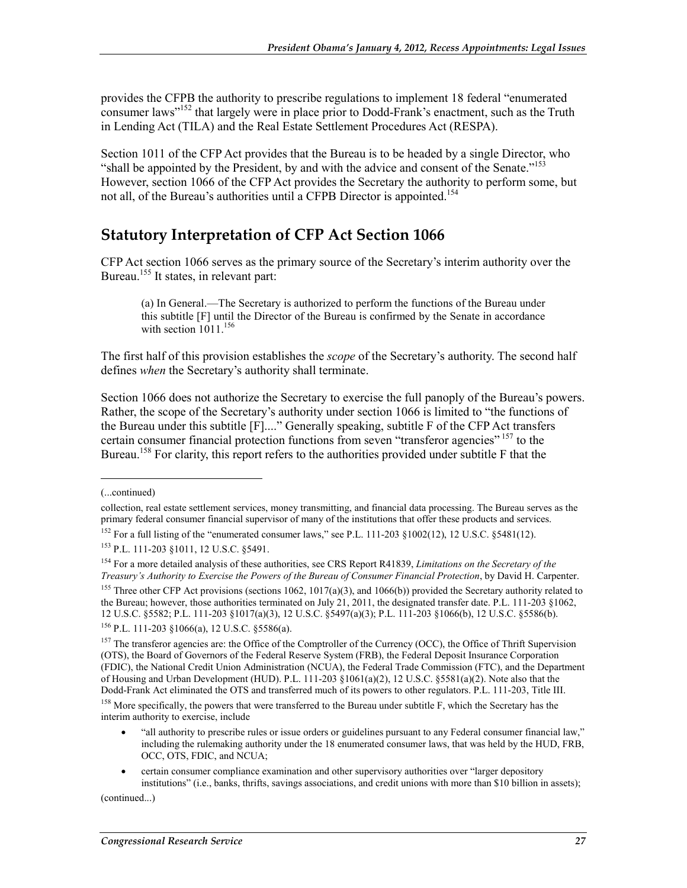provides the CFPB the authority to prescribe regulations to implement 18 federal "enumerated consumer laws"[152] that largely were in place prior to Dodd-Frank's enactment, such as the Truth in Lending Act (TILA) and the Real Estate Settlement Procedures Act (RESPA).

Section 1011 of the CFP Act provides that the Bureau is to be headed by a single Director, who "shall be appointed by the President, by and with the advice and consent of the Senate."[153] However, section 1066 of the CFP Act provides the Secretary the authority to perform some, but not all, of the Bureau's authorities until a CFPB Director is appointed.[154]

## Statutory Interpretation of CFP Act Section 1066

CFP Act section 1066 serves as the primary source of the Secretary's interim authority over the Bureau.[155] It states, in relevant part:

> (a) In General.—The Secretary is authorized to perform the functions of the Bureau under this subtitle [F] until the Director of the Bureau is confirmed by the Senate in accordance with section 1011.[156]

The first half of this provision establishes the *scope* of the Secretary's authority. The second half defines *when* the Secretary's authority shall terminate.

Section 1066 does not authorize the Secretary to exercise the full panoply of the Bureau's powers. Rather, the scope of the Secretary's authority under section 1066 is limited to "the functions of the Bureau under this subtitle [F]...." Generally speaking, subtitle F of the CFP Act transfers certain consumer financial protection functions from seven "transferor agencies"[157] to the Bureau.[158] For clarity, this report refers to the authorities provided under subtitle F that the

---

(...continued)

collection, real estate settlement services, money transmitting, and financial data processing. The Bureau serves as the primary federal consumer financial supervisor of many of the institutions that offer these products and services.

[152] For a full listing of the "enumerated consumer laws," see P.L. 111-203 §1002(12), 12 U.S.C. §5481(12).

[153] P.L. 111-203 §1011, 12 U.S.C. §5491.

[154] For a more detailed analysis of these authorities, see CRS Report R41839, *Limitations on the Secretary of the Treasury's Authority to Exercise the Powers of the Bureau of Consumer Financial Protection*, by David H. Carpenter.

[155] Three other CFP Act provisions (sections 1062, 1017(a)(3), and 1066(b)) provided the Secretary authority related to the Bureau; however, those authorities terminated on July 21, 2011, the designated transfer date. P.L. 111-203 §1062, 12 U.S.C. §5582; P.L. 111-203 §1017(a)(3), 12 U.S.C. §5497(a)(3); P.L. 111-203 §1066(b), 12 U.S.C. §5586(b).

[156] P.L. 111-203 §1066(a), 12 U.S.C. §5586(a).

[157] The transferor agencies are: the Office of the Comptroller of the Currency (OCC), the Office of Thrift Supervision (OTS), the Board of Governors of the Federal Reserve System (FRB), the Federal Deposit Insurance Corporation (FDIC), the National Credit Union Administration (NCUA), the Federal Trade Commission (FTC), and the Department of Housing and Urban Development (HUD). P.L. 111-203 §1061(a)(2), 12 U.S.C. §5581(a)(2). Note also that the Dodd-Frank Act eliminated the OTS and transferred much of its powers to other regulators. P.L. 111-203, Title III.

[158] More specifically, the powers that were transferred to the Bureau under subtitle F, which the Secretary has the interim authority to exercise, include

- "all authority to prescribe rules or issue orders or guidelines pursuant to any Federal consumer financial law," including the rulemaking authority under the 18 enumerated consumer laws, that was held by the HUD, FRB, OCC, OTS, FDIC, and NCUA;
- certain consumer compliance examination and other supervisory authorities over "larger depository institutions" (i.e., banks, thrifts, savings associations, and credit unions with more than $10 billion in assets);

(continued...)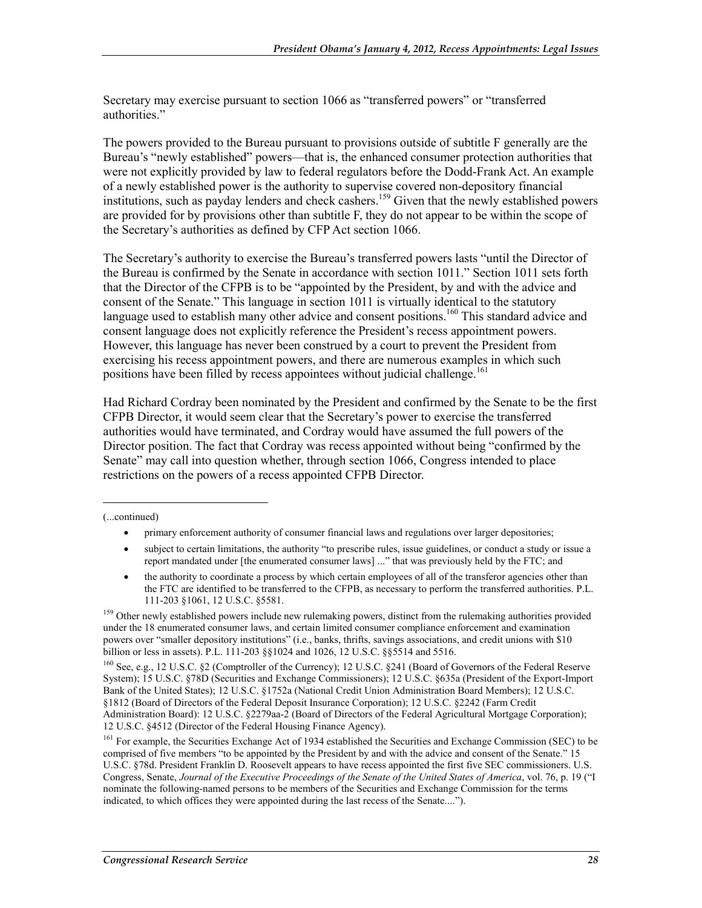Secretary may exercise pursuant to section 1066 as "transferred powers" or "transferred authorities."

The powers provided to the Bureau pursuant to provisions outside of subtitle F generally are the Bureau's "newly established" powers—that is, the enhanced consumer protection authorities that were not explicitly provided by law to federal regulators before the Dodd-Frank Act. An example of a newly established power is the authority to supervise covered non-depository financial institutions, such as payday lenders and check cashers.[159] Given that the newly established powers are provided for by provisions other than subtitle F, they do not appear to be within the scope of the Secretary's authorities as defined by CFP Act section 1066.

The Secretary's authority to exercise the Bureau's transferred powers lasts "until the Director of the Bureau is confirmed by the Senate in accordance with section 1011." Section 1011 sets forth that the Director of the CFPB is to be "appointed by the President, by and with the advice and consent of the Senate." This language in section 1011 is virtually identical to the statutory language used to establish many other advice and consent positions.[160] This standard advice and consent language does not explicitly reference the President's recess appointment powers. However, this language has never been construed by a court to prevent the President from exercising his recess appointment powers, and there are numerous examples in which such positions have been filled by recess appointees without judicial challenge.[161]

Had Richard Cordray been nominated by the President and confirmed by the Senate to be the first CFPB Director, it would seem clear that the Secretary's power to exercise the transferred authorities would have terminated, and Cordray would have assumed the full powers of the Director position. The fact that Cordray was recess appointed without being "confirmed by the Senate" may call into question whether, through section 1066, Congress intended to place restrictions on the powers of a recess appointed CFPB Director.

---

(...continued)

- primary enforcement authority of consumer financial laws and regulations over larger depositories;
- subject to certain limitations, the authority "to prescribe rules, issue guidelines, or conduct a study or issue a report mandated under [the enumerated consumer laws] ..." that was previously held by the FTC; and
- the authority to coordinate a process by which certain employees of all of the transferor agencies other than the FTC are identified to be transferred to the CFPB, as necessary to perform the transferred authorities. P.L. 111-203 §1061, 12 U.S.C. §5581.

[159] Other newly established powers include new rulemaking powers, distinct from the rulemaking authorities provided under the 18 enumerated consumer laws, and certain limited consumer compliance enforcement and examination powers over "smaller depository institutions" (i.e., banks, thrifts, savings associations, and credit unions with $10 billion or less in assets). P.L. 111-203 §§1024 and 1026, 12 U.S.C. §§5514 and 5516.

[160] See, e.g., 12 U.S.C. §2 (Comptroller of the Currency); 12 U.S.C. §241 (Board of Governors of the Federal Reserve System); 15 U.S.C. §78D (Securities and Exchange Commissioners); 12 U.S.C. §635a (President of the Export-Import Bank of the United States); 12 U.S.C. §1752a (National Credit Union Administration Board Members); 12 U.S.C. §1812 (Board of Directors of the Federal Deposit Insurance Corporation); 12 U.S.C. §2242 (Farm Credit Administration Board): 12 U.S.C. §2279aa-2 (Board of Directors of the Federal Agricultural Mortgage Corporation); 12 U.S.C. §4512 (Director of the Federal Housing Finance Agency).

[161] For example, the Securities Exchange Act of 1934 established the Securities and Exchange Commission (SEC) to be comprised of five members "to be appointed by the President by and with the advice and consent of the Senate." 15 U.S.C. §78d. President Franklin D. Roosevelt appears to have recess appointed the first five SEC commissioners. U.S. Congress, Senate, *Journal of the Executive Proceedings of the Senate of the United States of America*, vol. 76, p. 19 ("I nominate the following-named persons to be members of the Securities and Exchange Commission for the terms indicated, to which offices they were appointed during the last recess of the Senate....").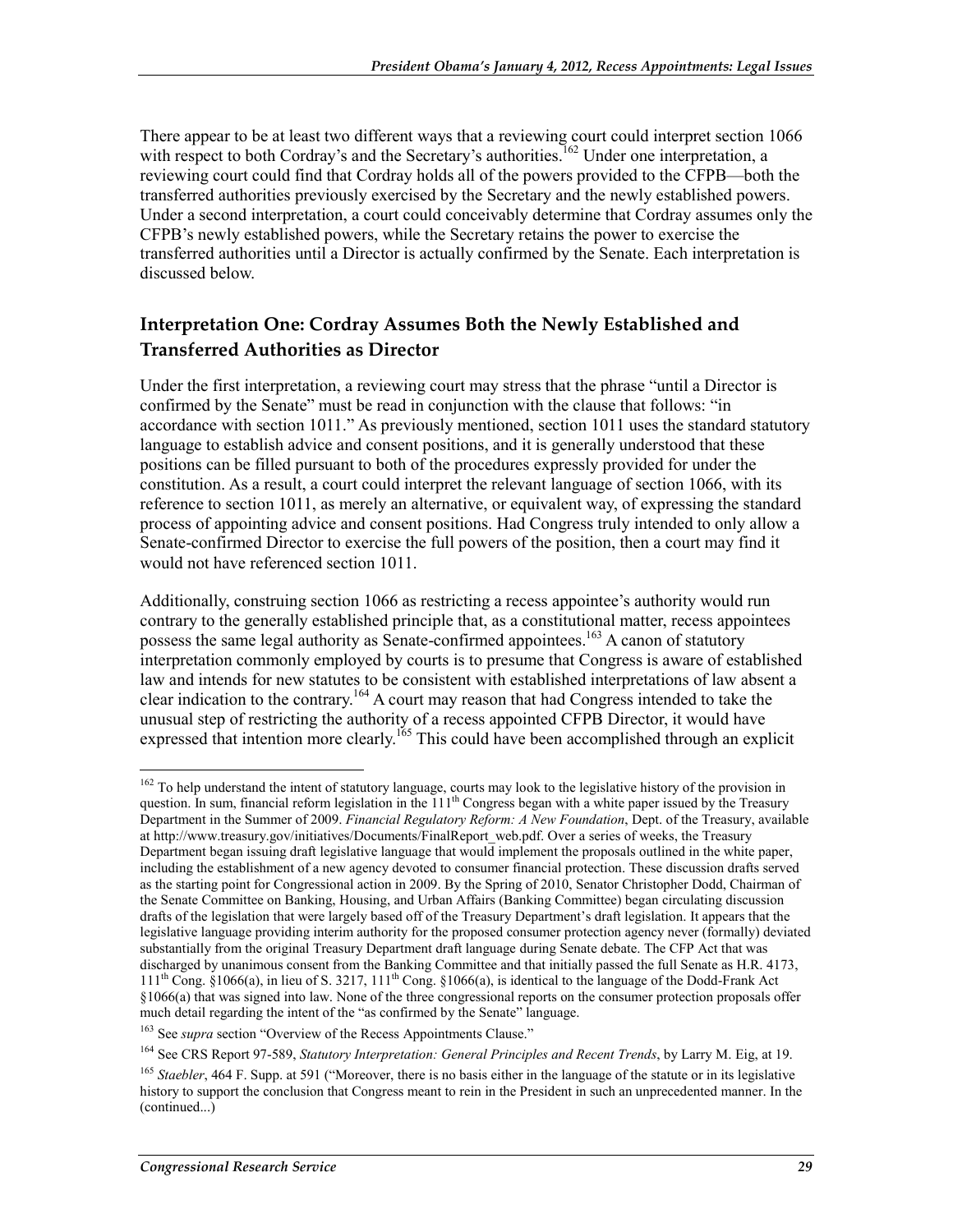There appear to be at least two different ways that a reviewing court could interpret section 1066 with respect to both Cordray's and the Secretary's authorities.[162] Under one interpretation, a reviewing court could find that Cordray holds all of the powers provided to the CFPB—both the transferred authorities previously exercised by the Secretary and the newly established powers. Under a second interpretation, a court could conceivably determine that Cordray assumes only the CFPB's newly established powers, while the Secretary retains the power to exercise the transferred authorities until a Director is actually confirmed by the Senate. Each interpretation is discussed below.

## Interpretation One: Cordray Assumes Both the Newly Established and Transferred Authorities as Director

Under the first interpretation, a reviewing court may stress that the phrase "until a Director is confirmed by the Senate" must be read in conjunction with the clause that follows: "in accordance with section 1011." As previously mentioned, section 1011 uses the standard statutory language to establish advice and consent positions, and it is generally understood that these positions can be filled pursuant to both of the procedures expressly provided for under the constitution. As a result, a court could interpret the relevant language of section 1066, with its reference to section 1011, as merely an alternative, or equivalent way, of expressing the standard process of appointing advice and consent positions. Had Congress truly intended to only allow a Senate-confirmed Director to exercise the full powers of the position, then a court may find it would not have referenced section 1011.

Additionally, construing section 1066 as restricting a recess appointee's authority would run contrary to the generally established principle that, as a constitutional matter, recess appointees possess the same legal authority as Senate-confirmed appointees.[163] A canon of statutory interpretation commonly employed by courts is to presume that Congress is aware of established law and intends for new statutes to be consistent with established interpretations of law absent a clear indication to the contrary.[164] A court may reason that had Congress intended to take the unusual step of restricting the authority of a recess appointed CFPB Director, it would have expressed that intention more clearly.[165] This could have been accomplished through an explicit

---

[162] To help understand the intent of statutory language, courts may look to the legislative history of the provision in question. In sum, financial reform legislation in the 111th Congress began with a white paper issued by the Treasury Department in the Summer of 2009. *Financial Regulatory Reform: A New Foundation*, Dept. of the Treasury, available at http://www.treasury.gov/initiatives/Documents/FinalReport_web.pdf. Over a series of weeks, the Treasury Department began issuing draft legislative language that would implement the proposals outlined in the white paper, including the establishment of a new agency devoted to consumer financial protection. These discussion drafts served as the starting point for Congressional action in 2009. By the Spring of 2010, Senator Christopher Dodd, Chairman of the Senate Committee on Banking, Housing, and Urban Affairs (Banking Committee) began circulating discussion drafts of the legislation that were largely based off of the Treasury Department's draft legislation. It appears that the legislative language providing interim authority for the proposed consumer protection agency never (formally) deviated substantially from the original Treasury Department draft language during Senate debate. The CFP Act that was discharged by unanimous consent from the Banking Committee and that initially passed the full Senate as H.R. 4173, 111th Cong. §1066(a), in lieu of S. 3217, 111th Cong. §1066(a), is identical to the language of the Dodd-Frank Act §1066(a) that was signed into law. None of the three congressional reports on the consumer protection proposals offer much detail regarding the intent of the "as confirmed by the Senate" language.

[163] See *supra* section "Overview of the Recess Appointments Clause."

[164] See CRS Report 97-589, *Statutory Interpretation: General Principles and Recent Trends*, by Larry M. Eig, at 19.

[165] *Staebler*, 464 F. Supp. at 591 ("Moreover, there is no basis either in the language of the statute or in its legislative history to support the conclusion that Congress meant to rein in the President in such an unprecedented manner. In the (continued...)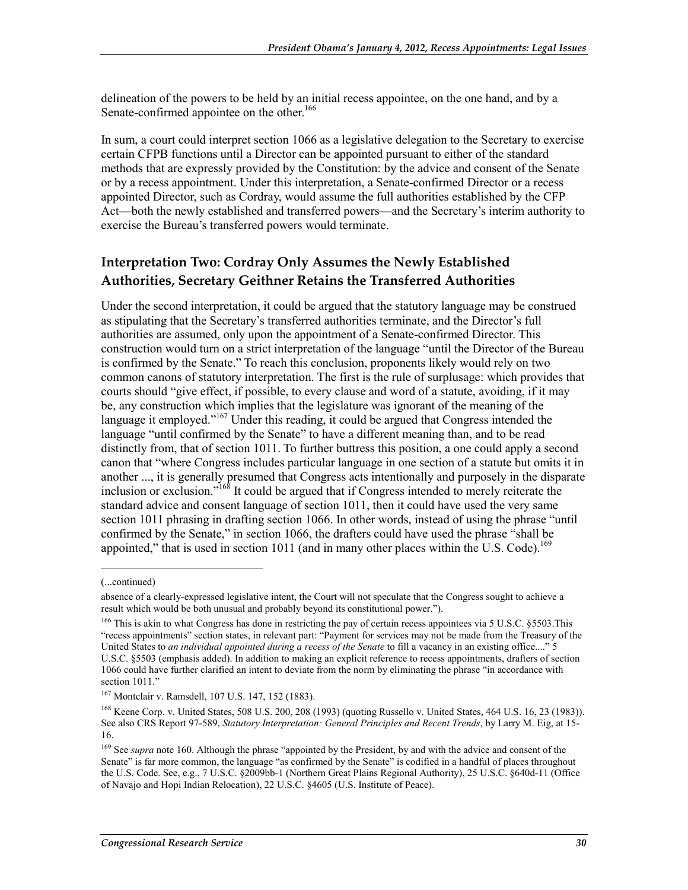delineation of the powers to be held by an initial recess appointee, on the one hand, and by a Senate-confirmed appointee on the other.[166]

In sum, a court could interpret section 1066 as a legislative delegation to the Secretary to exercise certain CFPB functions until a Director can be appointed pursuant to either of the standard methods that are expressly provided by the Constitution: by the advice and consent of the Senate or by a recess appointment. Under this interpretation, a Senate-confirmed Director or a recess appointed Director, such as Cordray, would assume the full authorities established by the CFP Act—both the newly established and transferred powers—and the Secretary's interim authority to exercise the Bureau's transferred powers would terminate.

## Interpretation Two: Cordray Only Assumes the Newly Established Authorities, Secretary Geithner Retains the Transferred Authorities

Under the second interpretation, it could be argued that the statutory language may be construed as stipulating that the Secretary's transferred authorities terminate, and the Director's full authorities are assumed, only upon the appointment of a Senate-confirmed Director. This construction would turn on a strict interpretation of the language "until the Director of the Bureau is confirmed by the Senate." To reach this conclusion, proponents likely would rely on two common canons of statutory interpretation. The first is the rule of surplusage: which provides that courts should "give effect, if possible, to every clause and word of a statute, avoiding, if it may be, any construction which implies that the legislature was ignorant of the meaning of the language it employed."[167] Under this reading, it could be argued that Congress intended the language "until confirmed by the Senate" to have a different meaning than, and to be read distinctly from, that of section 1011. To further buttress this position, a one could apply a second canon that "where Congress includes particular language in one section of a statute but omits it in another ..., it is generally presumed that Congress acts intentionally and purposely in the disparate inclusion or exclusion."[168] It could be argued that if Congress intended to merely reiterate the standard advice and consent language of section 1011, then it could have used the very same section 1011 phrasing in drafting section 1066. In other words, instead of using the phrase "until confirmed by the Senate," in section 1066, the drafters could have used the phrase "shall be appointed," that is used in section 1011 (and in many other places within the U.S. Code).[169]

---

(...continued)

absence of a clearly-expressed legislative intent, the Court will not speculate that the Congress sought to achieve a result which would be both unusual and probably beyond its constitutional power.").

[166] This is akin to what Congress has done in restricting the pay of certain recess appointees via 5 U.S.C. §5503.This "recess appointments" section states, in relevant part: "Payment for services may not be made from the Treasury of the United States to *an individual appointed during a recess of the Senate* to fill a vacancy in an existing office...." 5 U.S.C. §5503 (emphasis added). In addition to making an explicit reference to recess appointments, drafters of section 1066 could have further clarified an intent to deviate from the norm by eliminating the phrase "in accordance with section 1011."

[167] Montclair v. Ramsdell, 107 U.S. 147, 152 (1883).

[168] Keene Corp. v. United States, 508 U.S. 200, 208 (1993) (quoting Russello v. United States, 464 U.S. 16, 23 (1983)). See also CRS Report 97-589, *Statutory Interpretation: General Principles and Recent Trends*, by Larry M. Eig, at 15-16.

[169] See *supra* note 160. Although the phrase "appointed by the President, by and with the advice and consent of the Senate" is far more common, the language "as confirmed by the Senate" is codified in a handful of places throughout the U.S. Code. See, e.g., 7 U.S.C. §2009bb-1 (Northern Great Plains Regional Authority), 25 U.S.C. §640d-11 (Office of Navajo and Hopi Indian Relocation), 22 U.S.C. §4605 (U.S. Institute of Peace).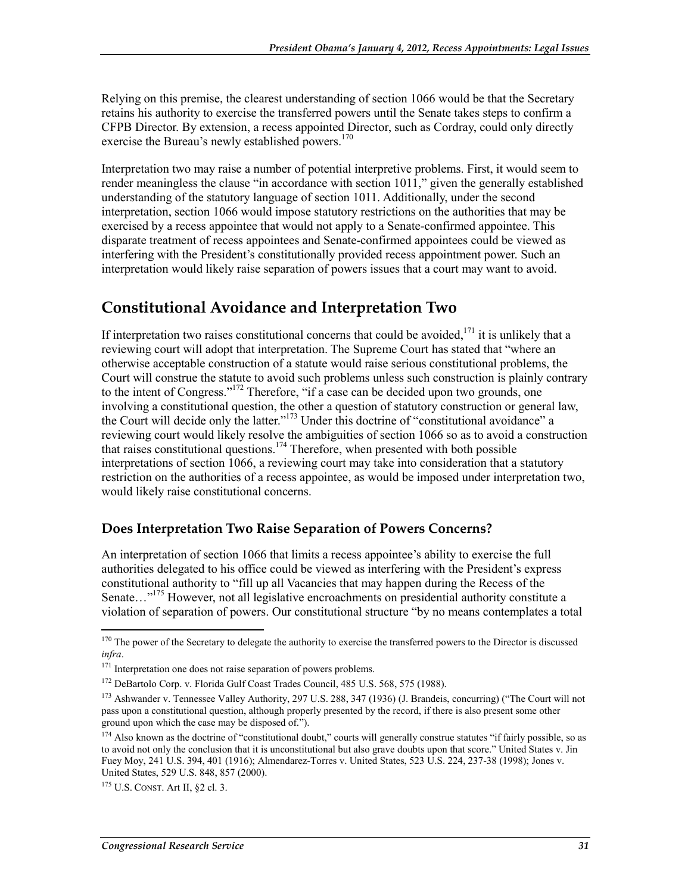Relying on this premise, the clearest understanding of section 1066 would be that the Secretary retains his authority to exercise the transferred powers until the Senate takes steps to confirm a CFPB Director. By extension, a recess appointed Director, such as Cordray, could only directly exercise the Bureau's newly established powers.[170]

Interpretation two may raise a number of potential interpretive problems. First, it would seem to render meaningless the clause "in accordance with section 1011," given the generally established understanding of the statutory language of section 1011. Additionally, under the second interpretation, section 1066 would impose statutory restrictions on the authorities that may be exercised by a recess appointee that would not apply to a Senate-confirmed appointee. This disparate treatment of recess appointees and Senate-confirmed appointees could be viewed as interfering with the President's constitutionally provided recess appointment power. Such an interpretation would likely raise separation of powers issues that a court may want to avoid.

## Constitutional Avoidance and Interpretation Two

If interpretation two raises constitutional concerns that could be avoided,[171] it is unlikely that a reviewing court will adopt that interpretation. The Supreme Court has stated that "where an otherwise acceptable construction of a statute would raise serious constitutional problems, the Court will construe the statute to avoid such problems unless such construction is plainly contrary to the intent of Congress."[172] Therefore, "if a case can be decided upon two grounds, one involving a constitutional question, the other a question of statutory construction or general law, the Court will decide only the latter."[173] Under this doctrine of "constitutional avoidance" a reviewing court would likely resolve the ambiguities of section 1066 so as to avoid a construction that raises constitutional questions.[174] Therefore, when presented with both possible interpretations of section 1066, a reviewing court may take into consideration that a statutory restriction on the authorities of a recess appointee, as would be imposed under interpretation two, would likely raise constitutional concerns.

### Does Interpretation Two Raise Separation of Powers Concerns?

An interpretation of section 1066 that limits a recess appointee's ability to exercise the full authorities delegated to his office could be viewed as interfering with the President's express constitutional authority to "fill up all Vacancies that may happen during the Recess of the Senate…"[175] However, not all legislative encroachments on presidential authority constitute a violation of separation of powers. Our constitutional structure "by no means contemplates a total

---

[170] The power of the Secretary to delegate the authority to exercise the transferred powers to the Director is discussed *infra*.

[171] Interpretation one does not raise separation of powers problems.

[172] DeBartolo Corp. v. Florida Gulf Coast Trades Council, 485 U.S. 568, 575 (1988).

[173] Ashwander v. Tennessee Valley Authority, 297 U.S. 288, 347 (1936) (J. Brandeis, concurring) ("The Court will not pass upon a constitutional question, although properly presented by the record, if there is also present some other ground upon which the case may be disposed of.").

[174] Also known as the doctrine of "constitutional doubt," courts will generally construe statutes "if fairly possible, so as to avoid not only the conclusion that it is unconstitutional but also grave doubts upon that score." United States v. Jin Fuey Moy, 241 U.S. 394, 401 (1916); Almendarez-Torres v. United States, 523 U.S. 224, 237-38 (1998); Jones v. United States, 529 U.S. 848, 857 (2000).

[175] U.S. CONST. Art II, §2 cl. 3.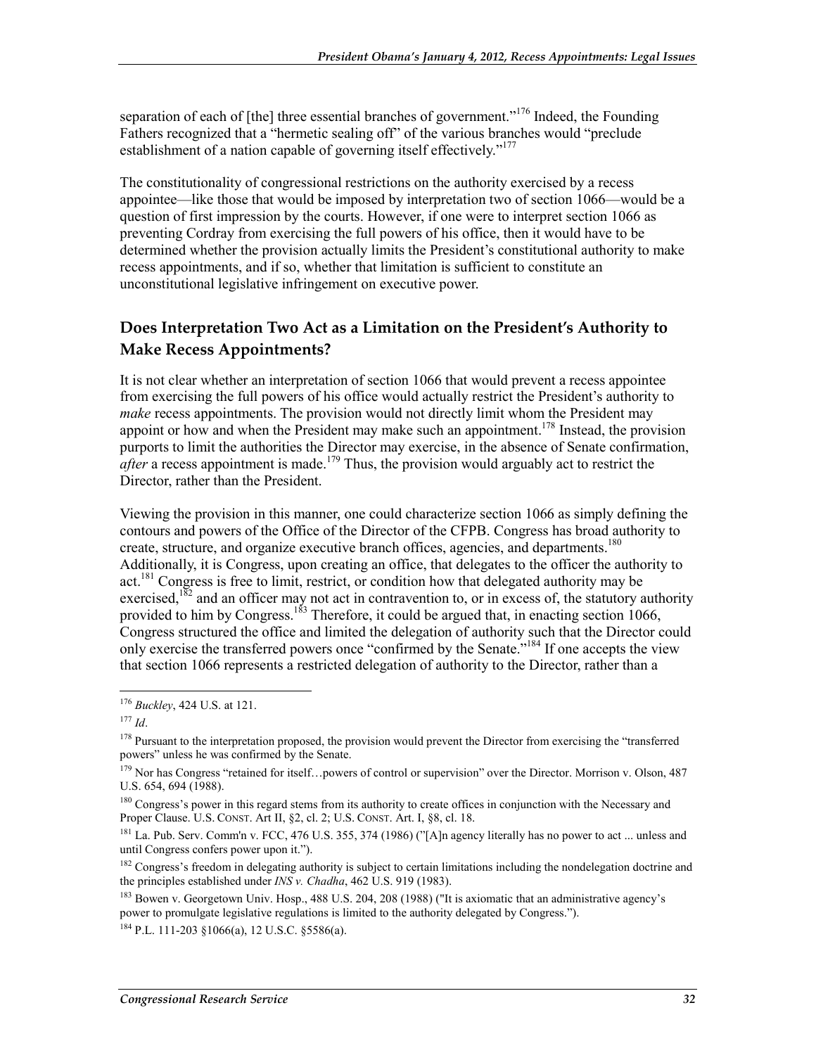separation of each of [the] three essential branches of government."[176] Indeed, the Founding Fathers recognized that a "hermetic sealing off" of the various branches would "preclude establishment of a nation capable of governing itself effectively."[177]

The constitutionality of congressional restrictions on the authority exercised by a recess appointee—like those that would be imposed by interpretation two of section 1066—would be a question of first impression by the courts. However, if one were to interpret section 1066 as preventing Cordray from exercising the full powers of his office, then it would have to be determined whether the provision actually limits the President's constitutional authority to make recess appointments, and if so, whether that limitation is sufficient to constitute an unconstitutional legislative infringement on executive power.

## Does Interpretation Two Act as a Limitation on the President's Authority to Make Recess Appointments?

It is not clear whether an interpretation of section 1066 that would prevent a recess appointee from exercising the full powers of his office would actually restrict the President's authority to *make* recess appointments. The provision would not directly limit whom the President may appoint or how and when the President may make such an appointment.[178] Instead, the provision purports to limit the authorities the Director may exercise, in the absence of Senate confirmation, *after* a recess appointment is made.[179] Thus, the provision would arguably act to restrict the Director, rather than the President.

Viewing the provision in this manner, one could characterize section 1066 as simply defining the contours and powers of the Office of the Director of the CFPB. Congress has broad authority to create, structure, and organize executive branch offices, agencies, and departments.[180] Additionally, it is Congress, upon creating an office, that delegates to the officer the authority to act.[181] Congress is free to limit, restrict, or condition how that delegated authority may be exercised,[182] and an officer may not act in contravention to, or in excess of, the statutory authority provided to him by Congress.[183] Therefore, it could be argued that, in enacting section 1066, Congress structured the office and limited the delegation of authority such that the Director could only exercise the transferred powers once "confirmed by the Senate."[184] If one accepts the view that section 1066 represents a restricted delegation of authority to the Director, rather than a

---

[176] *Buckley*, 424 U.S. at 121.

[177] *Id*.

[178] Pursuant to the interpretation proposed, the provision would prevent the Director from exercising the "transferred powers" unless he was confirmed by the Senate.

[179] Nor has Congress "retained for itself…powers of control or supervision" over the Director. Morrison v. Olson, 487 U.S. 654, 694 (1988).

[180] Congress's power in this regard stems from its authority to create offices in conjunction with the Necessary and Proper Clause. U.S. CONST. Art II, §2, cl. 2; U.S. CONST. Art. I, §8, cl. 18.

[181] La. Pub. Serv. Comm'n v. FCC, 476 U.S. 355, 374 (1986) ("[A]n agency literally has no power to act ... unless and until Congress confers power upon it.").

[182] Congress's freedom in delegating authority is subject to certain limitations including the nondelegation doctrine and the principles established under *INS v. Chadha*, 462 U.S. 919 (1983).

[183] Bowen v. Georgetown Univ. Hosp., 488 U.S. 204, 208 (1988) ("It is axiomatic that an administrative agency's power to promulgate legislative regulations is limited to the authority delegated by Congress.").

[184] P.L. 111-203 §1066(a), 12 U.S.C. §5586(a).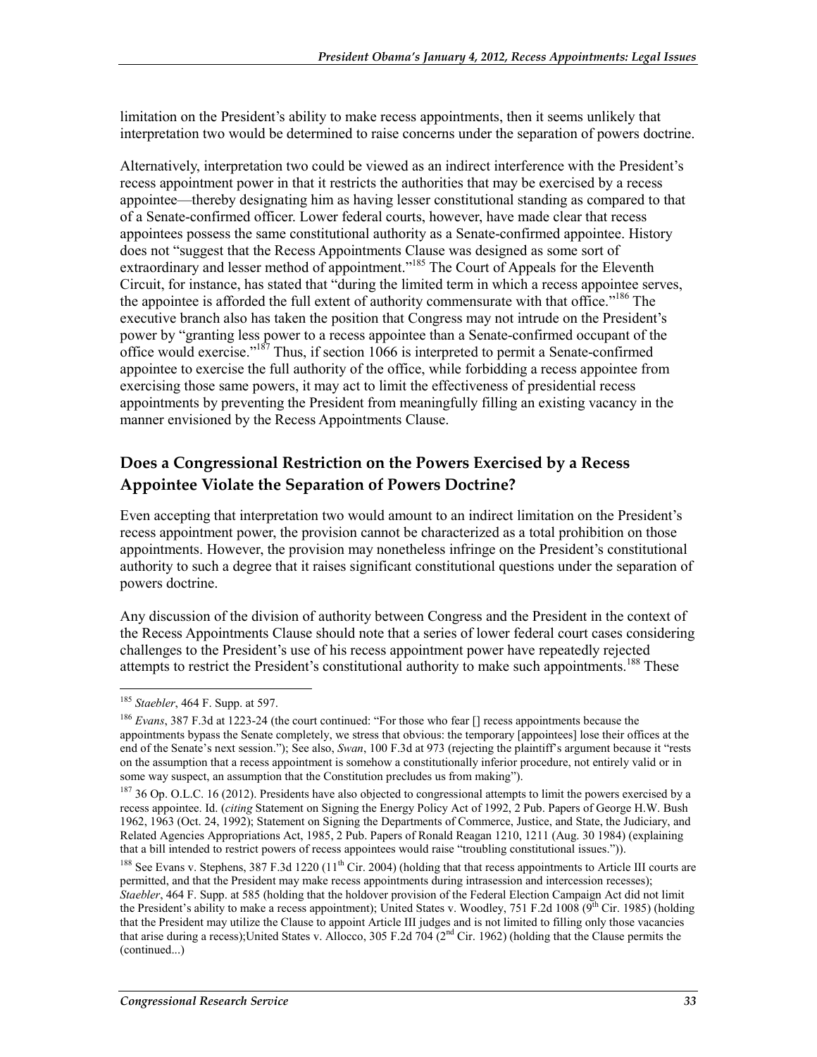limitation on the President's ability to make recess appointments, then it seems unlikely that interpretation two would be determined to raise concerns under the separation of powers doctrine.

Alternatively, interpretation two could be viewed as an indirect interference with the President's recess appointment power in that it restricts the authorities that may be exercised by a recess appointee—thereby designating him as having lesser constitutional standing as compared to that of a Senate-confirmed officer. Lower federal courts, however, have made clear that recess appointees possess the same constitutional authority as a Senate-confirmed appointee. History does not "suggest that the Recess Appointments Clause was designed as some sort of extraordinary and lesser method of appointment."[185] The Court of Appeals for the Eleventh Circuit, for instance, has stated that "during the limited term in which a recess appointee serves, the appointee is afforded the full extent of authority commensurate with that office."[186] The executive branch also has taken the position that Congress may not intrude on the President's power by "granting less power to a recess appointee than a Senate-confirmed occupant of the office would exercise."[187] Thus, if section 1066 is interpreted to permit a Senate-confirmed appointee to exercise the full authority of the office, while forbidding a recess appointee from exercising those same powers, it may act to limit the effectiveness of presidential recess appointments by preventing the President from meaningfully filling an existing vacancy in the manner envisioned by the Recess Appointments Clause.

## Does a Congressional Restriction on the Powers Exercised by a Recess Appointee Violate the Separation of Powers Doctrine?

Even accepting that interpretation two would amount to an indirect limitation on the President's recess appointment power, the provision cannot be characterized as a total prohibition on those appointments. However, the provision may nonetheless infringe on the President's constitutional authority to such a degree that it raises significant constitutional questions under the separation of powers doctrine.

Any discussion of the division of authority between Congress and the President in the context of the Recess Appointments Clause should note that a series of lower federal court cases considering challenges to the President's use of his recess appointment power have repeatedly rejected attempts to restrict the President's constitutional authority to make such appointments.[188] These

---

[185] *Staebler*, 464 F. Supp. at 597.

[186] *Evans*, 387 F.3d at 1223-24 (the court continued: "For those who fear [] recess appointments because the appointments bypass the Senate completely, we stress that obvious: the temporary [appointees] lose their offices at the end of the Senate's next session."); See also, *Swan*, 100 F.3d at 973 (rejecting the plaintiff's argument because it "rests on the assumption that a recess appointment is somehow a constitutionally inferior procedure, not entirely valid or in some way suspect, an assumption that the Constitution precludes us from making").

[187] 36 Op. O.L.C. 16 (2012). Presidents have also objected to congressional attempts to limit the powers exercised by a recess appointee. Id. (*citing* Statement on Signing the Energy Policy Act of 1992, 2 Pub. Papers of George H.W. Bush 1962, 1963 (Oct. 24, 1992); Statement on Signing the Departments of Commerce, Justice, and State, the Judiciary, and Related Agencies Appropriations Act, 1985, 2 Pub. Papers of Ronald Reagan 1210, 1211 (Aug. 30 1984) (explaining that a bill intended to restrict powers of recess appointees would raise "troubling constitutional issues.")).

[188] See Evans v. Stephens, 387 F.3d 1220 (11th Cir. 2004) (holding that that recess appointments to Article III courts are permitted, and that the President may make recess appointments during intrasession and intercession recesses); *Staebler*, 464 F. Supp. at 585 (holding that the holdover provision of the Federal Election Campaign Act did not limit the President's ability to make a recess appointment); United States v. Woodley, 751 F.2d 1008 (9th Cir. 1985) (holding that the President may utilize the Clause to appoint Article III judges and is not limited to filling only those vacancies that arise during a recess);United States v. Allocco, 305 F.2d 704 (2nd Cir. 1962) (holding that the Clause permits the (continued...)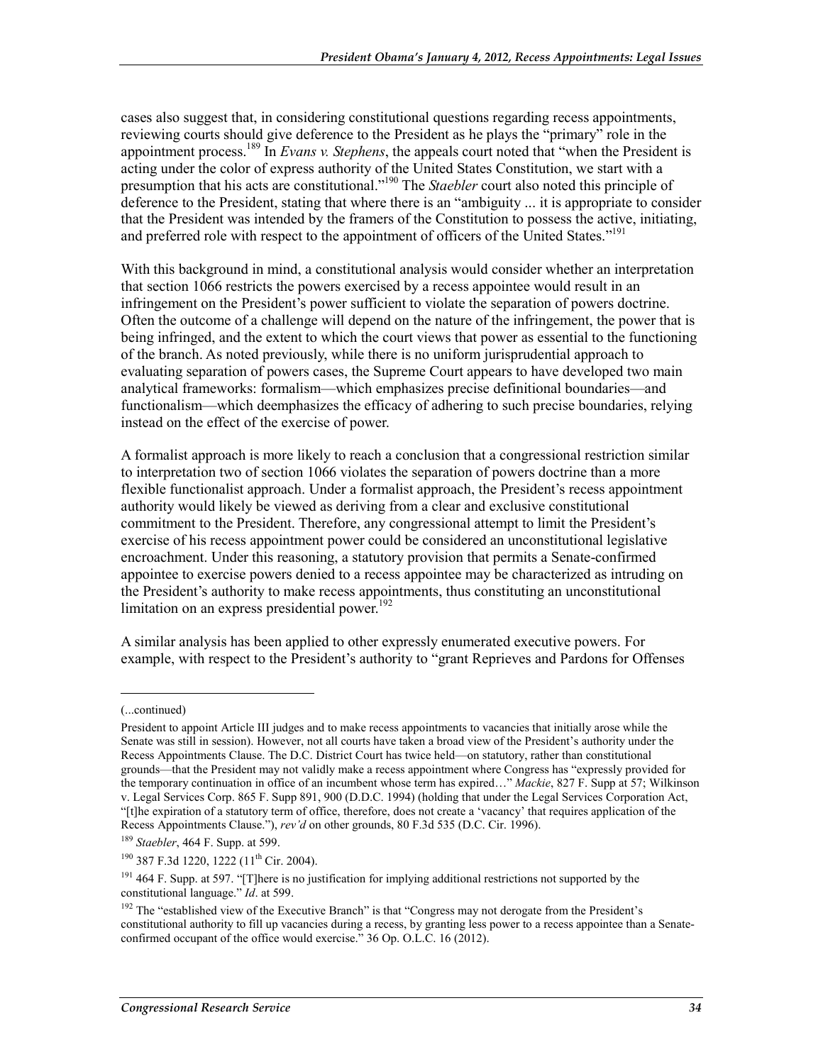cases also suggest that, in considering constitutional questions regarding recess appointments, reviewing courts should give deference to the President as he plays the "primary" role in the appointment process.[189] In *Evans v. Stephens*, the appeals court noted that "when the President is acting under the color of express authority of the United States Constitution, we start with a presumption that his acts are constitutional."[190] The *Staebler* court also noted this principle of deference to the President, stating that where there is an "ambiguity ... it is appropriate to consider that the President was intended by the framers of the Constitution to possess the active, initiating, and preferred role with respect to the appointment of officers of the United States."[191]

With this background in mind, a constitutional analysis would consider whether an interpretation that section 1066 restricts the powers exercised by a recess appointee would result in an infringement on the President's power sufficient to violate the separation of powers doctrine. Often the outcome of a challenge will depend on the nature of the infringement, the power that is being infringed, and the extent to which the court views that power as essential to the functioning of the branch. As noted previously, while there is no uniform jurisprudential approach to evaluating separation of powers cases, the Supreme Court appears to have developed two main analytical frameworks: formalism—which emphasizes precise definitional boundaries—and functionalism—which deemphasizes the efficacy of adhering to such precise boundaries, relying instead on the effect of the exercise of power.

A formalist approach is more likely to reach a conclusion that a congressional restriction similar to interpretation two of section 1066 violates the separation of powers doctrine than a more flexible functionalist approach. Under a formalist approach, the President's recess appointment authority would likely be viewed as deriving from a clear and exclusive constitutional commitment to the President. Therefore, any congressional attempt to limit the President's exercise of his recess appointment power could be considered an unconstitutional legislative encroachment. Under this reasoning, a statutory provision that permits a Senate-confirmed appointee to exercise powers denied to a recess appointee may be characterized as intruding on the President's authority to make recess appointments, thus constituting an unconstitutional limitation on an express presidential power.[192]

A similar analysis has been applied to other expressly enumerated executive powers. For example, with respect to the President's authority to "grant Reprieves and Pardons for Offenses

---

(...continued)

President to appoint Article III judges and to make recess appointments to vacancies that initially arose while the Senate was still in session). However, not all courts have taken a broad view of the President's authority under the Recess Appointments Clause. The D.C. District Court has twice held—on statutory, rather than constitutional grounds—that the President may not validly make a recess appointment where Congress has "expressly provided for the temporary continuation in office of an incumbent whose term has expired…" *Mackie*, 827 F. Supp at 57; Wilkinson v. Legal Services Corp. 865 F. Supp 891, 900 (D.D.C. 1994) (holding that under the Legal Services Corporation Act, "[t]he expiration of a statutory term of office, therefore, does not create a 'vacancy' that requires application of the Recess Appointments Clause."), *rev'd* on other grounds, 80 F.3d 535 (D.C. Cir. 1996).

[189] *Staebler*, 464 F. Supp. at 599.

[190] 387 F.3d 1220, 1222 (11th Cir. 2004).

[191] 464 F. Supp. at 597. "[T]here is no justification for implying additional restrictions not supported by the constitutional language." *Id*. at 599.

[192] The "established view of the Executive Branch" is that "Congress may not derogate from the President's constitutional authority to fill up vacancies during a recess, by granting less power to a recess appointee than a Senate-confirmed occupant of the office would exercise." 36 Op. O.L.C. 16 (2012).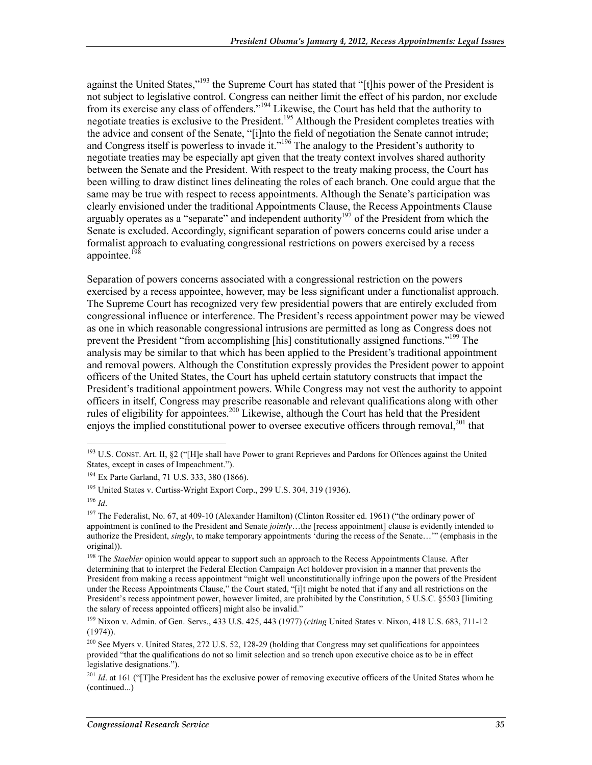against the United States,"[193] the Supreme Court has stated that "[t]his power of the President is not subject to legislative control. Congress can neither limit the effect of his pardon, nor exclude from its exercise any class of offenders."[194] Likewise, the Court has held that the authority to negotiate treaties is exclusive to the President.[195] Although the President completes treaties with the advice and consent of the Senate, "[i]nto the field of negotiation the Senate cannot intrude; and Congress itself is powerless to invade it."[196] The analogy to the President's authority to negotiate treaties may be especially apt given that the treaty context involves shared authority between the Senate and the President. With respect to the treaty making process, the Court has been willing to draw distinct lines delineating the roles of each branch. One could argue that the same may be true with respect to recess appointments. Although the Senate's participation was clearly envisioned under the traditional Appointments Clause, the Recess Appointments Clause arguably operates as a "separate" and independent authority[197] of the President from which the Senate is excluded. Accordingly, significant separation of powers concerns could arise under a formalist approach to evaluating congressional restrictions on powers exercised by a recess appointee.[198]

Separation of powers concerns associated with a congressional restriction on the powers exercised by a recess appointee, however, may be less significant under a functionalist approach. The Supreme Court has recognized very few presidential powers that are entirely excluded from congressional influence or interference. The President's recess appointment power may be viewed as one in which reasonable congressional intrusions are permitted as long as Congress does not prevent the President "from accomplishing [his] constitutionally assigned functions."[199] The analysis may be similar to that which has been applied to the President's traditional appointment and removal powers. Although the Constitution expressly provides the President power to appoint officers of the United States, the Court has upheld certain statutory constructs that impact the President's traditional appointment powers. While Congress may not vest the authority to appoint officers in itself, Congress may prescribe reasonable and relevant qualifications along with other rules of eligibility for appointees.[200] Likewise, although the Court has held that the President enjoys the implied constitutional power to oversee executive officers through removal,[201] that

---

[193] U.S. CONST. Art. II, §2 ("[H]e shall have Power to grant Reprieves and Pardons for Offences against the United States, except in cases of Impeachment.").

[194] Ex Parte Garland, 71 U.S. 333, 380 (1866).

[195] United States v. Curtiss-Wright Export Corp., 299 U.S. 304, 319 (1936).

[196] *Id*.

[197] The Federalist, No. 67, at 409-10 (Alexander Hamilton) (Clinton Rossiter ed. 1961) ("the ordinary power of appointment is confined to the President and Senate *jointly*…the [recess appointment] clause is evidently intended to authorize the President, *singly*, to make temporary appointments 'during the recess of the Senate…'" (emphasis in the original)).

[198] The *Staebler* opinion would appear to support such an approach to the Recess Appointments Clause. After determining that to interpret the Federal Election Campaign Act holdover provision in a manner that prevents the President from making a recess appointment "might well unconstitutionally infringe upon the powers of the President under the Recess Appointments Clause," the Court stated, "[i]t might be noted that if any and all restrictions on the President's recess appointment power, however limited, are prohibited by the Constitution, 5 U.S.C. §5503 [limiting the salary of recess appointed officers] might also be invalid."

[199] Nixon v. Admin. of Gen. Servs., 433 U.S. 425, 443 (1977) (*citing* United States v. Nixon, 418 U.S. 683, 711-12 (1974)).

[200] See Myers v. United States, 272 U.S. 52, 128-29 (holding that Congress may set qualifications for appointees provided "that the qualifications do not so limit selection and so trench upon executive choice as to be in effect legislative designations.").

[201] *Id*. at 161 ("[T]he President has the exclusive power of removing executive officers of the United States whom he (continued...)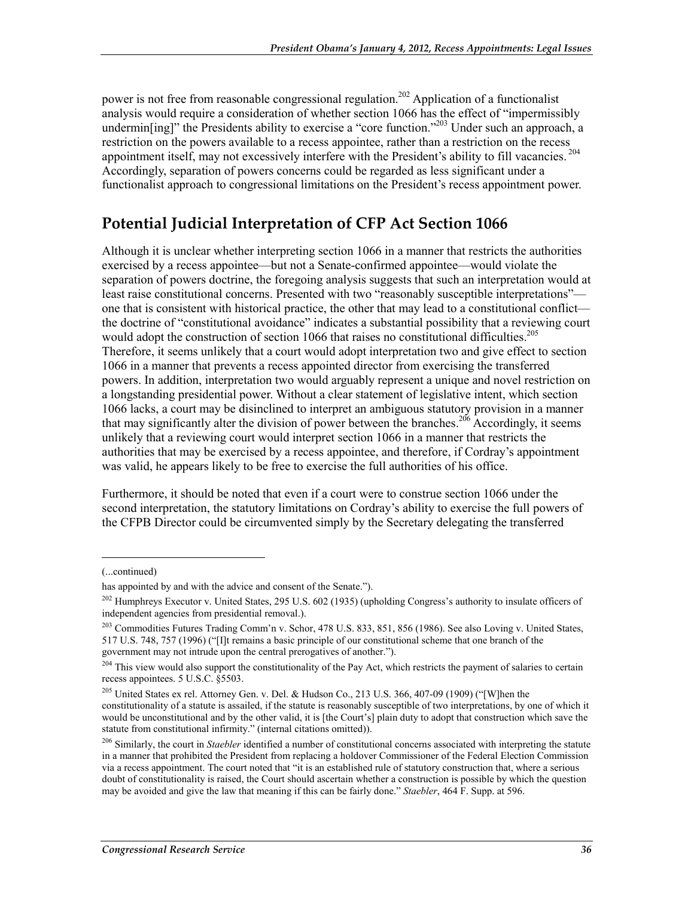power is not free from reasonable congressional regulation.[202] Application of a functionalist analysis would require a consideration of whether section 1066 has the effect of "impermissibly undermin[ing]" the Presidents ability to exercise a "core function."[203] Under such an approach, a restriction on the powers available to a recess appointee, rather than a restriction on the recess appointment itself, may not excessively interfere with the President's ability to fill vacancies.[204] Accordingly, separation of powers concerns could be regarded as less significant under a functionalist approach to congressional limitations on the President's recess appointment power.

## Potential Judicial Interpretation of CFP Act Section 1066

Although it is unclear whether interpreting section 1066 in a manner that restricts the authorities exercised by a recess appointee—but not a Senate-confirmed appointee—would violate the separation of powers doctrine, the foregoing analysis suggests that such an interpretation would at least raise constitutional concerns. Presented with two "reasonably susceptible interpretations"—one that is consistent with historical practice, the other that may lead to a constitutional conflict—the doctrine of "constitutional avoidance" indicates a substantial possibility that a reviewing court would adopt the construction of section 1066 that raises no constitutional difficulties.[205] Therefore, it seems unlikely that a court would adopt interpretation two and give effect to section 1066 in a manner that prevents a recess appointed director from exercising the transferred powers. In addition, interpretation two would arguably represent a unique and novel restriction on a longstanding presidential power. Without a clear statement of legislative intent, which section 1066 lacks, a court may be disinclined to interpret an ambiguous statutory provision in a manner that may significantly alter the division of power between the branches.[206] Accordingly, it seems unlikely that a reviewing court would interpret section 1066 in a manner that restricts the authorities that may be exercised by a recess appointee, and therefore, if Cordray's appointment was valid, he appears likely to be free to exercise the full authorities of his office.

Furthermore, it should be noted that even if a court were to construe section 1066 under the second interpretation, the statutory limitations on Cordray's ability to exercise the full powers of the CFPB Director could be circumvented simply by the Secretary delegating the transferred

---

(...continued)

has appointed by and with the advice and consent of the Senate.").

[202] Humphreys Executor v. United States, 295 U.S. 602 (1935) (upholding Congress's authority to insulate officers of independent agencies from presidential removal.).

[203] Commodities Futures Trading Comm'n v. Schor, 478 U.S. 833, 851, 856 (1986). See also Loving v. United States, 517 U.S. 748, 757 (1996) ("[I]t remains a basic principle of our constitutional scheme that one branch of the government may not intrude upon the central prerogatives of another.").

[204] This view would also support the constitutionality of the Pay Act, which restricts the payment of salaries to certain recess appointees. 5 U.S.C. §5503.

[205] United States ex rel. Attorney Gen. v. Del. & Hudson Co., 213 U.S. 366, 407-09 (1909) ("[W]hen the constitutionality of a statute is assailed, if the statute is reasonably susceptible of two interpretations, by one of which it would be unconstitutional and by the other valid, it is [the Court's] plain duty to adopt that construction which save the statute from constitutional infirmity." (internal citations omitted)).

[206] Similarly, the court in *Staebler* identified a number of constitutional concerns associated with interpreting the statute in a manner that prohibited the President from replacing a holdover Commissioner of the Federal Election Commission via a recess appointment. The court noted that "it is an established rule of statutory construction that, where a serious doubt of constitutionality is raised, the Court should ascertain whether a construction is possible by which the question may be avoided and give the law that meaning if this can be fairly done." *Staebler*, 464 F. Supp. at 596.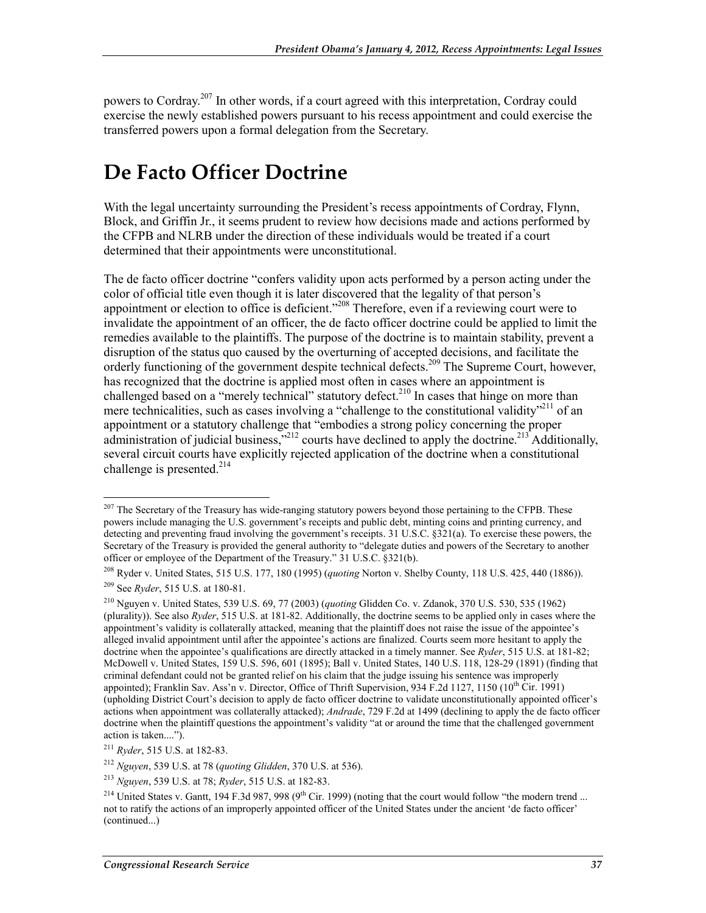powers to Cordray.[207] In other words, if a court agreed with this interpretation, Cordray could exercise the newly established powers pursuant to his recess appointment and could exercise the transferred powers upon a formal delegation from the Secretary.

# De Facto Officer Doctrine

With the legal uncertainty surrounding the President's recess appointments of Cordray, Flynn, Block, and Griffin Jr., it seems prudent to review how decisions made and actions performed by the CFPB and NLRB under the direction of these individuals would be treated if a court determined that their appointments were unconstitutional.

The de facto officer doctrine "confers validity upon acts performed by a person acting under the color of official title even though it is later discovered that the legality of that person's appointment or election to office is deficient."[208] Therefore, even if a reviewing court were to invalidate the appointment of an officer, the de facto officer doctrine could be applied to limit the remedies available to the plaintiffs. The purpose of the doctrine is to maintain stability, prevent a disruption of the status quo caused by the overturning of accepted decisions, and facilitate the orderly functioning of the government despite technical defects.[209] The Supreme Court, however, has recognized that the doctrine is applied most often in cases where an appointment is challenged based on a "merely technical" statutory defect.[210] In cases that hinge on more than mere technicalities, such as cases involving a "challenge to the constitutional validity"[211] of an appointment or a statutory challenge that "embodies a strong policy concerning the proper administration of judicial business,"[212] courts have declined to apply the doctrine.[213] Additionally, several circuit courts have explicitly rejected application of the doctrine when a constitutional challenge is presented.[214]

---

[207] The Secretary of the Treasury has wide-ranging statutory powers beyond those pertaining to the CFPB. These powers include managing the U.S. government's receipts and public debt, minting coins and printing currency, and detecting and preventing fraud involving the government's receipts. 31 U.S.C. §321(a). To exercise these powers, the Secretary of the Treasury is provided the general authority to "delegate duties and powers of the Secretary to another officer or employee of the Department of the Treasury." 31 U.S.C. §321(b).

[208] Ryder v. United States, 515 U.S. 177, 180 (1995) (*quoting* Norton v. Shelby County, 118 U.S. 425, 440 (1886)).

[209] See *Ryder*, 515 U.S. at 180-81.

[210] Nguyen v. United States, 539 U.S. 69, 77 (2003) (*quoting* Glidden Co. v. Zdanok, 370 U.S. 530, 535 (1962) (plurality)). See also *Ryder*, 515 U.S. at 181-82. Additionally, the doctrine seems to be applied only in cases where the appointment's validity is collaterally attacked, meaning that the plaintiff does not raise the issue of the appointee's alleged invalid appointment until after the appointee's actions are finalized. Courts seem more hesitant to apply the doctrine when the appointee's qualifications are directly attacked in a timely manner. See *Ryder*, 515 U.S. at 181-82; McDowell v. United States, 159 U.S. 596, 601 (1895); Ball v. United States, 140 U.S. 118, 128-29 (1891) (finding that criminal defendant could not be granted relief on his claim that the judge issuing his sentence was improperly appointed); Franklin Sav. Ass'n v. Director, Office of Thrift Supervision, 934 F.2d 1127, 1150 (10th Cir. 1991) (upholding District Court's decision to apply de facto officer doctrine to validate unconstitutionally appointed officer's actions when appointment was collaterally attacked); *Andrade*, 729 F.2d at 1499 (declining to apply the de facto officer doctrine when the plaintiff questions the appointment's validity "at or around the time that the challenged government action is taken....").

[211] *Ryder*, 515 U.S. at 182-83.

[212] *Nguyen*, 539 U.S. at 78 (*quoting Glidden*, 370 U.S. at 536).

[213] *Nguyen*, 539 U.S. at 78; *Ryder*, 515 U.S. at 182-83.

[214] United States v. Gantt, 194 F.3d 987, 998 (9th Cir. 1999) (noting that the court would follow "the modern trend ... not to ratify the actions of an improperly appointed officer of the United States under the ancient 'de facto officer' (continued...)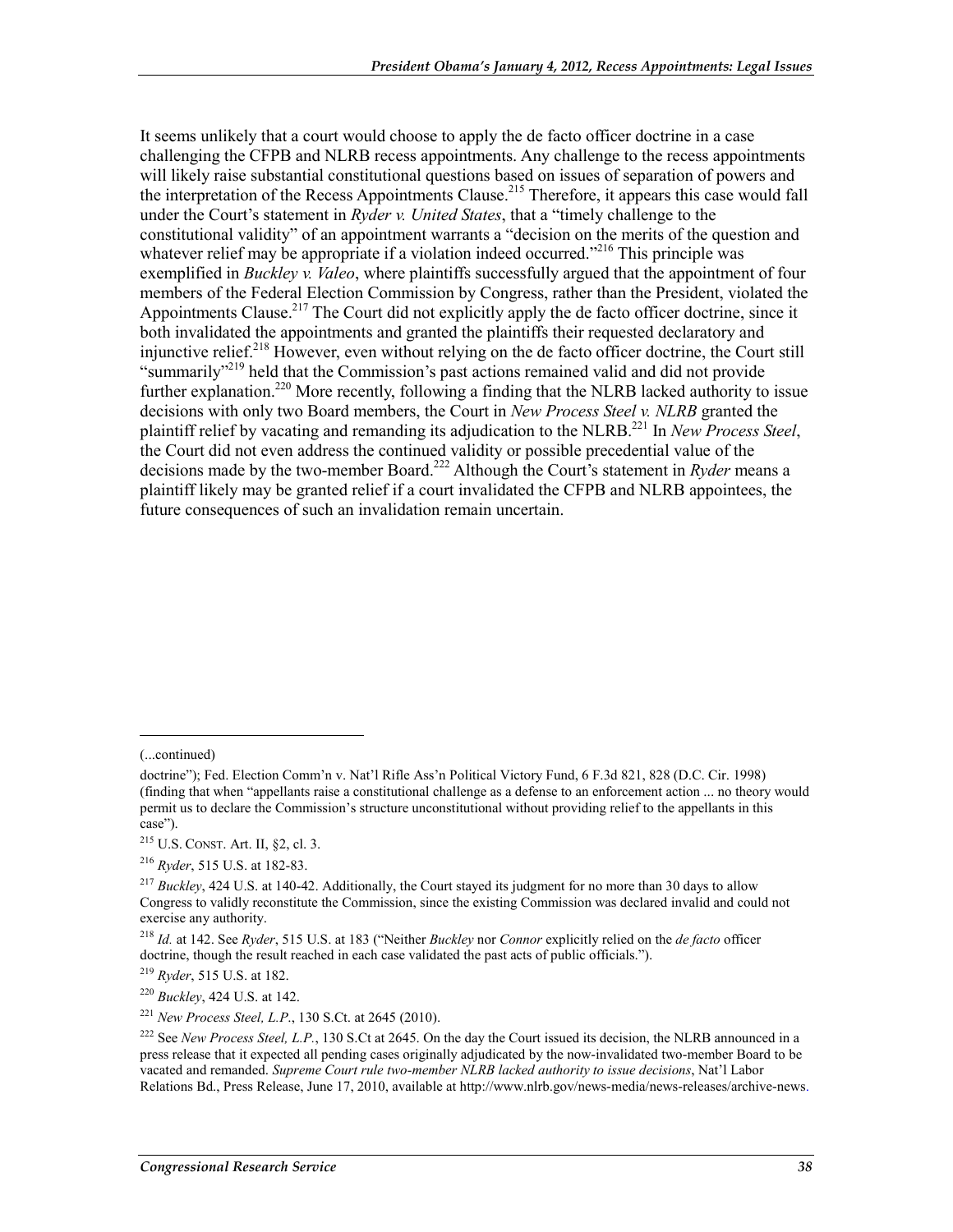It seems unlikely that a court would choose to apply the de facto officer doctrine in a case challenging the CFPB and NLRB recess appointments. Any challenge to the recess appointments will likely raise substantial constitutional questions based on issues of separation of powers and the interpretation of the Recess Appointments Clause.[215] Therefore, it appears this case would fall under the Court's statement in *Ryder v. United States*, that a "timely challenge to the constitutional validity" of an appointment warrants a "decision on the merits of the question and whatever relief may be appropriate if a violation indeed occurred."[216] This principle was exemplified in *Buckley v. Valeo*, where plaintiffs successfully argued that the appointment of four members of the Federal Election Commission by Congress, rather than the President, violated the Appointments Clause.[217] The Court did not explicitly apply the de facto officer doctrine, since it both invalidated the appointments and granted the plaintiffs their requested declaratory and injunctive relief.[218] However, even without relying on the de facto officer doctrine, the Court still "summarily"[219] held that the Commission's past actions remained valid and did not provide further explanation.[220] More recently, following a finding that the NLRB lacked authority to issue decisions with only two Board members, the Court in *New Process Steel v. NLRB* granted the plaintiff relief by vacating and remanding its adjudication to the NLRB.[221] In *New Process Steel*, the Court did not even address the continued validity or possible precedential value of the decisions made by the two-member Board.[222] Although the Court's statement in *Ryder* means a plaintiff likely may be granted relief if a court invalidated the CFPB and NLRB appointees, the future consequences of such an invalidation remain uncertain.

---

(...continued)

doctrine"); Fed. Election Comm'n v. Nat'l Rifle Ass'n Political Victory Fund, 6 F.3d 821, 828 (D.C. Cir. 1998) (finding that when "appellants raise a constitutional challenge as a defense to an enforcement action ... no theory would permit us to declare the Commission's structure unconstitutional without providing relief to the appellants in this case").

[215] U.S. CONST. Art. II, §2, cl. 3.

[216] *Ryder*, 515 U.S. at 182-83.

[217] *Buckley*, 424 U.S. at 140-42. Additionally, the Court stayed its judgment for no more than 30 days to allow Congress to validly reconstitute the Commission, since the existing Commission was declared invalid and could not exercise any authority.

[218] *Id.* at 142. See *Ryder*, 515 U.S. at 183 ("Neither *Buckley* nor *Connor* explicitly relied on the *de facto* officer doctrine, though the result reached in each case validated the past acts of public officials.").

[219] *Ryder*, 515 U.S. at 182.

[220] *Buckley*, 424 U.S. at 142.

[221] *New Process Steel, L.P.*, 130 S.Ct. at 2645 (2010).

[222] See *New Process Steel, L.P.*, 130 S.Ct at 2645. On the day the Court issued its decision, the NLRB announced in a press release that it expected all pending cases originally adjudicated by the now-invalidated two-member Board to be vacated and remanded. *Supreme Court rule two-member NLRB lacked authority to issue decisions*, Nat'l Labor Relations Bd., Press Release, June 17, 2010, available at http://www.nlrb.gov/news-media/news-releases/archive-news.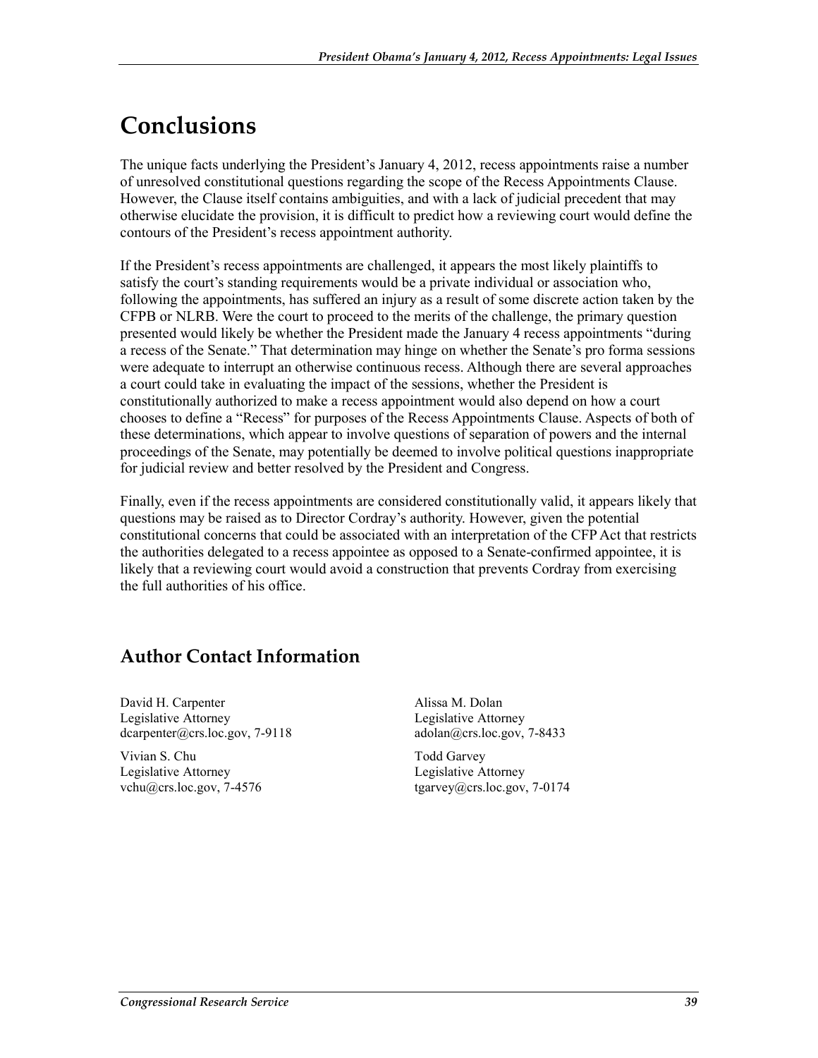# Conclusions

The unique facts underlying the President's January 4, 2012, recess appointments raise a number of unresolved constitutional questions regarding the scope of the Recess Appointments Clause. However, the Clause itself contains ambiguities, and with a lack of judicial precedent that may otherwise elucidate the provision, it is difficult to predict how a reviewing court would define the contours of the President's recess appointment authority.

If the President's recess appointments are challenged, it appears the most likely plaintiffs to satisfy the court's standing requirements would be a private individual or association who, following the appointments, has suffered an injury as a result of some discrete action taken by the CFPB or NLRB. Were the court to proceed to the merits of the challenge, the primary question presented would likely be whether the President made the January 4 recess appointments "during a recess of the Senate." That determination may hinge on whether the Senate's pro forma sessions were adequate to interrupt an otherwise continuous recess. Although there are several approaches a court could take in evaluating the impact of the sessions, whether the President is constitutionally authorized to make a recess appointment would also depend on how a court chooses to define a "Recess" for purposes of the Recess Appointments Clause. Aspects of both of these determinations, which appear to involve questions of separation of powers and the internal proceedings of the Senate, may potentially be deemed to involve political questions inappropriate for judicial review and better resolved by the President and Congress.

Finally, even if the recess appointments are considered constitutionally valid, it appears likely that questions may be raised as to Director Cordray's authority. However, given the potential constitutional concerns that could be associated with an interpretation of the CFP Act that restricts the authorities delegated to a recess appointee as opposed to a Senate-confirmed appointee, it is likely that a reviewing court would avoid a construction that prevents Cordray from exercising the full authorities of his office.

## Author Contact Information

David H. Carpenter
Legislative Attorney
dcarpenter@crs.loc.gov, 7-9118

Alissa M. Dolan
Legislative Attorney
adolan@crs.loc.gov, 7-8433

Vivian S. Chu
Legislative Attorney
vchu@crs.loc.gov, 7-4576

Todd Garvey
Legislative Attorney
tgarvey@crs.loc.gov, 7-0174